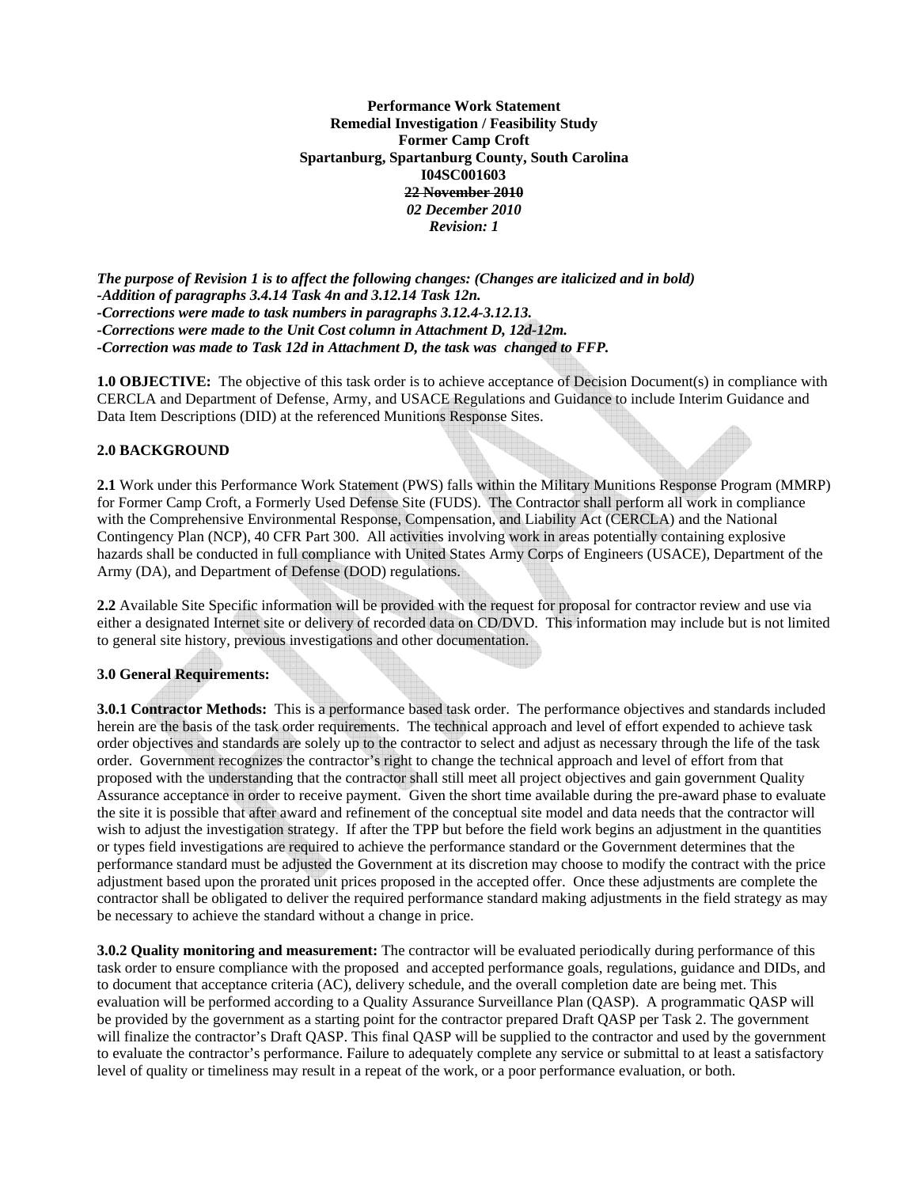**Performance Work Statement**
**Remedial Investigation / Feasibility Study**
**Former Camp Croft**
**Spartanburg, Spartanburg County, South Carolina**
**I04SC001603**
~~**22 November 2010**~~
***02 December 2010***
***Revision: 1***

***The purpose of Revision 1 is to affect the following changes: (Changes are italicized and in bold)***
***-Addition of paragraphs 3.4.14 Task 4n and 3.12.14 Task 12n.***
***-Corrections were made to task numbers in paragraphs 3.12.4-3.12.13.***
***-Corrections were made to the Unit Cost column in Attachment D, 12d-12m.***
***-Correction was made to Task 12d in Attachment D, the task was changed to FFP.***

**1.0 OBJECTIVE:** The objective of this task order is to achieve acceptance of Decision Document(s) in compliance with CERCLA and Department of Defense, Army, and USACE Regulations and Guidance to include Interim Guidance and Data Item Descriptions (DID) at the referenced Munitions Response Sites.

**2.0 BACKGROUND**

**2.1** Work under this Performance Work Statement (PWS) falls within the Military Munitions Response Program (MMRP) for Former Camp Croft, a Formerly Used Defense Site (FUDS). The Contractor shall perform all work in compliance with the Comprehensive Environmental Response, Compensation, and Liability Act (CERCLA) and the National Contingency Plan (NCP), 40 CFR Part 300. All activities involving work in areas potentially containing explosive hazards shall be conducted in full compliance with United States Army Corps of Engineers (USACE), Department of the Army (DA), and Department of Defense (DOD) regulations.

**2.2** Available Site Specific information will be provided with the request for proposal for contractor review and use via either a designated Internet site or delivery of recorded data on CD/DVD. This information may include but is not limited to general site history, previous investigations and other documentation.

**3.0 General Requirements:**

**3.0.1 Contractor Methods:** This is a performance based task order. The performance objectives and standards included herein are the basis of the task order requirements. The technical approach and level of effort expended to achieve task order objectives and standards are solely up to the contractor to select and adjust as necessary through the life of the task order. Government recognizes the contractor's right to change the technical approach and level of effort from that proposed with the understanding that the contractor shall still meet all project objectives and gain government Quality Assurance acceptance in order to receive payment. Given the short time available during the pre-award phase to evaluate the site it is possible that after award and refinement of the conceptual site model and data needs that the contractor will wish to adjust the investigation strategy. If after the TPP but before the field work begins an adjustment in the quantities or types field investigations are required to achieve the performance standard or the Government determines that the performance standard must be adjusted the Government at its discretion may choose to modify the contract with the price adjustment based upon the prorated unit prices proposed in the accepted offer. Once these adjustments are complete the contractor shall be obligated to deliver the required performance standard making adjustments in the field strategy as may be necessary to achieve the standard without a change in price.

**3.0.2 Quality monitoring and measurement:** The contractor will be evaluated periodically during performance of this task order to ensure compliance with the proposed and accepted performance goals, regulations, guidance and DIDs, and to document that acceptance criteria (AC), delivery schedule, and the overall completion date are being met. This evaluation will be performed according to a Quality Assurance Surveillance Plan (QASP). A programmatic QASP will be provided by the government as a starting point for the contractor prepared Draft QASP per Task 2. The government will finalize the contractor's Draft QASP. This final QASP will be supplied to the contractor and used by the government to evaluate the contractor's performance. Failure to adequately complete any service or submittal to at least a satisfactory level of quality or timeliness may result in a repeat of the work, or a poor performance evaluation, or both.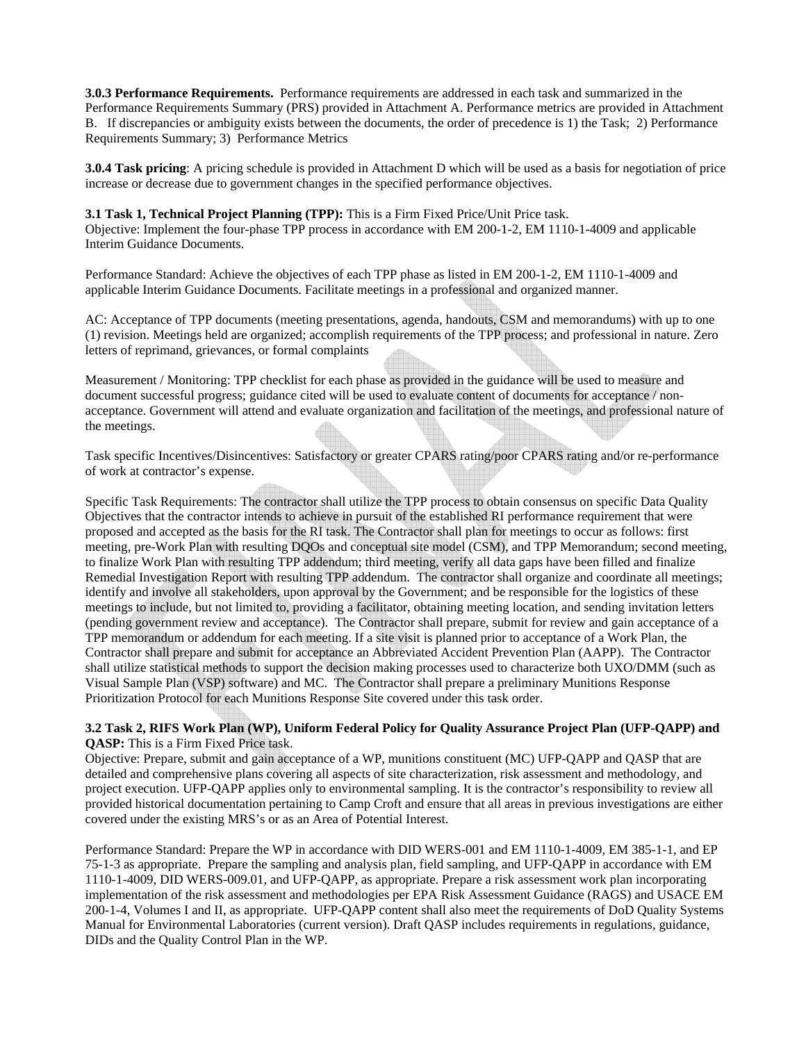**3.0.3 Performance Requirements.** Performance requirements are addressed in each task and summarized in the Performance Requirements Summary (PRS) provided in Attachment A. Performance metrics are provided in Attachment B. If discrepancies or ambiguity exists between the documents, the order of precedence is 1) the Task; 2) Performance Requirements Summary; 3) Performance Metrics

**3.0.4 Task pricing**: A pricing schedule is provided in Attachment D which will be used as a basis for negotiation of price increase or decrease due to government changes in the specified performance objectives.

**3.1 Task 1, Technical Project Planning (TPP):** This is a Firm Fixed Price/Unit Price task.
Objective: Implement the four-phase TPP process in accordance with EM 200-1-2, EM 1110-1-4009 and applicable Interim Guidance Documents.

Performance Standard: Achieve the objectives of each TPP phase as listed in EM 200-1-2, EM 1110-1-4009 and applicable Interim Guidance Documents. Facilitate meetings in a professional and organized manner.

AC: Acceptance of TPP documents (meeting presentations, agenda, handouts, CSM and memorandums) with up to one (1) revision. Meetings held are organized; accomplish requirements of the TPP process; and professional in nature. Zero letters of reprimand, grievances, or formal complaints

Measurement / Monitoring: TPP checklist for each phase as provided in the guidance will be used to measure and document successful progress; guidance cited will be used to evaluate content of documents for acceptance / non-acceptance. Government will attend and evaluate organization and facilitation of the meetings, and professional nature of the meetings.

Task specific Incentives/Disincentives: Satisfactory or greater CPARS rating/poor CPARS rating and/or re-performance of work at contractor's expense.

Specific Task Requirements: The contractor shall utilize the TPP process to obtain consensus on specific Data Quality Objectives that the contractor intends to achieve in pursuit of the established RI performance requirement that were proposed and accepted as the basis for the RI task. The Contractor shall plan for meetings to occur as follows: first meeting, pre-Work Plan with resulting DQOs and conceptual site model (CSM), and TPP Memorandum; second meeting, to finalize Work Plan with resulting TPP addendum; third meeting, verify all data gaps have been filled and finalize Remedial Investigation Report with resulting TPP addendum. The contractor shall organize and coordinate all meetings; identify and involve all stakeholders, upon approval by the Government; and be responsible for the logistics of these meetings to include, but not limited to, providing a facilitator, obtaining meeting location, and sending invitation letters (pending government review and acceptance). The Contractor shall prepare, submit for review and gain acceptance of a TPP memorandum or addendum for each meeting. If a site visit is planned prior to acceptance of a Work Plan, the Contractor shall prepare and submit for acceptance an Abbreviated Accident Prevention Plan (AAPP). The Contractor shall utilize statistical methods to support the decision making processes used to characterize both UXO/DMM (such as Visual Sample Plan (VSP) software) and MC. The Contractor shall prepare a preliminary Munitions Response Prioritization Protocol for each Munitions Response Site covered under this task order.

**3.2 Task 2, RIFS Work Plan (WP), Uniform Federal Policy for Quality Assurance Project Plan (UFP-QAPP) and QASP:** This is a Firm Fixed Price task.
Objective: Prepare, submit and gain acceptance of a WP, munitions constituent (MC) UFP-QAPP and QASP that are detailed and comprehensive plans covering all aspects of site characterization, risk assessment and methodology, and project execution. UFP-QAPP applies only to environmental sampling. It is the contractor's responsibility to review all provided historical documentation pertaining to Camp Croft and ensure that all areas in previous investigations are either covered under the existing MRS's or as an Area of Potential Interest.

Performance Standard: Prepare the WP in accordance with DID WERS-001 and EM 1110-1-4009, EM 385-1-1, and EP 75-1-3 as appropriate. Prepare the sampling and analysis plan, field sampling, and UFP-QAPP in accordance with EM 1110-1-4009, DID WERS-009.01, and UFP-QAPP, as appropriate. Prepare a risk assessment work plan incorporating implementation of the risk assessment and methodologies per EPA Risk Assessment Guidance (RAGS) and USACE EM 200-1-4, Volumes I and II, as appropriate. UFP-QAPP content shall also meet the requirements of DoD Quality Systems Manual for Environmental Laboratories (current version). Draft QASP includes requirements in regulations, guidance, DIDs and the Quality Control Plan in the WP.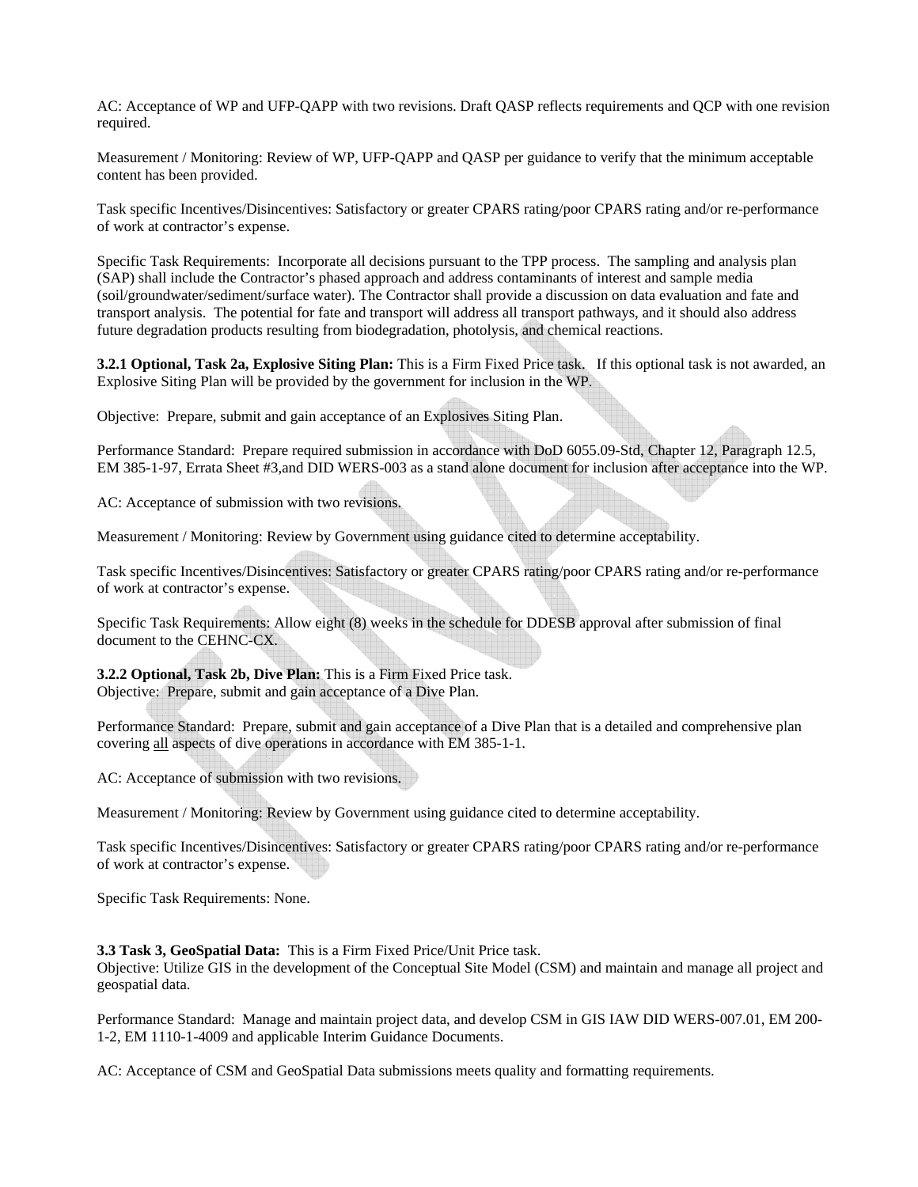AC: Acceptance of WP and UFP-QAPP with two revisions. Draft QASP reflects requirements and QCP with one revision required.

Measurement / Monitoring: Review of WP, UFP-QAPP and QASP per guidance to verify that the minimum acceptable content has been provided.

Task specific Incentives/Disincentives: Satisfactory or greater CPARS rating/poor CPARS rating and/or re-performance of work at contractor's expense.

Specific Task Requirements: Incorporate all decisions pursuant to the TPP process. The sampling and analysis plan (SAP) shall include the Contractor's phased approach and address contaminants of interest and sample media (soil/groundwater/sediment/surface water). The Contractor shall provide a discussion on data evaluation and fate and transport analysis. The potential for fate and transport will address all transport pathways, and it should also address future degradation products resulting from biodegradation, photolysis, and chemical reactions.

**3.2.1 Optional, Task 2a, Explosive Siting Plan:** This is a Firm Fixed Price task. If this optional task is not awarded, an Explosive Siting Plan will be provided by the government for inclusion in the WP.

Objective: Prepare, submit and gain acceptance of an Explosives Siting Plan.

Performance Standard: Prepare required submission in accordance with DoD 6055.09-Std, Chapter 12, Paragraph 12.5, EM 385-1-97, Errata Sheet #3,and DID WERS-003 as a stand alone document for inclusion after acceptance into the WP.

AC: Acceptance of submission with two revisions.

Measurement / Monitoring: Review by Government using guidance cited to determine acceptability.

Task specific Incentives/Disincentives: Satisfactory or greater CPARS rating/poor CPARS rating and/or re-performance of work at contractor's expense.

Specific Task Requirements: Allow eight (8) weeks in the schedule for DDESB approval after submission of final document to the CEHNC-CX.

**3.2.2 Optional, Task 2b, Dive Plan:** This is a Firm Fixed Price task.
Objective: Prepare, submit and gain acceptance of a Dive Plan.

Performance Standard: Prepare, submit and gain acceptance of a Dive Plan that is a detailed and comprehensive plan covering all aspects of dive operations in accordance with EM 385-1-1.

AC: Acceptance of submission with two revisions.

Measurement / Monitoring: Review by Government using guidance cited to determine acceptability.

Task specific Incentives/Disincentives: Satisfactory or greater CPARS rating/poor CPARS rating and/or re-performance of work at contractor's expense.

Specific Task Requirements: None.

**3.3 Task 3, GeoSpatial Data:** This is a Firm Fixed Price/Unit Price task.
Objective: Utilize GIS in the development of the Conceptual Site Model (CSM) and maintain and manage all project and geospatial data.

Performance Standard: Manage and maintain project data, and develop CSM in GIS IAW DID WERS-007.01, EM 200-1-2, EM 1110-1-4009 and applicable Interim Guidance Documents.

AC: Acceptance of CSM and GeoSpatial Data submissions meets quality and formatting requirements.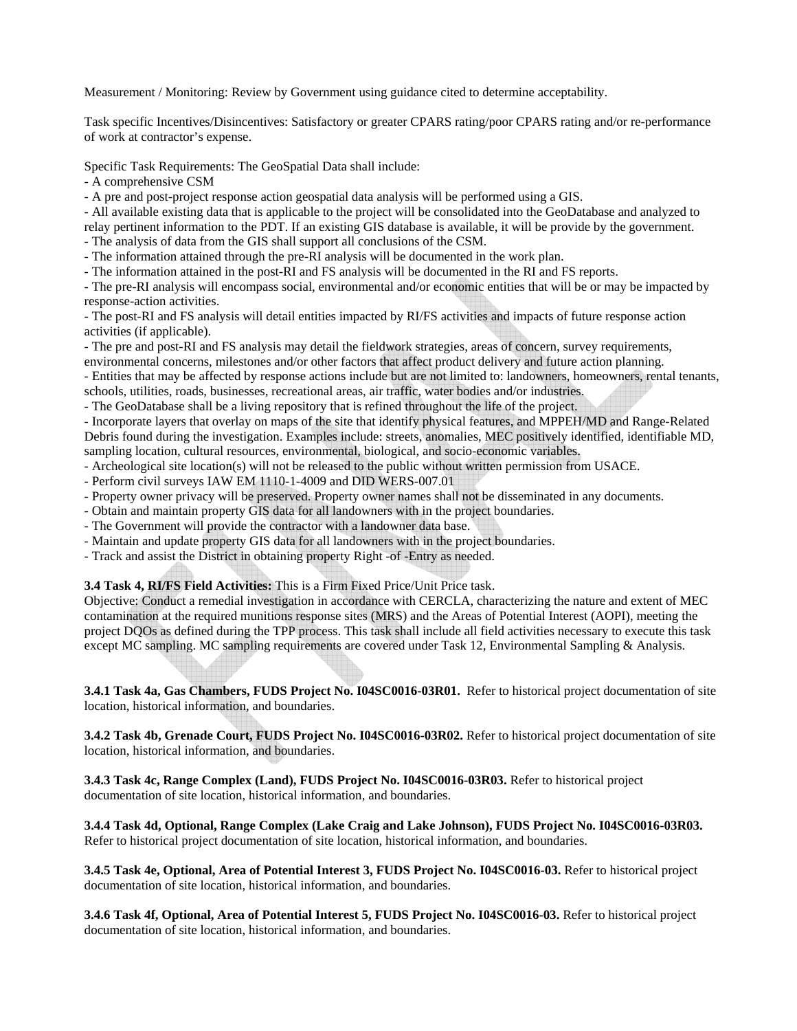Measurement / Monitoring: Review by Government using guidance cited to determine acceptability.

Task specific Incentives/Disincentives: Satisfactory or greater CPARS rating/poor CPARS rating and/or re-performance of work at contractor's expense.

Specific Task Requirements: The GeoSpatial Data shall include:

- A comprehensive CSM
- A pre and post-project response action geospatial data analysis will be performed using a GIS.
- All available existing data that is applicable to the project will be consolidated into the GeoDatabase and analyzed to relay pertinent information to the PDT. If an existing GIS database is available, it will be provide by the government.
- The analysis of data from the GIS shall support all conclusions of the CSM.
- The information attained through the pre-RI analysis will be documented in the work plan.
- The information attained in the post-RI and FS analysis will be documented in the RI and FS reports.
- The pre-RI analysis will encompass social, environmental and/or economic entities that will be or may be impacted by response-action activities.
- The post-RI and FS analysis will detail entities impacted by RI/FS activities and impacts of future response action activities (if applicable).
- The pre and post-RI and FS analysis may detail the fieldwork strategies, areas of concern, survey requirements, environmental concerns, milestones and/or other factors that affect product delivery and future action planning.
- Entities that may be affected by response actions include but are not limited to: landowners, homeowners, rental tenants, schools, utilities, roads, businesses, recreational areas, air traffic, water bodies and/or industries.
- The GeoDatabase shall be a living repository that is refined throughout the life of the project.
- Incorporate layers that overlay on maps of the site that identify physical features, and MPPEH/MD and Range-Related Debris found during the investigation. Examples include: streets, anomalies, MEC positively identified, identifiable MD, sampling location, cultural resources, environmental, biological, and socio-economic variables.
- Archeological site location(s) will not be released to the public without written permission from USACE.
- Perform civil surveys IAW EM 1110-1-4009 and DID WERS-007.01
- Property owner privacy will be preserved. Property owner names shall not be disseminated in any documents.
- Obtain and maintain property GIS data for all landowners with in the project boundaries.
- The Government will provide the contractor with a landowner data base.
- Maintain and update property GIS data for all landowners with in the project boundaries.
- Track and assist the District in obtaining property Right -of -Entry as needed.

**3.4 Task 4, RI/FS Field Activities:** This is a Firm Fixed Price/Unit Price task.
Objective: Conduct a remedial investigation in accordance with CERCLA, characterizing the nature and extent of MEC contamination at the required munitions response sites (MRS) and the Areas of Potential Interest (AOPI), meeting the project DQOs as defined during the TPP process. This task shall include all field activities necessary to execute this task except MC sampling. MC sampling requirements are covered under Task 12, Environmental Sampling & Analysis.

**3.4.1 Task 4a, Gas Chambers, FUDS Project No. I04SC0016-03R01.** Refer to historical project documentation of site location, historical information, and boundaries.

**3.4.2 Task 4b, Grenade Court, FUDS Project No. I04SC0016-03R02.** Refer to historical project documentation of site location, historical information, and boundaries.

**3.4.3 Task 4c, Range Complex (Land), FUDS Project No. I04SC0016-03R03.** Refer to historical project documentation of site location, historical information, and boundaries.

**3.4.4 Task 4d, Optional, Range Complex (Lake Craig and Lake Johnson), FUDS Project No. I04SC0016-03R03.** Refer to historical project documentation of site location, historical information, and boundaries.

**3.4.5 Task 4e, Optional, Area of Potential Interest 3, FUDS Project No. I04SC0016-03.** Refer to historical project documentation of site location, historical information, and boundaries.

**3.4.6 Task 4f, Optional, Area of Potential Interest 5, FUDS Project No. I04SC0016-03.** Refer to historical project documentation of site location, historical information, and boundaries.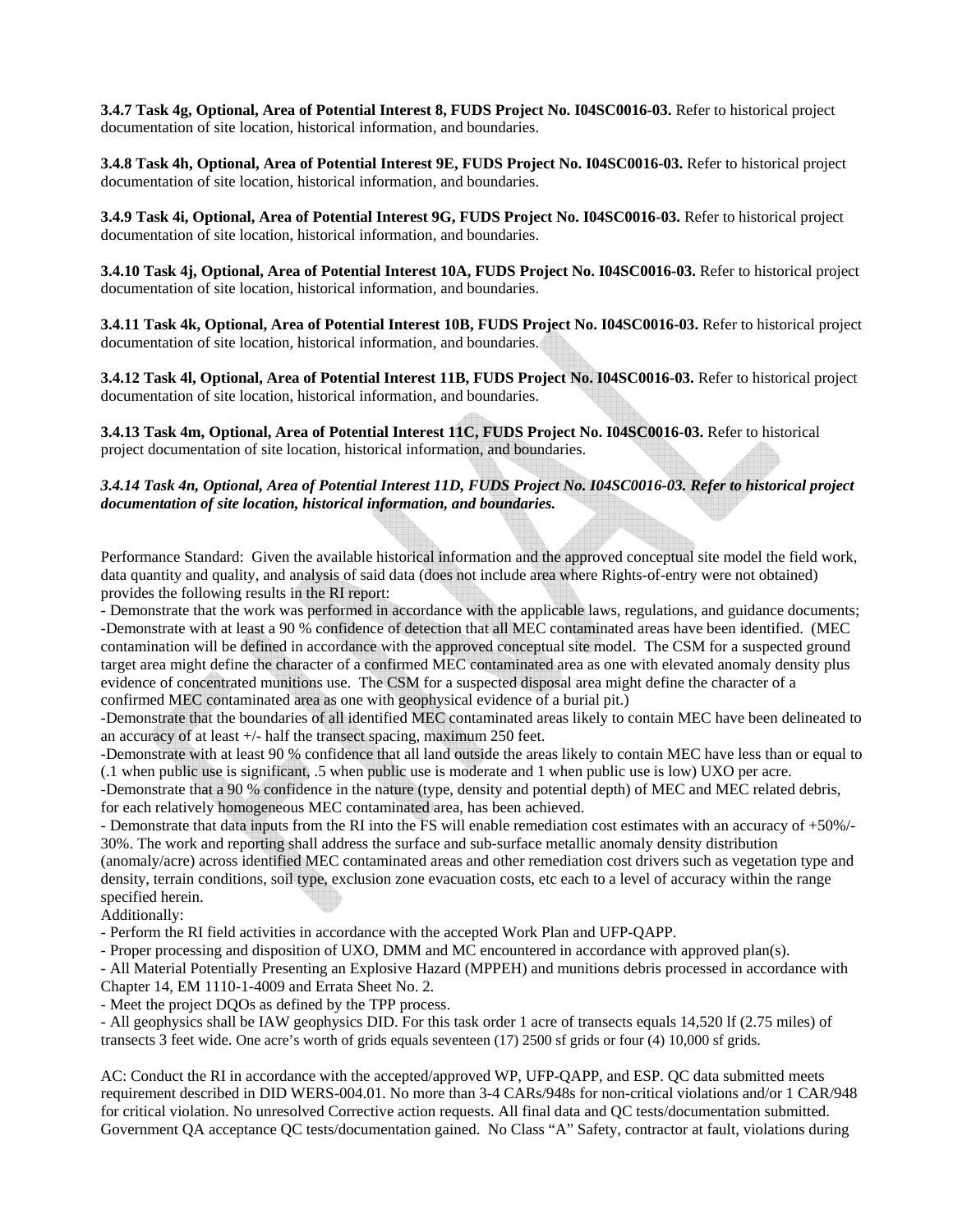**3.4.7 Task 4g, Optional, Area of Potential Interest 8, FUDS Project No. I04SC0016-03.** Refer to historical project documentation of site location, historical information, and boundaries.

**3.4.8 Task 4h, Optional, Area of Potential Interest 9E, FUDS Project No. I04SC0016-03.** Refer to historical project documentation of site location, historical information, and boundaries.

**3.4.9 Task 4i, Optional, Area of Potential Interest 9G, FUDS Project No. I04SC0016-03.** Refer to historical project documentation of site location, historical information, and boundaries.

**3.4.10 Task 4j, Optional, Area of Potential Interest 10A, FUDS Project No. I04SC0016-03.** Refer to historical project documentation of site location, historical information, and boundaries.

**3.4.11 Task 4k, Optional, Area of Potential Interest 10B, FUDS Project No. I04SC0016-03.** Refer to historical project documentation of site location, historical information, and boundaries.

**3.4.12 Task 4l, Optional, Area of Potential Interest 11B, FUDS Project No. I04SC0016-03.** Refer to historical project documentation of site location, historical information, and boundaries.

**3.4.13 Task 4m, Optional, Area of Potential Interest 11C, FUDS Project No. I04SC0016-03.** Refer to historical project documentation of site location, historical information, and boundaries.

***3.4.14 Task 4n, Optional, Area of Potential Interest 11D, FUDS Project No. I04SC0016-03. Refer to historical project documentation of site location, historical information, and boundaries.***

Performance Standard: Given the available historical information and the approved conceptual site model the field work, data quantity and quality, and analysis of said data (does not include area where Rights-of-entry were not obtained) provides the following results in the RI report:
- Demonstrate that the work was performed in accordance with the applicable laws, regulations, and guidance documents;
-Demonstrate with at least a 90 % confidence of detection that all MEC contaminated areas have been identified. (MEC contamination will be defined in accordance with the approved conceptual site model. The CSM for a suspected ground target area might define the character of a confirmed MEC contaminated area as one with elevated anomaly density plus evidence of concentrated munitions use. The CSM for a suspected disposal area might define the character of a confirmed MEC contaminated area as one with geophysical evidence of a burial pit.)
-Demonstrate that the boundaries of all identified MEC contaminated areas likely to contain MEC have been delineated to an accuracy of at least +/- half the transect spacing, maximum 250 feet.
-Demonstrate with at least 90 % confidence that all land outside the areas likely to contain MEC have less than or equal to (.1 when public use is significant, .5 when public use is moderate and 1 when public use is low) UXO per acre.
-Demonstrate that a 90 % confidence in the nature (type, density and potential depth) of MEC and MEC related debris, for each relatively homogeneous MEC contaminated area, has been achieved.
- Demonstrate that data inputs from the RI into the FS will enable remediation cost estimates with an accuracy of +50%/-30%. The work and reporting shall address the surface and sub-surface metallic anomaly density distribution (anomaly/acre) across identified MEC contaminated areas and other remediation cost drivers such as vegetation type and density, terrain conditions, soil type, exclusion zone evacuation costs, etc each to a level of accuracy within the range specified herein.
Additionally:
- Perform the RI field activities in accordance with the accepted Work Plan and UFP-QAPP.
- Proper processing and disposition of UXO, DMM and MC encountered in accordance with approved plan(s).
- All Material Potentially Presenting an Explosive Hazard (MPPEH) and munitions debris processed in accordance with Chapter 14, EM 1110-1-4009 and Errata Sheet No. 2.
- Meet the project DQOs as defined by the TPP process.
- All geophysics shall be IAW geophysics DID. For this task order 1 acre of transects equals 14,520 lf (2.75 miles) of transects 3 feet wide. One acre's worth of grids equals seventeen (17) 2500 sf grids or four (4) 10,000 sf grids.

AC: Conduct the RI in accordance with the accepted/approved WP, UFP-QAPP, and ESP. QC data submitted meets requirement described in DID WERS-004.01. No more than 3-4 CARs/948s for non-critical violations and/or 1 CAR/948 for critical violation. No unresolved Corrective action requests. All final data and QC tests/documentation submitted. Government QA acceptance QC tests/documentation gained. No Class "A" Safety, contractor at fault, violations during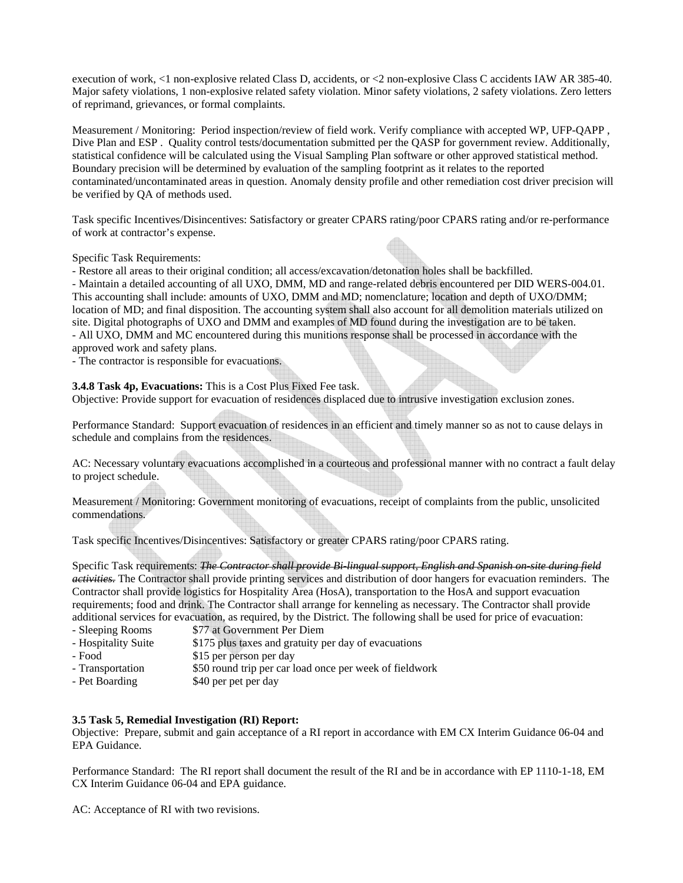execution of work, <1 non-explosive related Class D, accidents, or <2 non-explosive Class C accidents IAW AR 385-40. Major safety violations, 1 non-explosive related safety violation. Minor safety violations, 2 safety violations. Zero letters of reprimand, grievances, or formal complaints.

Measurement / Monitoring: Period inspection/review of field work. Verify compliance with accepted WP, UFP-QAPP , Dive Plan and ESP . Quality control tests/documentation submitted per the QASP for government review. Additionally, statistical confidence will be calculated using the Visual Sampling Plan software or other approved statistical method. Boundary precision will be determined by evaluation of the sampling footprint as it relates to the reported contaminated/uncontaminated areas in question. Anomaly density profile and other remediation cost driver precision will be verified by QA of methods used.

Task specific Incentives/Disincentives: Satisfactory or greater CPARS rating/poor CPARS rating and/or re-performance of work at contractor's expense.

Specific Task Requirements:
- Restore all areas to their original condition; all access/excavation/detonation holes shall be backfilled.
- Maintain a detailed accounting of all UXO, DMM, MD and range-related debris encountered per DID WERS-004.01. This accounting shall include: amounts of UXO, DMM and MD; nomenclature; location and depth of UXO/DMM; location of MD; and final disposition. The accounting system shall also account for all demolition materials utilized on site. Digital photographs of UXO and DMM and examples of MD found during the investigation are to be taken.
- All UXO, DMM and MC encountered during this munitions response shall be processed in accordance with the approved work and safety plans.
- The contractor is responsible for evacuations.

**3.4.8 Task 4p, Evacuations:** This is a Cost Plus Fixed Fee task.
Objective: Provide support for evacuation of residences displaced due to intrusive investigation exclusion zones.

Performance Standard: Support evacuation of residences in an efficient and timely manner so as not to cause delays in schedule and complains from the residences.

AC: Necessary voluntary evacuations accomplished in a courteous and professional manner with no contract a fault delay to project schedule.

Measurement / Monitoring: Government monitoring of evacuations, receipt of complaints from the public, unsolicited commendations.

Task specific Incentives/Disincentives: Satisfactory or greater CPARS rating/poor CPARS rating.

Specific Task requirements: ~~*The Contractor shall provide Bi-lingual support, English and Spanish on-site during field activities.*~~ The Contractor shall provide printing services and distribution of door hangers for evacuation reminders. The Contractor shall provide logistics for Hospitality Area (HosA), transportation to the HosA and support evacuation requirements; food and drink. The Contractor shall arrange for kenneling as necessary. The Contractor shall provide additional services for evacuation, as required, by the District. The following shall be used for price of evacuation:

- Sleeping Rooms — $77 at Government Per Diem
- Hospitality Suite — $175 plus taxes and gratuity per day of evacuations
- Food — $15 per person per day
- Transportation — $50 round trip per car load once per week of fieldwork
- Pet Boarding — $40 per pet per day

**3.5 Task 5, Remedial Investigation (RI) Report:**
Objective: Prepare, submit and gain acceptance of a RI report in accordance with EM CX Interim Guidance 06-04 and EPA Guidance.

Performance Standard: The RI report shall document the result of the RI and be in accordance with EP 1110-1-18, EM CX Interim Guidance 06-04 and EPA guidance.

AC: Acceptance of RI with two revisions.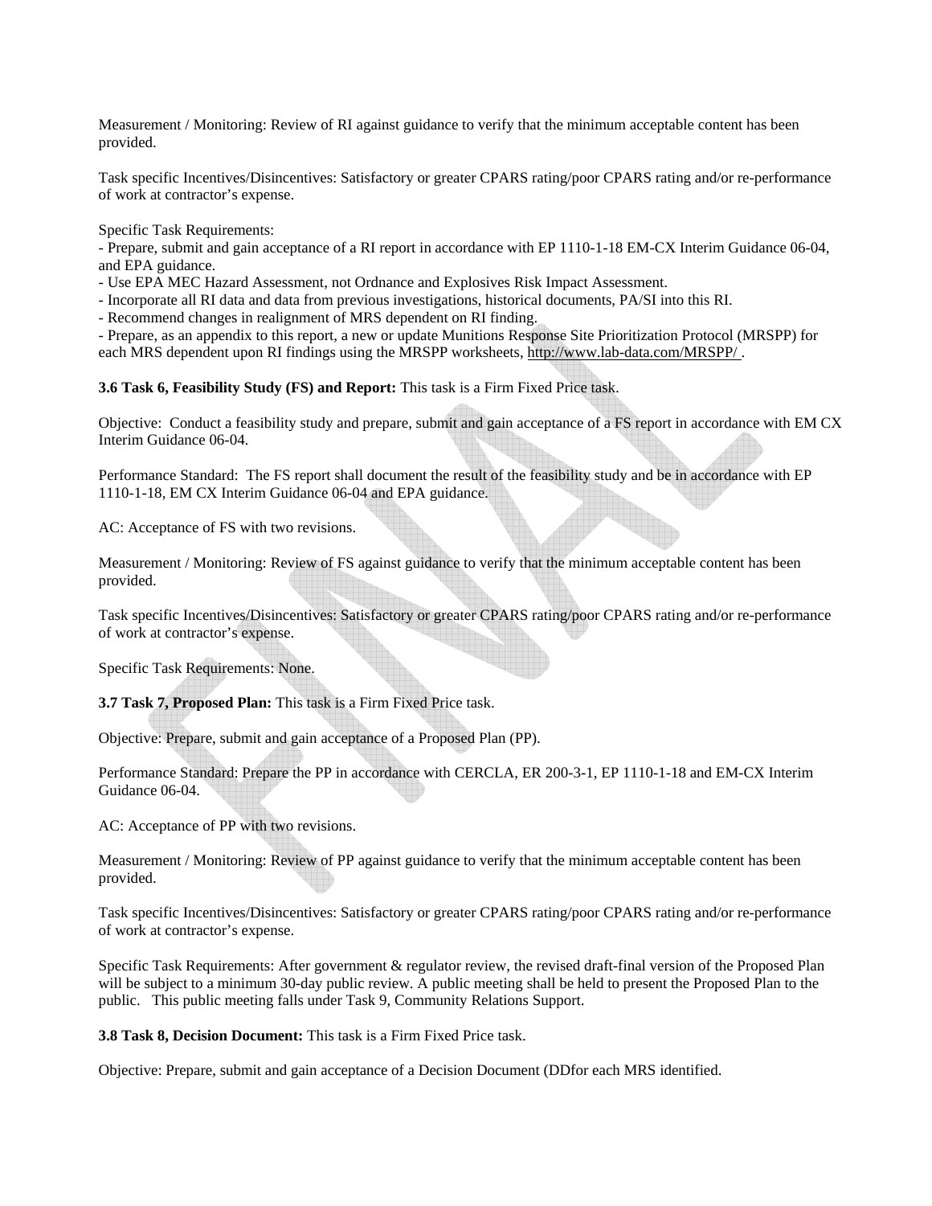Measurement / Monitoring: Review of RI against guidance to verify that the minimum acceptable content has been provided.

Task specific Incentives/Disincentives: Satisfactory or greater CPARS rating/poor CPARS rating and/or re-performance of work at contractor's expense.

Specific Task Requirements:
- Prepare, submit and gain acceptance of a RI report in accordance with EP 1110-1-18 EM-CX Interim Guidance 06-04, and EPA guidance.
- Use EPA MEC Hazard Assessment, not Ordnance and Explosives Risk Impact Assessment.
- Incorporate all RI data and data from previous investigations, historical documents, PA/SI into this RI.
- Recommend changes in realignment of MRS dependent on RI finding.
- Prepare, as an appendix to this report, a new or update Munitions Response Site Prioritization Protocol (MRSPP) for each MRS dependent upon RI findings using the MRSPP worksheets, http://www.lab-data.com/MRSPP/ .

**3.6 Task 6, Feasibility Study (FS) and Report:** This task is a Firm Fixed Price task.

Objective: Conduct a feasibility study and prepare, submit and gain acceptance of a FS report in accordance with EM CX Interim Guidance 06-04.

Performance Standard: The FS report shall document the result of the feasibility study and be in accordance with EP 1110-1-18, EM CX Interim Guidance 06-04 and EPA guidance.

AC: Acceptance of FS with two revisions.

Measurement / Monitoring: Review of FS against guidance to verify that the minimum acceptable content has been provided.

Task specific Incentives/Disincentives: Satisfactory or greater CPARS rating/poor CPARS rating and/or re-performance of work at contractor's expense.

Specific Task Requirements: None.

**3.7 Task 7, Proposed Plan:** This task is a Firm Fixed Price task.

Objective: Prepare, submit and gain acceptance of a Proposed Plan (PP).

Performance Standard: Prepare the PP in accordance with CERCLA, ER 200-3-1, EP 1110-1-18 and EM-CX Interim Guidance 06-04.

AC: Acceptance of PP with two revisions.

Measurement / Monitoring: Review of PP against guidance to verify that the minimum acceptable content has been provided.

Task specific Incentives/Disincentives: Satisfactory or greater CPARS rating/poor CPARS rating and/or re-performance of work at contractor's expense.

Specific Task Requirements: After government & regulator review, the revised draft-final version of the Proposed Plan will be subject to a minimum 30-day public review. A public meeting shall be held to present the Proposed Plan to the public. This public meeting falls under Task 9, Community Relations Support.

**3.8 Task 8, Decision Document:** This task is a Firm Fixed Price task.

Objective: Prepare, submit and gain acceptance of a Decision Document (DDfor each MRS identified.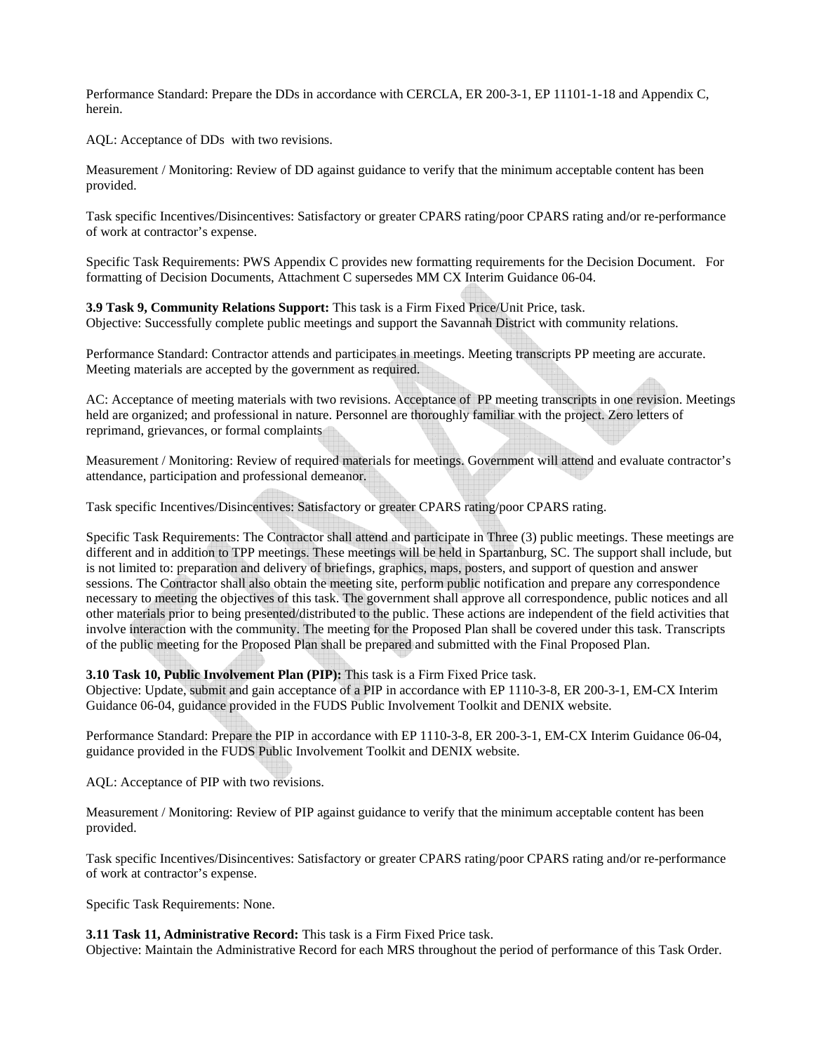Performance Standard: Prepare the DDs in accordance with CERCLA, ER 200-3-1, EP 11101-1-18 and Appendix C, herein.

AQL: Acceptance of DDs  with two revisions.

Measurement / Monitoring: Review of DD against guidance to verify that the minimum acceptable content has been provided.

Task specific Incentives/Disincentives: Satisfactory or greater CPARS rating/poor CPARS rating and/or re-performance of work at contractor's expense.

Specific Task Requirements: PWS Appendix C provides new formatting requirements for the Decision Document.   For formatting of Decision Documents, Attachment C supersedes MM CX Interim Guidance 06-04.

**3.9 Task 9, Community Relations Support:** This task is a Firm Fixed Price/Unit Price, task.
Objective: Successfully complete public meetings and support the Savannah District with community relations.

Performance Standard: Contractor attends and participates in meetings. Meeting transcripts PP meeting are accurate. Meeting materials are accepted by the government as required.

AC: Acceptance of meeting materials with two revisions. Acceptance of  PP meeting transcripts in one revision. Meetings held are organized; and professional in nature. Personnel are thoroughly familiar with the project. Zero letters of reprimand, grievances, or formal complaints

Measurement / Monitoring: Review of required materials for meetings. Government will attend and evaluate contractor's attendance, participation and professional demeanor.

Task specific Incentives/Disincentives: Satisfactory or greater CPARS rating/poor CPARS rating.

Specific Task Requirements: The Contractor shall attend and participate in Three (3) public meetings. These meetings are different and in addition to TPP meetings. These meetings will be held in Spartanburg, SC. The support shall include, but is not limited to: preparation and delivery of briefings, graphics, maps, posters, and support of question and answer sessions. The Contractor shall also obtain the meeting site, perform public notification and prepare any correspondence necessary to meeting the objectives of this task. The government shall approve all correspondence, public notices and all other materials prior to being presented/distributed to the public. These actions are independent of the field activities that involve interaction with the community. The meeting for the Proposed Plan shall be covered under this task. Transcripts of the public meeting for the Proposed Plan shall be prepared and submitted with the Final Proposed Plan.

**3.10 Task 10, Public Involvement Plan (PIP):** This task is a Firm Fixed Price task.
Objective: Update, submit and gain acceptance of a PIP in accordance with EP 1110-3-8, ER 200-3-1, EM-CX Interim Guidance 06-04, guidance provided in the FUDS Public Involvement Toolkit and DENIX website.

Performance Standard: Prepare the PIP in accordance with EP 1110-3-8, ER 200-3-1, EM-CX Interim Guidance 06-04, guidance provided in the FUDS Public Involvement Toolkit and DENIX website.

AQL: Acceptance of PIP with two revisions.

Measurement / Monitoring: Review of PIP against guidance to verify that the minimum acceptable content has been provided.

Task specific Incentives/Disincentives: Satisfactory or greater CPARS rating/poor CPARS rating and/or re-performance of work at contractor's expense.

Specific Task Requirements: None.

**3.11 Task 11, Administrative Record:** This task is a Firm Fixed Price task.
Objective: Maintain the Administrative Record for each MRS throughout the period of performance of this Task Order.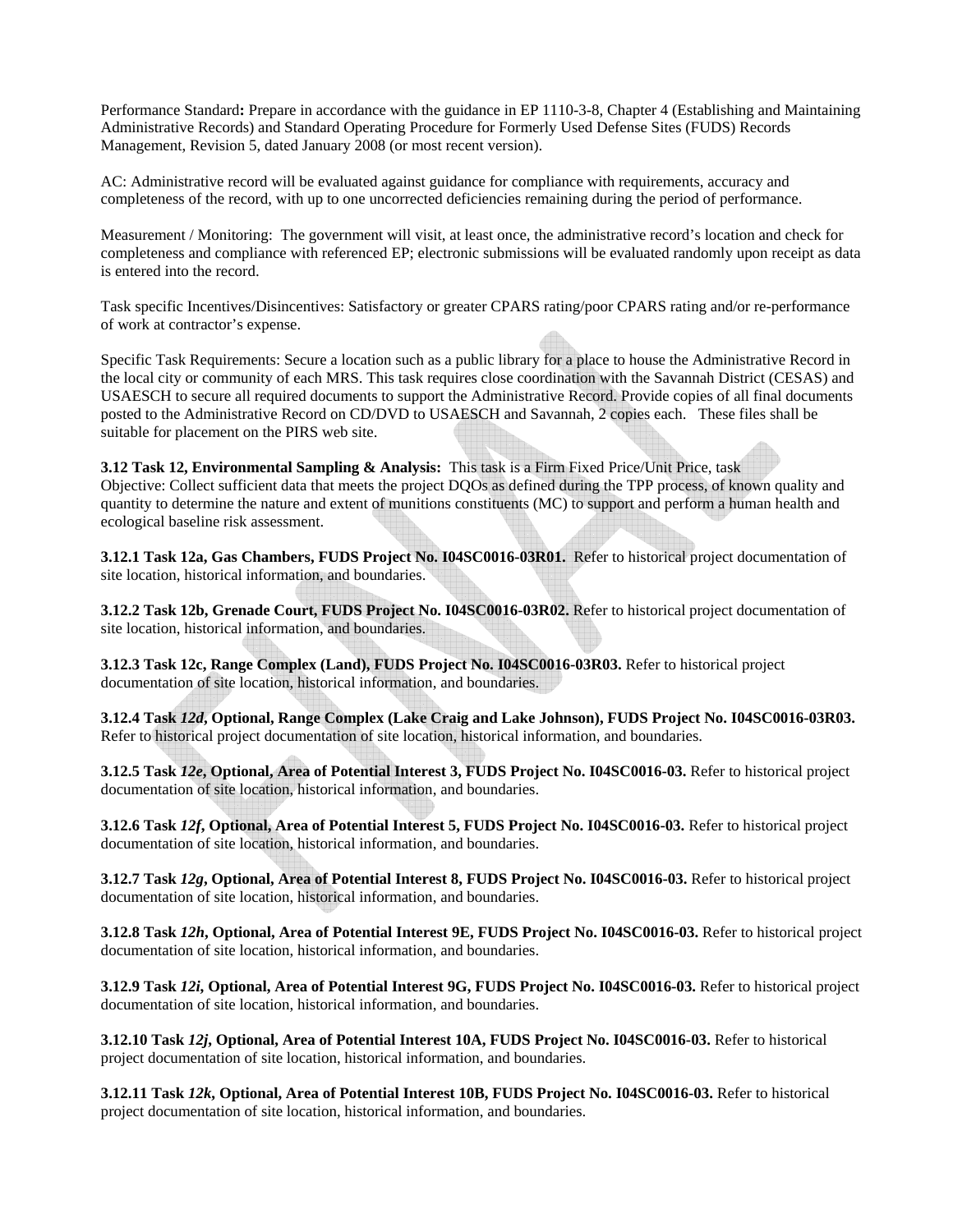Performance Standard**:** Prepare in accordance with the guidance in EP 1110-3-8, Chapter 4 (Establishing and Maintaining Administrative Records) and Standard Operating Procedure for Formerly Used Defense Sites (FUDS) Records Management, Revision 5, dated January 2008 (or most recent version).

AC: Administrative record will be evaluated against guidance for compliance with requirements, accuracy and completeness of the record, with up to one uncorrected deficiencies remaining during the period of performance.

Measurement / Monitoring: The government will visit, at least once, the administrative record's location and check for completeness and compliance with referenced EP; electronic submissions will be evaluated randomly upon receipt as data is entered into the record.

Task specific Incentives/Disincentives: Satisfactory or greater CPARS rating/poor CPARS rating and/or re-performance of work at contractor's expense.

Specific Task Requirements: Secure a location such as a public library for a place to house the Administrative Record in the local city or community of each MRS. This task requires close coordination with the Savannah District (CESAS) and USAESCH to secure all required documents to support the Administrative Record. Provide copies of all final documents posted to the Administrative Record on CD/DVD to USAESCH and Savannah, 2 copies each. These files shall be suitable for placement on the PIRS web site.

**3.12 Task 12, Environmental Sampling & Analysis:** This task is a Firm Fixed Price/Unit Price, task
Objective: Collect sufficient data that meets the project DQOs as defined during the TPP process, of known quality and quantity to determine the nature and extent of munitions constituents (MC) to support and perform a human health and ecological baseline risk assessment.

**3.12.1 Task 12a, Gas Chambers, FUDS Project No. I04SC0016-03R01.** Refer to historical project documentation of site location, historical information, and boundaries.

**3.12.2 Task 12b, Grenade Court, FUDS Project No. I04SC0016-03R02.** Refer to historical project documentation of site location, historical information, and boundaries.

**3.12.3 Task 12c, Range Complex (Land), FUDS Project No. I04SC0016-03R03.** Refer to historical project documentation of site location, historical information, and boundaries.

**3.12.4 Task *12d*, Optional, Range Complex (Lake Craig and Lake Johnson), FUDS Project No. I04SC0016-03R03.** Refer to historical project documentation of site location, historical information, and boundaries.

**3.12.5 Task *12e*, Optional, Area of Potential Interest 3, FUDS Project No. I04SC0016-03.** Refer to historical project documentation of site location, historical information, and boundaries.

**3.12.6 Task *12f*, Optional, Area of Potential Interest 5, FUDS Project No. I04SC0016-03.** Refer to historical project documentation of site location, historical information, and boundaries.

**3.12.7 Task *12g*, Optional, Area of Potential Interest 8, FUDS Project No. I04SC0016-03.** Refer to historical project documentation of site location, historical information, and boundaries.

**3.12.8 Task *12h*, Optional, Area of Potential Interest 9E, FUDS Project No. I04SC0016-03.** Refer to historical project documentation of site location, historical information, and boundaries.

**3.12.9 Task *12i*, Optional, Area of Potential Interest 9G, FUDS Project No. I04SC0016-03.** Refer to historical project documentation of site location, historical information, and boundaries.

**3.12.10 Task *12j*, Optional, Area of Potential Interest 10A, FUDS Project No. I04SC0016-03.** Refer to historical project documentation of site location, historical information, and boundaries.

**3.12.11 Task *12k*, Optional, Area of Potential Interest 10B, FUDS Project No. I04SC0016-03.** Refer to historical project documentation of site location, historical information, and boundaries.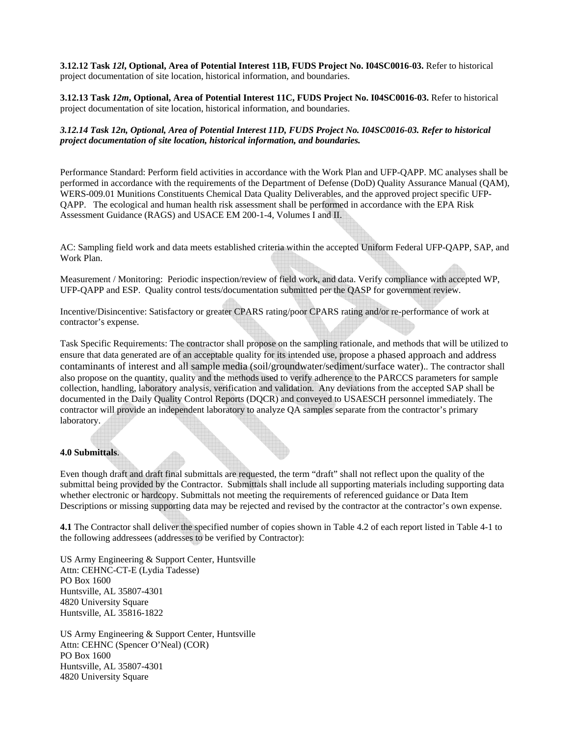**3.12.12 Task *12l*, Optional, Area of Potential Interest 11B, FUDS Project No. I04SC0016-03.** Refer to historical project documentation of site location, historical information, and boundaries.

**3.12.13 Task *12m*, Optional, Area of Potential Interest 11C, FUDS Project No. I04SC0016-03.** Refer to historical project documentation of site location, historical information, and boundaries.

***3.12.14 Task 12n, Optional, Area of Potential Interest 11D, FUDS Project No. I04SC0016-03. Refer to historical project documentation of site location, historical information, and boundaries.***

Performance Standard: Perform field activities in accordance with the Work Plan and UFP-QAPP. MC analyses shall be performed in accordance with the requirements of the Department of Defense (DoD) Quality Assurance Manual (QAM), WERS-009.01 Munitions Constituents Chemical Data Quality Deliverables, and the approved project specific UFP-QAPP. The ecological and human health risk assessment shall be performed in accordance with the EPA Risk Assessment Guidance (RAGS) and USACE EM 200-1-4, Volumes I and II.

AC: Sampling field work and data meets established criteria within the accepted Uniform Federal UFP-QAPP, SAP, and Work Plan.

Measurement / Monitoring: Periodic inspection/review of field work, and data. Verify compliance with accepted WP, UFP-QAPP and ESP. Quality control tests/documentation submitted per the QASP for government review.

Incentive/Disincentive: Satisfactory or greater CPARS rating/poor CPARS rating and/or re-performance of work at contractor's expense.

Task Specific Requirements: The contractor shall propose on the sampling rationale, and methods that will be utilized to ensure that data generated are of an acceptable quality for its intended use, propose a phased approach and address contaminants of interest and all sample media (soil/groundwater/sediment/surface water).. The contractor shall also propose on the quantity, quality and the methods used to verify adherence to the PARCCS parameters for sample collection, handling, laboratory analysis, verification and validation. Any deviations from the accepted SAP shall be documented in the Daily Quality Control Reports (DQCR) and conveyed to USAESCH personnel immediately. The contractor will provide an independent laboratory to analyze QA samples separate from the contractor's primary laboratory.

**4.0 Submittals**.

Even though draft and draft final submittals are requested, the term "draft" shall not reflect upon the quality of the submittal being provided by the Contractor. Submittals shall include all supporting materials including supporting data whether electronic or hardcopy. Submittals not meeting the requirements of referenced guidance or Data Item Descriptions or missing supporting data may be rejected and revised by the contractor at the contractor's own expense.

**4.1** The Contractor shall deliver the specified number of copies shown in Table 4.2 of each report listed in Table 4-1 to the following addressees (addresses to be verified by Contractor):

US Army Engineering & Support Center, Huntsville
Attn: CEHNC-CT-E (Lydia Tadesse)
PO Box 1600
Huntsville, AL 35807-4301
4820 University Square
Huntsville, AL 35816-1822

US Army Engineering & Support Center, Huntsville
Attn: CEHNC (Spencer O'Neal) (COR)
PO Box 1600
Huntsville, AL 35807-4301
4820 University Square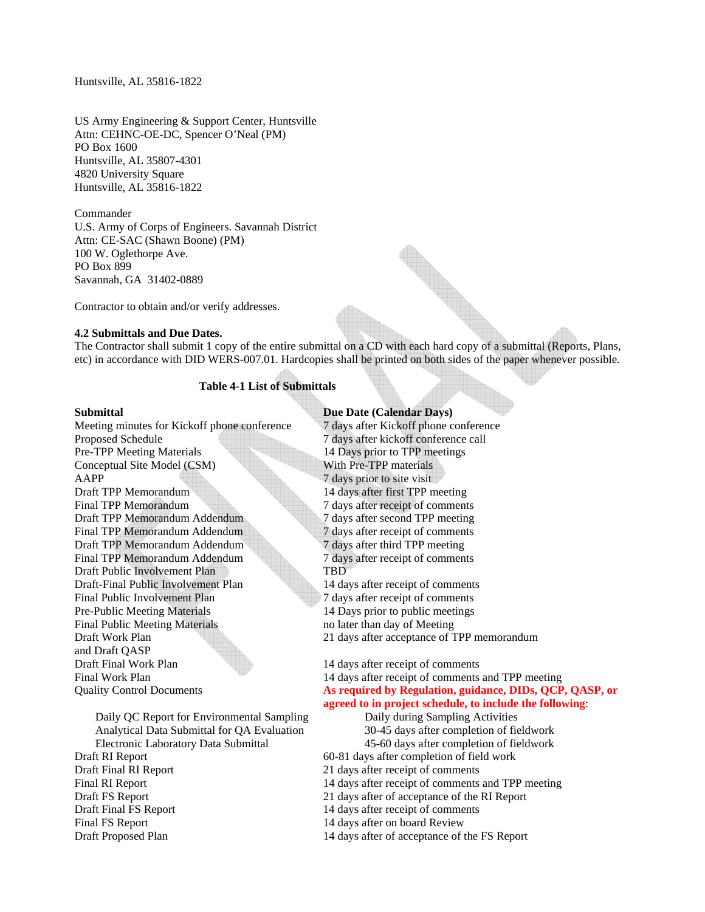Huntsville, AL 35816-1822

US Army Engineering & Support Center, Huntsville
Attn: CEHNC-OE-DC, Spencer O'Neal (PM)
PO Box 1600
Huntsville, AL 35807-4301
4820 University Square
Huntsville, AL 35816-1822

Commander
U.S. Army of Corps of Engineers. Savannah District
Attn: CE-SAC (Shawn Boone) (PM)
100 W. Oglethorpe Ave.
PO Box 899
Savannah, GA 31402-0889

Contractor to obtain and/or verify addresses.

**4.2 Submittals and Due Dates.**
The Contractor shall submit 1 copy of the entire submittal on a CD with each hard copy of a submittal (Reports, Plans, etc) in accordance with DID WERS-007.01. Hardcopies shall be printed on both sides of the paper whenever possible.

**Table 4-1 List of Submittals**

| **Submittal** | **Due Date (Calendar Days)** |
|---|---|
| Meeting minutes for Kickoff phone conference | 7 days after Kickoff phone conference |
| Proposed Schedule | 7 days after kickoff conference call |
| Pre-TPP Meeting Materials | 14 Days prior to TPP meetings |
| Conceptual Site Model (CSM) | With Pre-TPP materials |
| AAPP | 7 days prior to site visit |
| Draft TPP Memorandum | 14 days after first TPP meeting |
| Final TPP Memorandum | 7 days after receipt of comments |
| Draft TPP Memorandum Addendum | 7 days after second TPP meeting |
| Final TPP Memorandum Addendum | 7 days after receipt of comments |
| Draft TPP Memorandum Addendum | 7 days after third TPP meeting |
| Final TPP Memorandum Addendum | 7 days after receipt of comments |
| Draft Public Involvement Plan | TBD |
| Draft-Final Public Involvement Plan | 14 days after receipt of comments |
| Final Public Involvement Plan | 7 days after receipt of comments |
| Pre-Public Meeting Materials | 14 Days prior to public meetings |
| Final Public Meeting Materials | no later than day of Meeting |
| Draft Work Plan and Draft QASP | 21 days after acceptance of TPP memorandum |
| Draft Final Work Plan | 14 days after receipt of comments |
| Final Work Plan | 14 days after receipt of comments and TPP meeting |
| Quality Control Documents | **As required by Regulation, guidance, DIDs, QCP, QASP, or agreed to in project schedule, to include the following**: |
| Daily QC Report for Environmental Sampling | Daily during Sampling Activities |
| Analytical Data Submittal for QA Evaluation | 30-45 days after completion of fieldwork |
| Electronic Laboratory Data Submittal | 45-60 days after completion of fieldwork |
| Draft RI Report | 60-81 days after completion of field work |
| Draft Final RI Report | 21 days after receipt of comments |
| Final RI Report | 14 days after receipt of comments and TPP meeting |
| Draft FS Report | 21 days after of acceptance of the RI Report |
| Draft Final FS Report | 14 days after receipt of comments |
| Final FS Report | 14 days after on board Review |
| Draft Proposed Plan | 14 days after of acceptance of the FS Report |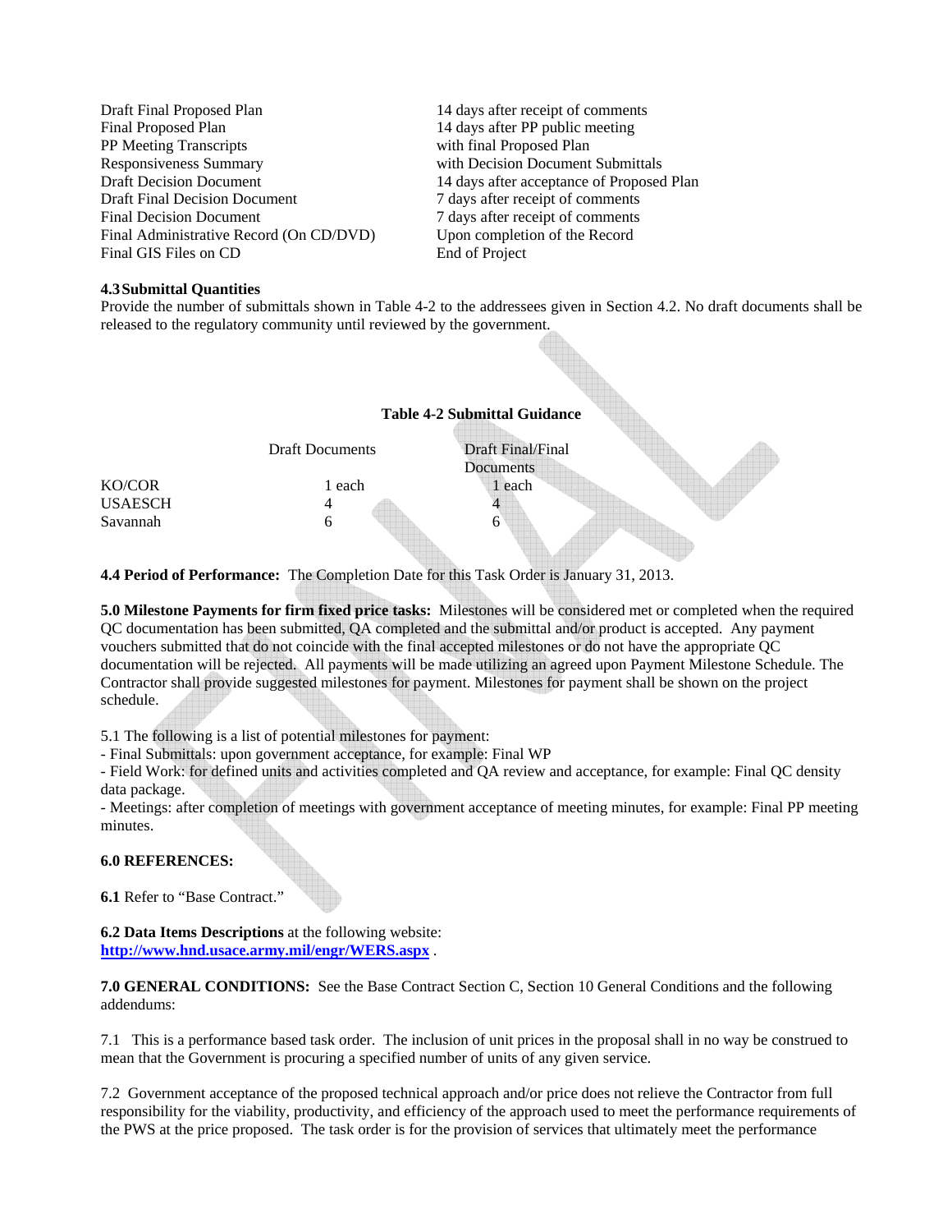| | |
|---|---|
| Draft Final Proposed Plan | 14 days after receipt of comments |
| Final Proposed Plan | 14 days after PP public meeting |
| PP Meeting Transcripts | with final Proposed Plan |
| Responsiveness Summary | with Decision Document Submittals |
| Draft Decision Document | 14 days after acceptance of Proposed Plan |
| Draft Final Decision Document | 7 days after receipt of comments |
| Final Decision Document | 7 days after receipt of comments |
| Final Administrative Record (On CD/DVD) | Upon completion of the Record |
| Final GIS Files on CD | End of Project |

**4.3 Submittal Quantities**

Provide the number of submittals shown in Table 4-2 to the addressees given in Section 4.2. No draft documents shall be released to the regulatory community until reviewed by the government.

**Table 4-2 Submittal Guidance**

| | Draft Documents | Draft Final/Final Documents |
|---|---|---|
| KO/COR | 1 each | 1 each |
| USAESCH | 4 | 4 |
| Savannah | 6 | 6 |

**4.4 Period of Performance:** The Completion Date for this Task Order is January 31, 2013.

**5.0 Milestone Payments for firm fixed price tasks:** Milestones will be considered met or completed when the required QC documentation has been submitted, QA completed and the submittal and/or product is accepted. Any payment vouchers submitted that do not coincide with the final accepted milestones or do not have the appropriate QC documentation will be rejected. All payments will be made utilizing an agreed upon Payment Milestone Schedule. The Contractor shall provide suggested milestones for payment. Milestones for payment shall be shown on the project schedule.

5.1 The following is a list of potential milestones for payment:

- Final Submittals: upon government acceptance, for example: Final WP
- Field Work: for defined units and activities completed and QA review and acceptance, for example: Final QC density data package.
- Meetings: after completion of meetings with government acceptance of meeting minutes, for example: Final PP meeting minutes.

**6.0 REFERENCES:**

**6.1** Refer to "Base Contract."

**6.2 Data Items Descriptions** at the following website:
**http://www.hnd.usace.army.mil/engr/WERS.aspx** .

**7.0 GENERAL CONDITIONS:** See the Base Contract Section C, Section 10 General Conditions and the following addendums:

7.1 This is a performance based task order. The inclusion of unit prices in the proposal shall in no way be construed to mean that the Government is procuring a specified number of units of any given service.

7.2 Government acceptance of the proposed technical approach and/or price does not relieve the Contractor from full responsibility for the viability, productivity, and efficiency of the approach used to meet the performance requirements of the PWS at the price proposed. The task order is for the provision of services that ultimately meet the performance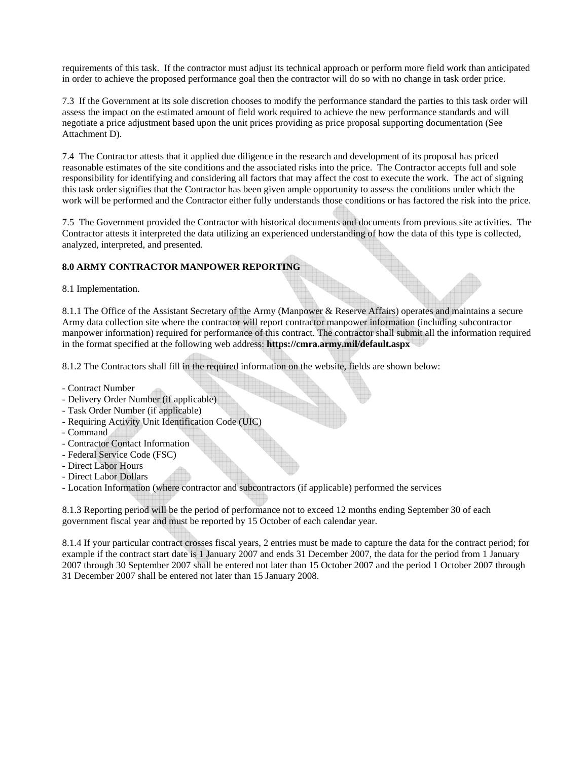requirements of this task. If the contractor must adjust its technical approach or perform more field work than anticipated in order to achieve the proposed performance goal then the contractor will do so with no change in task order price.

7.3 If the Government at its sole discretion chooses to modify the performance standard the parties to this task order will assess the impact on the estimated amount of field work required to achieve the new performance standards and will negotiate a price adjustment based upon the unit prices providing as price proposal supporting documentation (See Attachment D).

7.4 The Contractor attests that it applied due diligence in the research and development of its proposal has priced reasonable estimates of the site conditions and the associated risks into the price. The Contractor accepts full and sole responsibility for identifying and considering all factors that may affect the cost to execute the work. The act of signing this task order signifies that the Contractor has been given ample opportunity to assess the conditions under which the work will be performed and the Contractor either fully understands those conditions or has factored the risk into the price.

7.5 The Government provided the Contractor with historical documents and documents from previous site activities. The Contractor attests it interpreted the data utilizing an experienced understanding of how the data of this type is collected, analyzed, interpreted, and presented.

**8.0 ARMY CONTRACTOR MANPOWER REPORTING**

8.1 Implementation.

8.1.1 The Office of the Assistant Secretary of the Army (Manpower & Reserve Affairs) operates and maintains a secure Army data collection site where the contractor will report contractor manpower information (including subcontractor manpower information) required for performance of this contract. The contractor shall submit all the information required in the format specified at the following web address: **https://cmra.army.mil/default.aspx**

8.1.2 The Contractors shall fill in the required information on the website, fields are shown below:

- Contract Number
- Delivery Order Number (if applicable)
- Task Order Number (if applicable)
- Requiring Activity Unit Identification Code (UIC)
- Command
- Contractor Contact Information
- Federal Service Code (FSC)
- Direct Labor Hours
- Direct Labor Dollars
- Location Information (where contractor and subcontractors (if applicable) performed the services

8.1.3 Reporting period will be the period of performance not to exceed 12 months ending September 30 of each government fiscal year and must be reported by 15 October of each calendar year.

8.1.4 If your particular contract crosses fiscal years, 2 entries must be made to capture the data for the contract period; for example if the contract start date is 1 January 2007 and ends 31 December 2007, the data for the period from 1 January 2007 through 30 September 2007 shall be entered not later than 15 October 2007 and the period 1 October 2007 through 31 December 2007 shall be entered not later than 15 January 2008.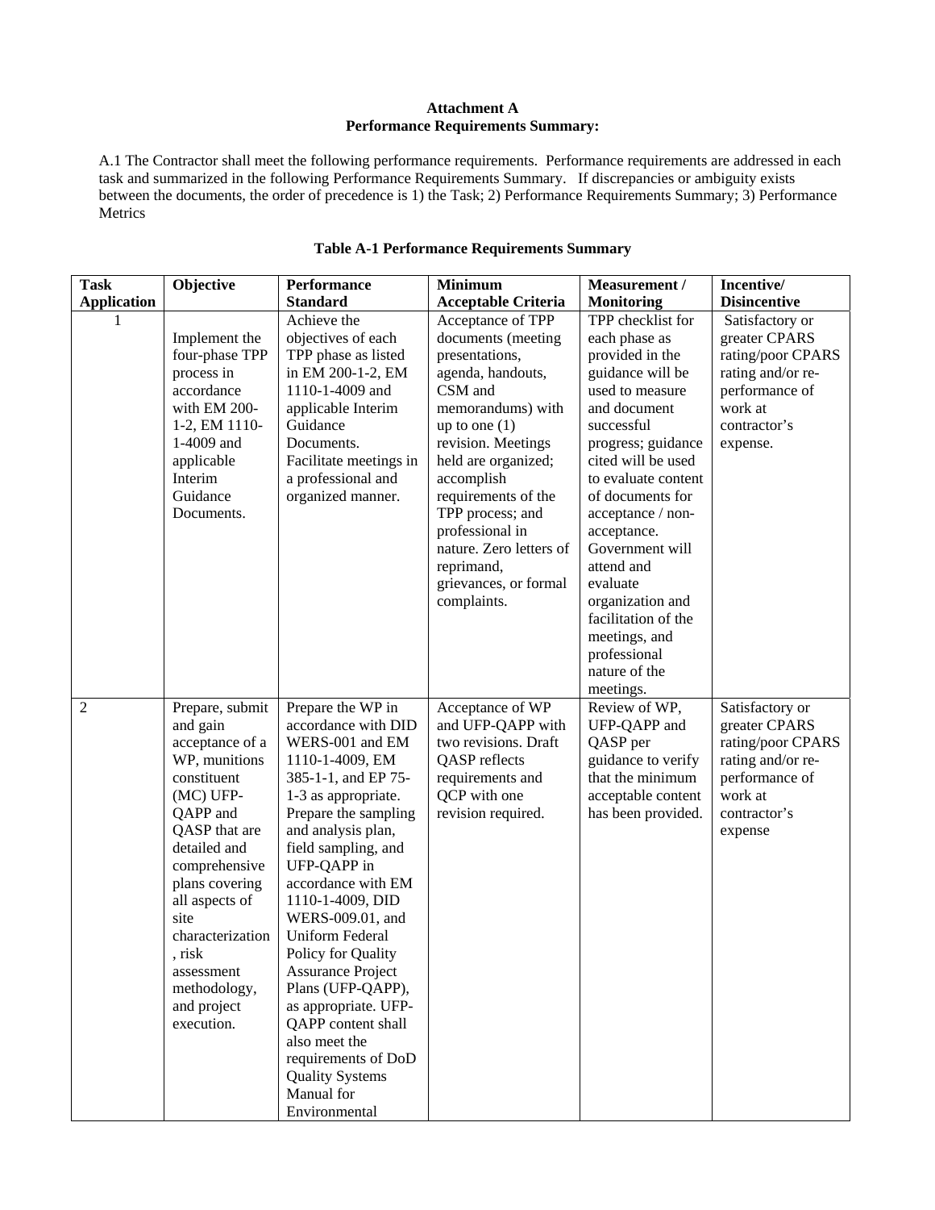**Attachment A**
**Performance Requirements Summary:**

A.1 The Contractor shall meet the following performance requirements. Performance requirements are addressed in each task and summarized in the following Performance Requirements Summary. If discrepancies or ambiguity exists between the documents, the order of precedence is 1) the Task; 2) Performance Requirements Summary; 3) Performance Metrics

**Table A-1 Performance Requirements Summary**

| Task Application | Objective | Performance Standard | Minimum Acceptable Criteria | Measurement / Monitoring | Incentive/ Disincentive |
|---|---|---|---|---|---|
| 1 | Implement the four-phase TPP process in accordance with EM 200-1-2, EM 1110-1-4009 and applicable Interim Guidance Documents. | Achieve the objectives of each TPP phase as listed in EM 200-1-2, EM 1110-1-4009 and applicable Interim Guidance Documents. Facilitate meetings in a professional and organized manner. | Acceptance of TPP documents (meeting presentations, agenda, handouts, CSM and memorandums) with up to one (1) revision. Meetings held are organized; accomplish requirements of the TPP process; and professional in nature. Zero letters of reprimand, grievances, or formal complaints. | TPP checklist for each phase as provided in the guidance will be used to measure and document successful progress; guidance cited will be used to evaluate content of documents for acceptance / non-acceptance. Government will attend and evaluate organization and facilitation of the meetings, and professional nature of the meetings. | Satisfactory or greater CPARS rating/poor CPARS rating and/or re-performance of work at contractor's expense. |
| 2 | Prepare, submit and gain acceptance of a WP, munitions constituent (MC) UFP-QAPP and QASP that are detailed and comprehensive plans covering all aspects of site characterization, risk assessment methodology, and project execution. | Prepare the WP in accordance with DID WERS-001 and EM 1110-1-4009, EM 385-1-1, and EP 75-1-3 as appropriate. Prepare the sampling and analysis plan, field sampling, and UFP-QAPP in accordance with EM 1110-1-4009, DID WERS-009.01, and Uniform Federal Policy for Quality Assurance Project Plans (UFP-QAPP), as appropriate. UFP-QAPP content shall also meet the requirements of DoD Quality Systems Manual for Environmental | Acceptance of WP and UFP-QAPP with two revisions. Draft QASP reflects requirements and QCP with one revision required. | Review of WP, UFP-QAPP and QASP per guidance to verify that the minimum acceptable content has been provided. | Satisfactory or greater CPARS rating/poor CPARS rating and/or re-performance of work at contractor's expense |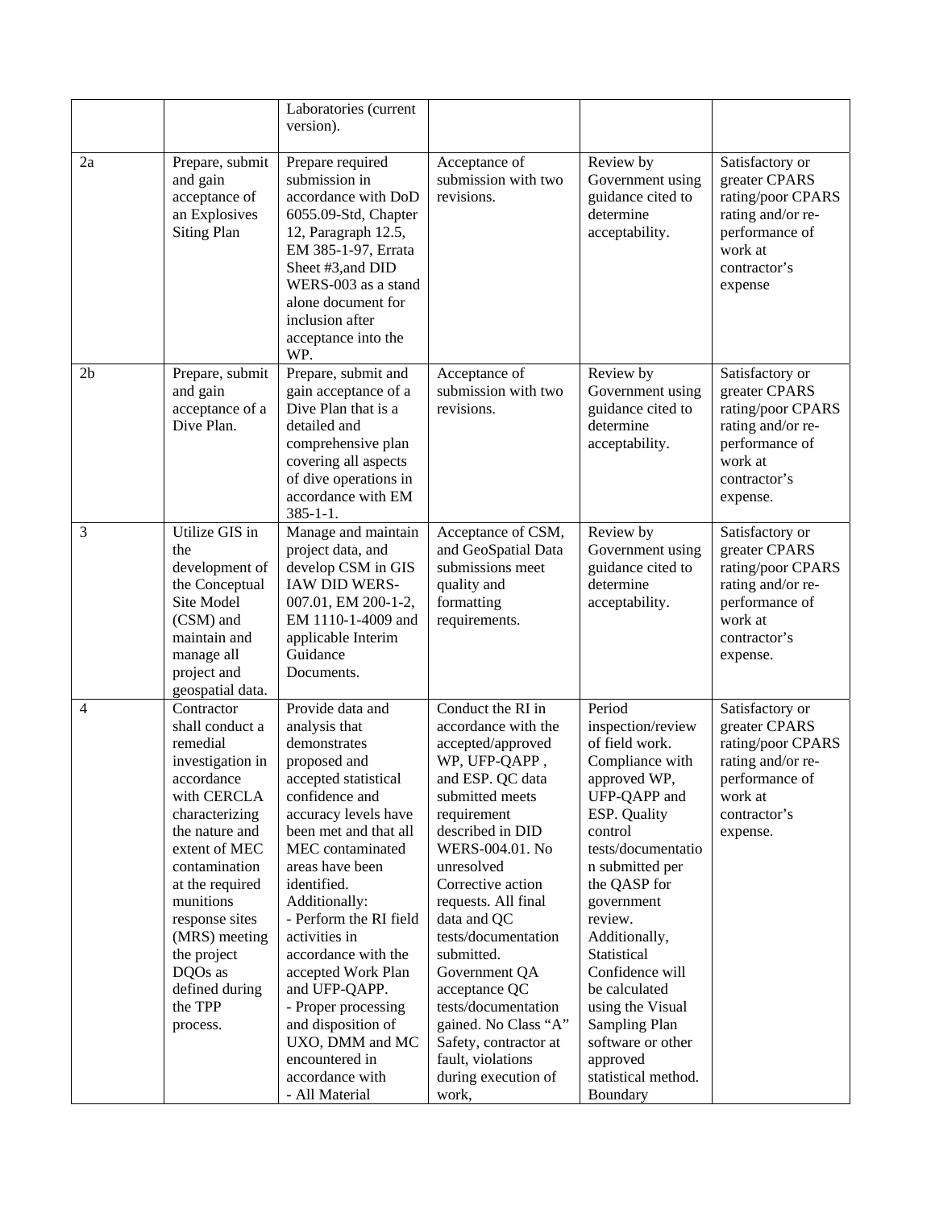| | | | | | |
|---|---|---|---|---|---|
| | | Laboratories (current version). | | | |
| 2a | Prepare, submit and gain acceptance of an Explosives Siting Plan | Prepare required submission in accordance with DoD 6055.09-Std, Chapter 12, Paragraph 12.5, EM 385-1-97, Errata Sheet #3,and DID WERS-003 as a stand alone document for inclusion after acceptance into the WP. | Acceptance of submission with two revisions. | Review by Government using guidance cited to determine acceptability. | Satisfactory or greater CPARS rating/poor CPARS rating and/or re-performance of work at contractor's expense |
| 2b | Prepare, submit and gain acceptance of a Dive Plan. | Prepare, submit and gain acceptance of a Dive Plan that is a detailed and comprehensive plan covering all aspects of dive operations in accordance with EM 385-1-1. | Acceptance of submission with two revisions. | Review by Government using guidance cited to determine acceptability. | Satisfactory or greater CPARS rating/poor CPARS rating and/or re-performance of work at contractor's expense. |
| 3 | Utilize GIS in the development of the Conceptual Site Model (CSM) and maintain and manage all project and geospatial data. | Manage and maintain project data, and develop CSM in GIS IAW DID WERS-007.01, EM 200-1-2, EM 1110-1-4009 and applicable Interim Guidance Documents. | Acceptance of CSM, and GeoSpatial Data submissions meet quality and formatting requirements. | Review by Government using guidance cited to determine acceptability. | Satisfactory or greater CPARS rating/poor CPARS rating and/or re-performance of work at contractor's expense. |
| 4 | Contractor shall conduct a remedial investigation in accordance with CERCLA characterizing the nature and extent of MEC contamination at the required munitions response sites (MRS) meeting the project DQOs as defined during the TPP process. | Provide data and analysis that demonstrates proposed and accepted statistical confidence and accuracy levels have been met and that all MEC contaminated areas have been identified. Additionally:<br>- Perform the RI field activities in accordance with the accepted Work Plan and UFP-QAPP.<br>- Proper processing and disposition of UXO, DMM and MC encountered in accordance with<br>- All Material | Conduct the RI in accordance with the accepted/approved WP, UFP-QAPP , and ESP. QC data submitted meets requirement described in DID WERS-004.01. No unresolved Corrective action requests. All final data and QC tests/documentation submitted. Government QA acceptance QC tests/documentation gained. No Class "A" Safety, contractor at fault, violations during execution of work, | Period inspection/review of field work. Compliance with approved WP, UFP-QAPP and ESP. Quality control tests/documentation submitted per the QASP for government review. Additionally, Statistical Confidence will be calculated using the Visual Sampling Plan software or other approved statistical method. Boundary | Satisfactory or greater CPARS rating/poor CPARS rating and/or re-performance of work at contractor's expense. |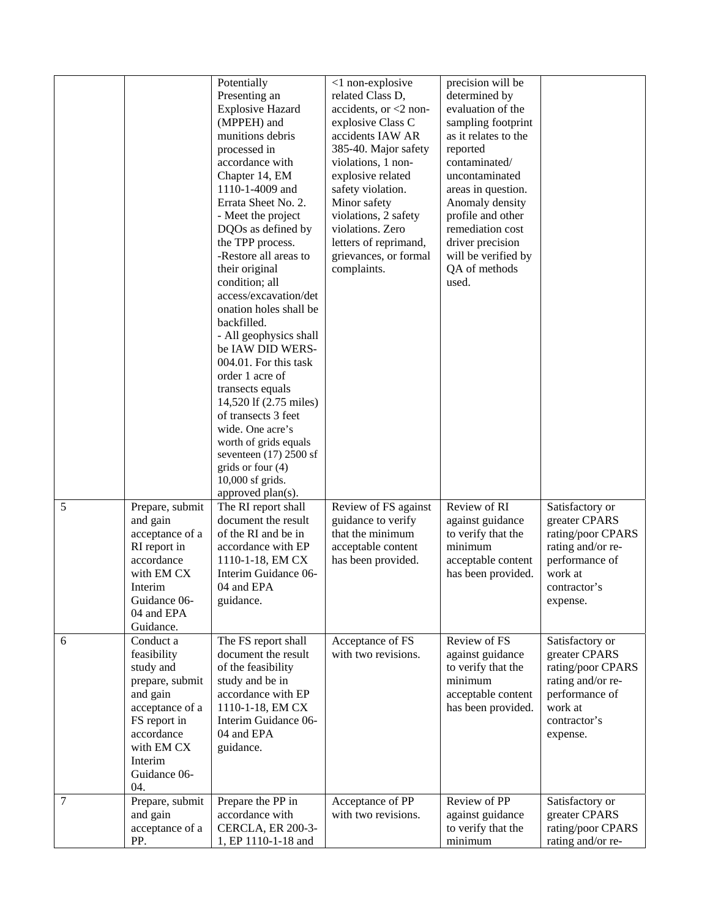| | | Potentially Presenting an Explosive Hazard (MPPEH) and munitions debris processed in accordance with Chapter 14, EM 1110-1-4009 and Errata Sheet No. 2.<br>- Meet the project DQOs as defined by the TPP process.<br>-Restore all areas to their original condition; all access/excavation/detonation holes shall be backfilled.<br>- All geophysics shall be IAW DID WERS-004.01. For this task order 1 acre of transects equals 14,520 lf (2.75 miles) of transects 3 feet wide. One acre's worth of grids equals seventeen (17) 2500 sf grids or four (4) 10,000 sf grids. approved plan(s). | <1 non-explosive related Class D, accidents, or <2 non-explosive Class C accidents IAW AR 385-40. Major safety violations, 1 non-explosive related safety violation. Minor safety violations, 2 safety violations. Zero letters of reprimand, grievances, or formal complaints. | precision will be determined by evaluation of the sampling footprint as it relates to the reported contaminated/ uncontaminated areas in question. Anomaly density profile and other remediation cost driver precision will be verified by QA of methods used. | |
|---|---|---|---|---|---|
| 5 | Prepare, submit and gain acceptance of a RI report in accordance with EM CX Interim Guidance 06-04 and EPA Guidance. | The RI report shall document the result of the RI and be in accordance with EP 1110-1-18, EM CX Interim Guidance 06-04 and EPA guidance. | Review of FS against guidance to verify that the minimum acceptable content has been provided. | Review of RI against guidance to verify that the minimum acceptable content has been provided. | Satisfactory or greater CPARS rating/poor CPARS rating and/or re-performance of work at contractor's expense. |
| 6 | Conduct a feasibility study and prepare, submit and gain acceptance of a FS report in accordance with EM CX Interim Guidance 06-04. | The FS report shall document the result of the feasibility study and be in accordance with EP 1110-1-18, EM CX Interim Guidance 06-04 and EPA guidance. | Acceptance of FS with two revisions. | Review of FS against guidance to verify that the minimum acceptable content has been provided. | Satisfactory or greater CPARS rating/poor CPARS rating and/or re-performance of work at contractor's expense. |
| 7 | Prepare, submit and gain acceptance of a PP. | Prepare the PP in accordance with CERCLA, ER 200-3-1, EP 1110-1-18 and | Acceptance of PP with two revisions. | Review of PP against guidance to verify that the minimum | Satisfactory or greater CPARS rating/poor CPARS rating and/or re- |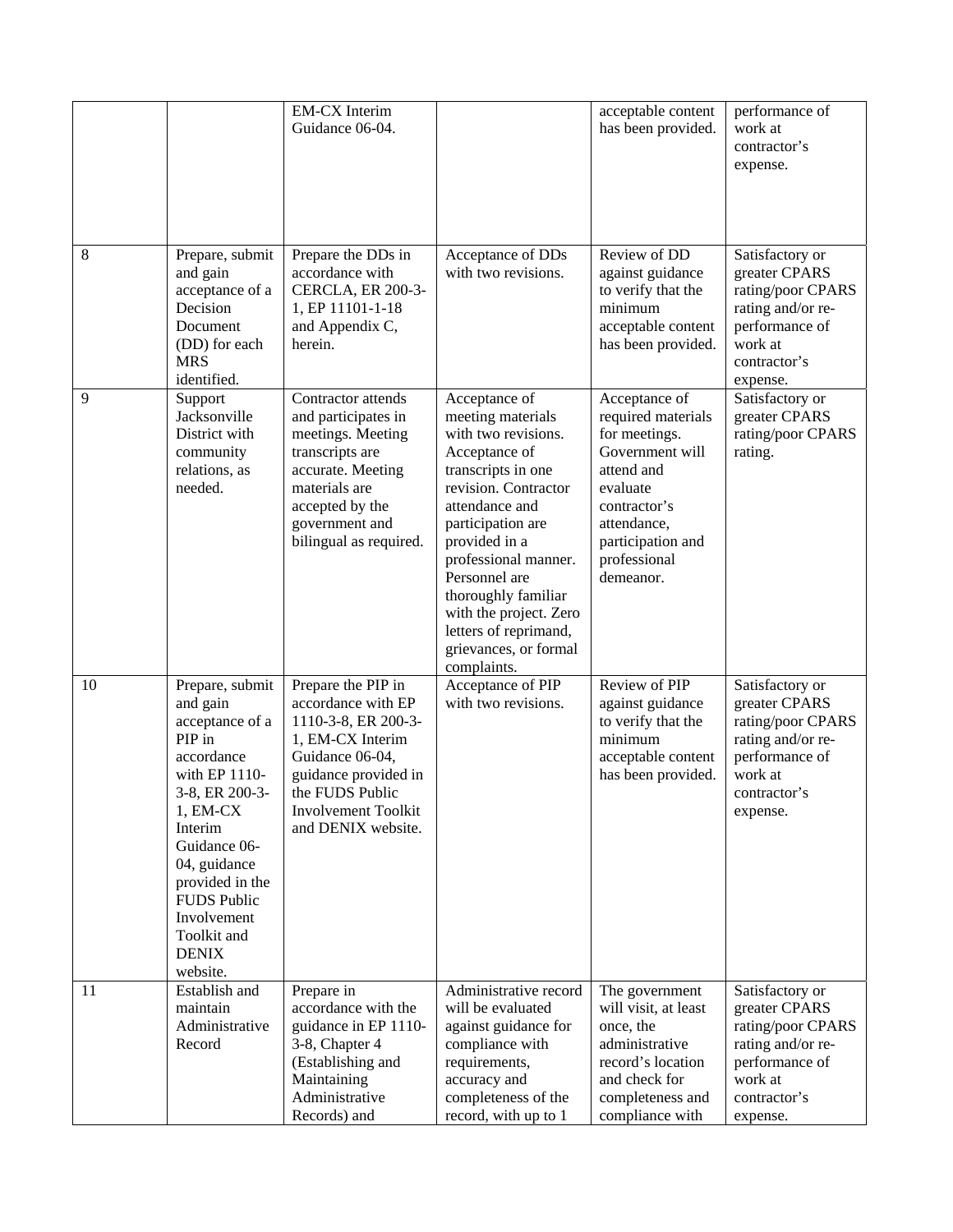| | | | | | |
|---|---|---|---|---|---|
| | | EM-CX Interim Guidance 06-04. | | acceptable content has been provided. | performance of work at contractor's expense. |
| 8 | Prepare, submit and gain acceptance of a Decision Document (DD) for each MRS identified. | Prepare the DDs in accordance with CERCLA, ER 200-3-1, EP 11101-1-18 and Appendix C, herein. | Acceptance of DDs with two revisions. | Review of DD against guidance to verify that the minimum acceptable content has been provided. | Satisfactory or greater CPARS rating/poor CPARS rating and/or re-performance of work at contractor's expense. |
| 9 | Support Jacksonville District with community relations, as needed. | Contractor attends and participates in meetings. Meeting transcripts are accurate. Meeting materials are accepted by the government and bilingual as required. | Acceptance of meeting materials with two revisions. Acceptance of transcripts in one revision. Contractor attendance and participation are provided in a professional manner. Personnel are thoroughly familiar with the project. Zero letters of reprimand, grievances, or formal complaints. | Acceptance of required materials for meetings. Government will attend and evaluate contractor's attendance, participation and professional demeanor. | Satisfactory or greater CPARS rating/poor CPARS rating. |
| 10 | Prepare, submit and gain acceptance of a PIP in accordance with EP 1110-3-8, ER 200-3-1, EM-CX Interim Guidance 06-04, guidance provided in the FUDS Public Involvement Toolkit and DENIX website. | Prepare the PIP in accordance with EP 1110-3-8, ER 200-3-1, EM-CX Interim Guidance 06-04, guidance provided in the FUDS Public Involvement Toolkit and DENIX website. | Acceptance of PIP with two revisions. | Review of PIP against guidance to verify that the minimum acceptable content has been provided. | Satisfactory or greater CPARS rating/poor CPARS rating and/or re-performance of work at contractor's expense. |
| 11 | Establish and maintain Administrative Record | Prepare in accordance with the guidance in EP 1110-3-8, Chapter 4 (Establishing and Maintaining Administrative Records) and | Administrative record will be evaluated against guidance for compliance with requirements, accuracy and completeness of the record, with up to 1 | The government will visit, at least once, the administrative record's location and check for completeness and compliance with | Satisfactory or greater CPARS rating/poor CPARS rating and/or re-performance of work at contractor's expense. |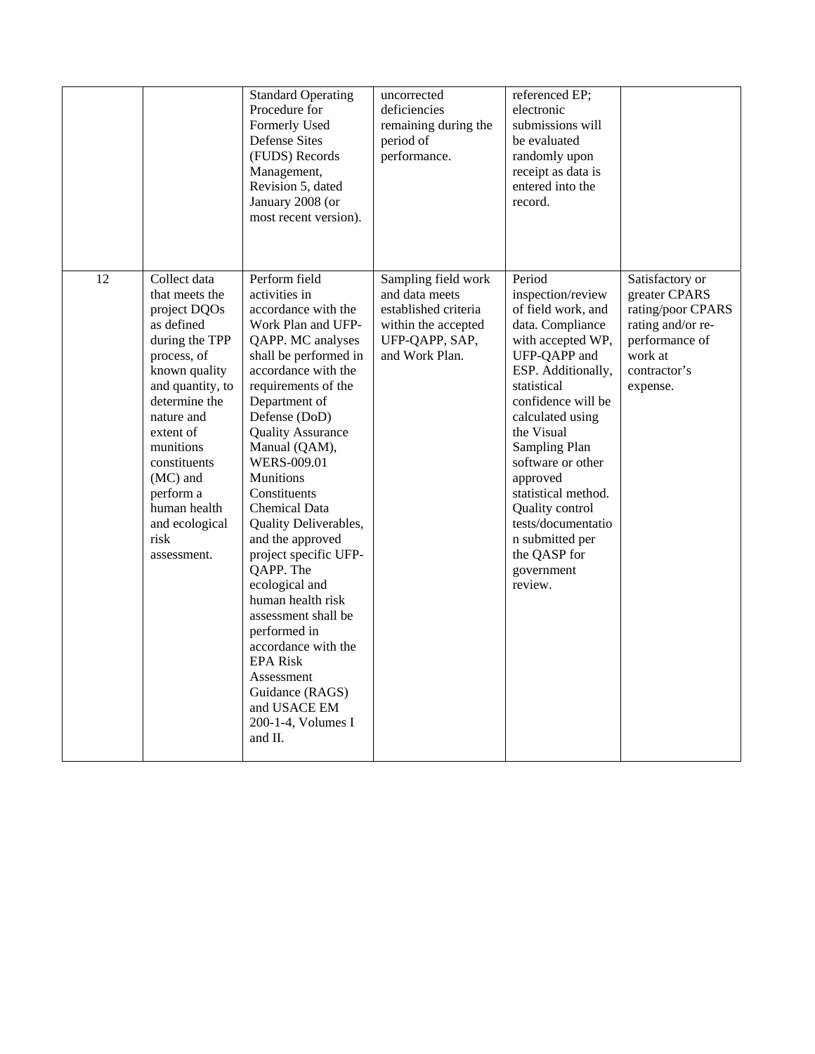| | | | | | |
|---|---|---|---|---|---|
| | | Standard Operating Procedure for Formerly Used Defense Sites (FUDS) Records Management, Revision 5, dated January 2008 (or most recent version). | uncorrected deficiencies remaining during the period of performance. | referenced EP; electronic submissions will be evaluated randomly upon receipt as data is entered into the record. | |
| 12 | Collect data that meets the project DQOs as defined during the TPP process, of known quality and quantity, to determine the nature and extent of munitions constituents (MC) and perform a human health and ecological risk assessment. | Perform field activities in accordance with the Work Plan and UFP-QAPP. MC analyses shall be performed in accordance with the requirements of the Department of Defense (DoD) Quality Assurance Manual (QAM), WERS-009.01 Munitions Constituents Chemical Data Quality Deliverables, and the approved project specific UFP-QAPP. The ecological and human health risk assessment shall be performed in accordance with the EPA Risk Assessment Guidance (RAGS) and USACE EM 200-1-4, Volumes I and II. | Sampling field work and data meets established criteria within the accepted UFP-QAPP, SAP, and Work Plan. | Period inspection/review of field work, and data. Compliance with accepted WP, UFP-QAPP and ESP. Additionally, statistical confidence will be calculated using the Visual Sampling Plan software or other approved statistical method. Quality control tests/documentation submitted per the QASP for government review. | Satisfactory or greater CPARS rating/poor CPARS rating and/or re-performance of work at contractor's expense. |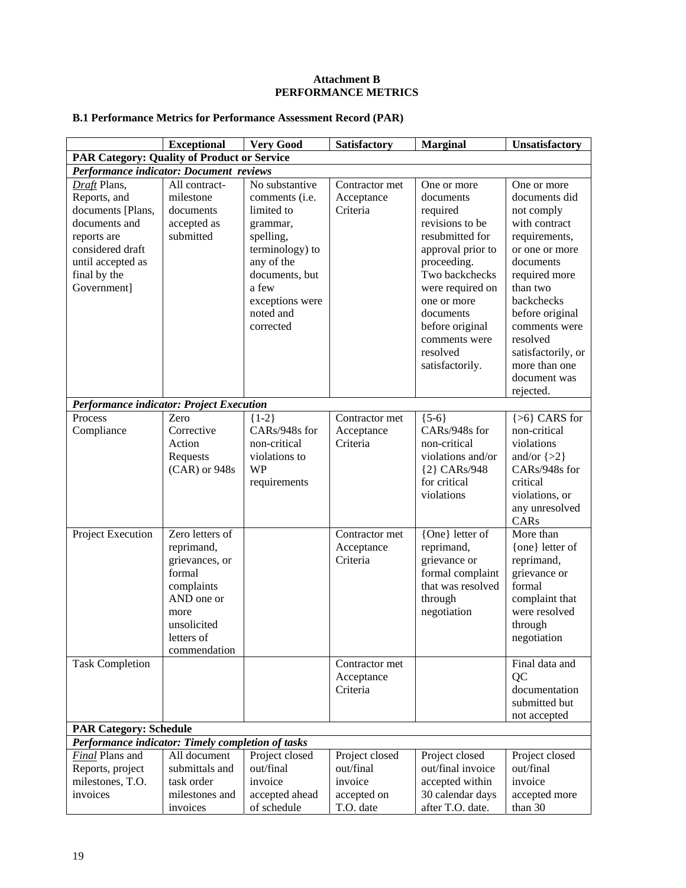**Attachment B**
**PERFORMANCE METRICS**

**B.1 Performance Metrics for Performance Assessment Record (PAR)**

| | Exceptional | Very Good | Satisfactory | Marginal | Unsatisfactory |
|---|---|---|---|---|---|
| **PAR Category: Quality of Product or Service** | | | | | |
| ***Performance indicator: Document reviews*** | | | | | |
| *Draft* Plans, Reports, and documents [Plans, documents and reports are considered draft until accepted as final by the Government] | All contract-milestone documents accepted as submitted | No substantive comments (i.e. limited to grammar, spelling, terminology) to any of the documents, but a few exceptions were noted and corrected | Contractor met Acceptance Criteria | One or more documents required revisions to be resubmitted for approval prior to proceeding. Two backchecks were required on one or more documents before original comments were resolved satisfactorily. | One or more documents did not comply with contract requirements, or one or more documents required more than two backchecks before original comments were resolved satisfactorily, or more than one document was rejected. |
| ***Performance indicator: Project Execution*** | | | | | |
| Process Compliance | Zero Corrective Action Requests (CAR) or 948s | {1-2} CARs/948s for non-critical violations to WP requirements | Contractor met Acceptance Criteria | {5-6} CARs/948s for non-critical violations and/or {2} CARs/948 for critical violations | {>6} CARS for non-critical violations and/or {>2} CARs/948s for critical violations, or any unresolved CARs |
| Project Execution | Zero letters of reprimand, grievances, or formal complaints AND one or more unsolicited letters of commendation | | Contractor met Acceptance Criteria | {One} letter of reprimand, grievance or formal complaint that was resolved through negotiation | More than {one} letter of reprimand, grievance or formal complaint that were resolved through negotiation |
| Task Completion | | | Contractor met Acceptance Criteria | | Final data and QC documentation submitted but not accepted |
| **PAR Category: Schedule** | | | | | |
| ***Performance indicator: Timely completion of tasks*** | | | | | |
| *Final* Plans and Reports, project milestones, T.O. invoices | All document submittals and task order milestones and invoices | Project closed out/final invoice accepted ahead of schedule | Project closed out/final invoice accepted on T.O. date | Project closed out/final invoice accepted within 30 calendar days after T.O. date. | Project closed out/final invoice accepted more than 30 |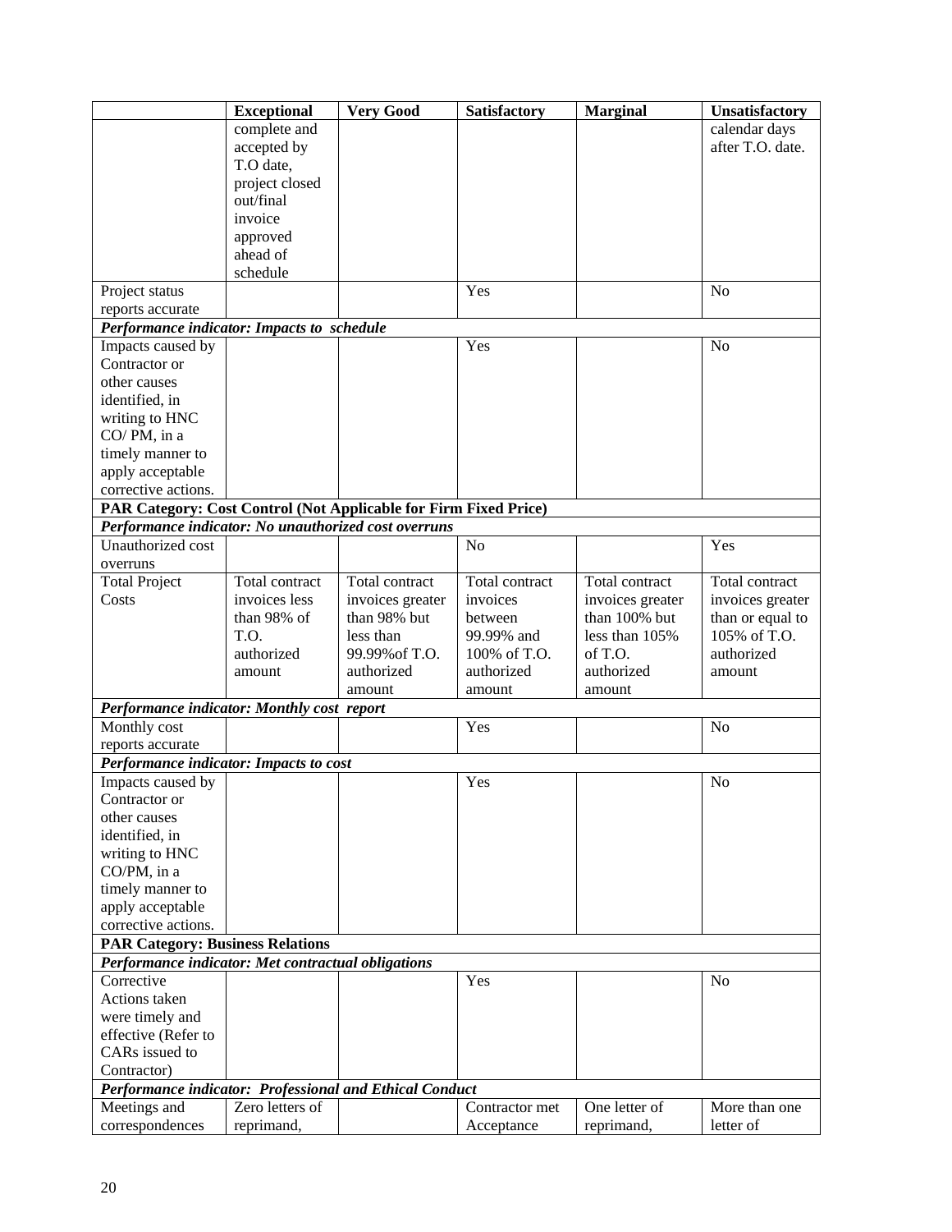| | Exceptional | Very Good | Satisfactory | Marginal | Unsatisfactory |
|---|---|---|---|---|---|
| | complete and accepted by T.O date, project closed out/final invoice approved ahead of schedule | | | | calendar days after T.O. date. |
| Project status reports accurate | | | Yes | | No |
| ***Performance indicator: Impacts to schedule*** | | | | | |
| Impacts caused by Contractor or other causes identified, in writing to HNC CO/ PM, in a timely manner to apply acceptable corrective actions. | | | Yes | | No |
| **PAR Category: Cost Control (Not Applicable for Firm Fixed Price)** | | | | | |
| ***Performance indicator: No unauthorized cost overruns*** | | | | | |
| Unauthorized cost overruns | | | No | | Yes |
| Total Project Costs | Total contract invoices less than 98% of T.O. authorized amount | Total contract invoices greater than 98% but less than 99.99%of T.O. authorized amount | Total contract invoices between 99.99% and 100% of T.O. authorized amount | Total contract invoices greater than 100% but less than 105% of T.O. authorized amount | Total contract invoices greater than or equal to 105% of T.O. authorized amount |
| ***Performance indicator: Monthly cost report*** | | | | | |
| Monthly cost reports accurate | | | Yes | | No |
| ***Performance indicator: Impacts to cost*** | | | | | |
| Impacts caused by Contractor or other causes identified, in writing to HNC CO/PM, in a timely manner to apply acceptable corrective actions. | | | Yes | | No |
| **PAR Category: Business Relations** | | | | | |
| ***Performance indicator: Met contractual obligations*** | | | | | |
| Corrective Actions taken were timely and effective (Refer to CARs issued to Contractor) | | | Yes | | No |
| ***Performance indicator: Professional and Ethical Conduct*** | | | | | |
| Meetings and correspondences | Zero letters of reprimand, | | Contractor met Acceptance | One letter of reprimand, | More than one letter of |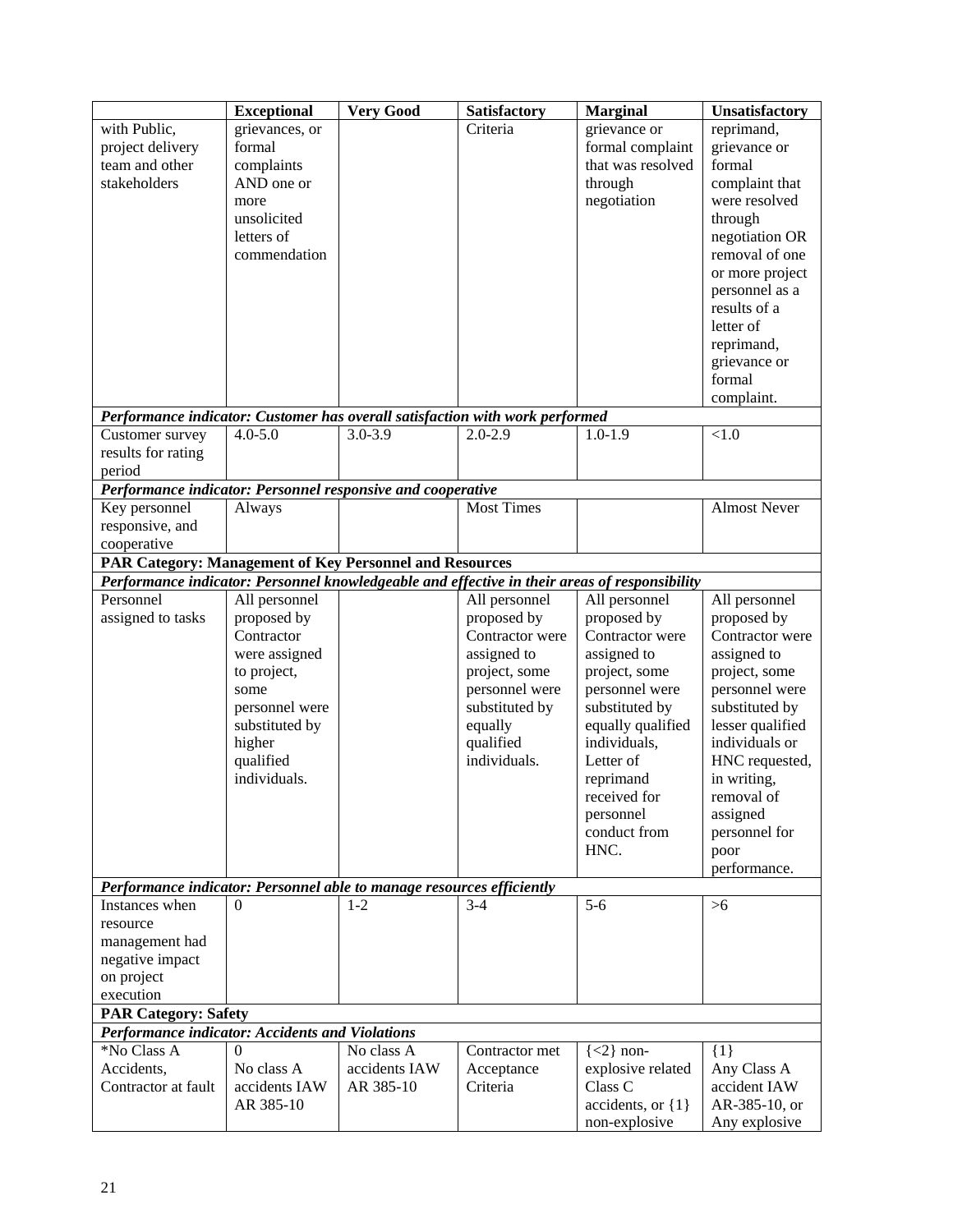| | Exceptional | Very Good | Satisfactory | Marginal | Unsatisfactory |
|---|---|---|---|---|---|
| with Public, project delivery team and other stakeholders | grievances, or formal complaints AND one or more unsolicited letters of commendation | | Criteria | grievance or formal complaint that was resolved through negotiation | reprimand, grievance or formal complaint that were resolved through negotiation OR removal of one or more project personnel as a results of a letter of reprimand, grievance or formal complaint. |
| ***Performance indicator: Customer has overall satisfaction with work performed*** | | | | | |
| Customer survey results for rating period | 4.0-5.0 | 3.0-3.9 | 2.0-2.9 | 1.0-1.9 | <1.0 |
| ***Performance indicator: Personnel responsive and cooperative*** | | | | | |
| Key personnel responsive, and cooperative | Always | | Most Times | | Almost Never |
| **PAR Category: Management of Key Personnel and Resources** | | | | | |
| ***Performance indicator: Personnel knowledgeable and effective in their areas of responsibility*** | | | | | |
| Personnel assigned to tasks | All personnel proposed by Contractor were assigned to project, some personnel were substituted by higher qualified individuals. | | All personnel proposed by Contractor were assigned to project, some personnel were substituted by equally qualified individuals. | All personnel proposed by Contractor were assigned to project, some personnel were substituted by equally qualified individuals, Letter of reprimand received for personnel conduct from HNC. | All personnel proposed by Contractor were assigned to project, some personnel were substituted by lesser qualified individuals or HNC requested, in writing, removal of assigned personnel for poor performance. |
| ***Performance indicator: Personnel able to manage resources efficiently*** | | | | | |
| Instances when resource management had negative impact on project execution | 0 | 1-2 | 3-4 | 5-6 | >6 |
| **PAR Category: Safety** | | | | | |
| ***Performance indicator: Accidents and Violations*** | | | | | |
| *No Class A Accidents, Contractor at fault | 0 No class A accidents IAW AR 385-10 | No class A accidents IAW AR 385-10 | Contractor met Acceptance Criteria | {<2} non-explosive related Class C accidents, or {1} non-explosive | {1} Any Class A accident IAW AR-385-10, or Any explosive |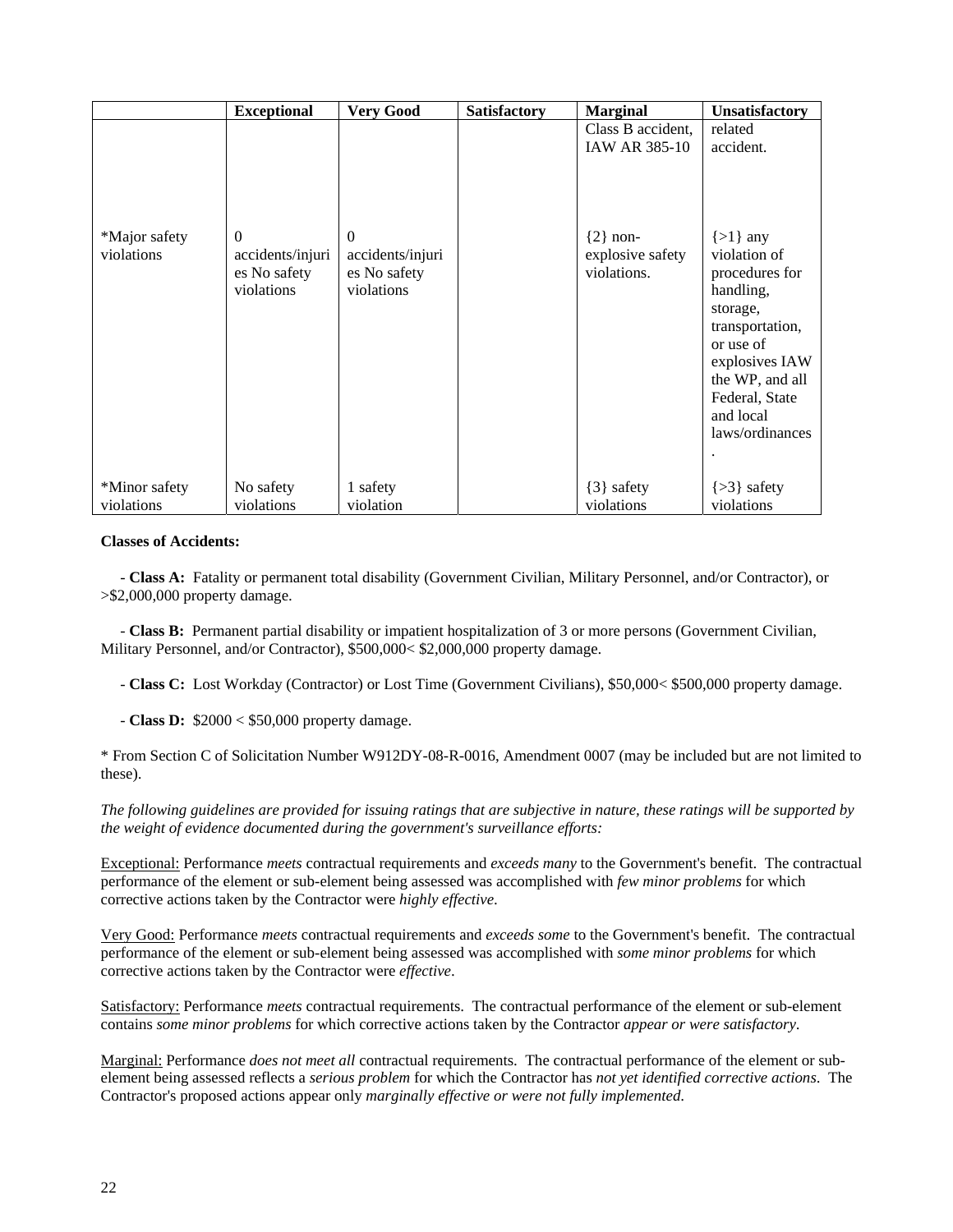| | Exceptional | Very Good | Satisfactory | Marginal | Unsatisfactory |
|---|---|---|---|---|---|
| | | | | Class B accident, IAW AR 385-10 | related accident. |
| *Major safety violations | 0 accidents/injuries No safety violations | 0 accidents/injuries No safety violations | | {2} non-explosive safety violations. | {>1} any violation of procedures for handling, storage, transportation, or use of explosives IAW the WP, and all Federal, State and local laws/ordinances. |
| *Minor safety violations | No safety violations | 1 safety violation | | {3} safety violations | {>3} safety violations |

**Classes of Accidents:**

- **Class A:** Fatality or permanent total disability (Government Civilian, Military Personnel, and/or Contractor), or >$2,000,000 property damage.

- **Class B:** Permanent partial disability or impatient hospitalization of 3 or more persons (Government Civilian, Military Personnel, and/or Contractor), $500,000< $2,000,000 property damage.

- **Class C:** Lost Workday (Contractor) or Lost Time (Government Civilians), $50,000< $500,000 property damage.

- **Class D:** $2000 < $50,000 property damage.

* From Section C of Solicitation Number W912DY-08-R-0016, Amendment 0007 (may be included but are not limited to these).

*The following guidelines are provided for issuing ratings that are subjective in nature, these ratings will be supported by the weight of evidence documented during the government's surveillance efforts:*

Exceptional: Performance *meets* contractual requirements and *exceeds many* to the Government's benefit. The contractual performance of the element or sub-element being assessed was accomplished with *few minor problems* for which corrective actions taken by the Contractor were *highly effective*.

Very Good: Performance *meets* contractual requirements and *exceeds some* to the Government's benefit. The contractual performance of the element or sub-element being assessed was accomplished with *some minor problems* for which corrective actions taken by the Contractor were *effective*.

Satisfactory: Performance *meets* contractual requirements. The contractual performance of the element or sub-element contains *some minor problems* for which corrective actions taken by the Contractor *appear or were satisfactory*.

Marginal: Performance *does not meet all* contractual requirements. The contractual performance of the element or sub-element being assessed reflects a *serious problem* for which the Contractor has *not yet identified corrective actions*. The Contractor's proposed actions appear only *marginally effective or were not fully implemented.*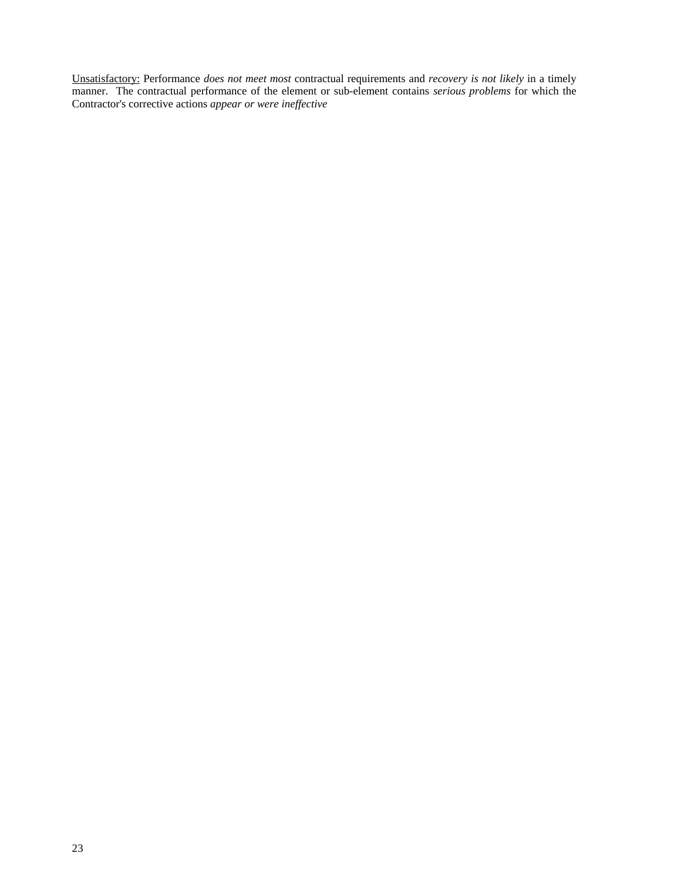<u>Unsatisfactory:</u> Performance *does not meet most* contractual requirements and *recovery is not likely* in a timely manner. The contractual performance of the element or sub-element contains *serious problems* for which the Contractor's corrective actions *appear or were ineffective*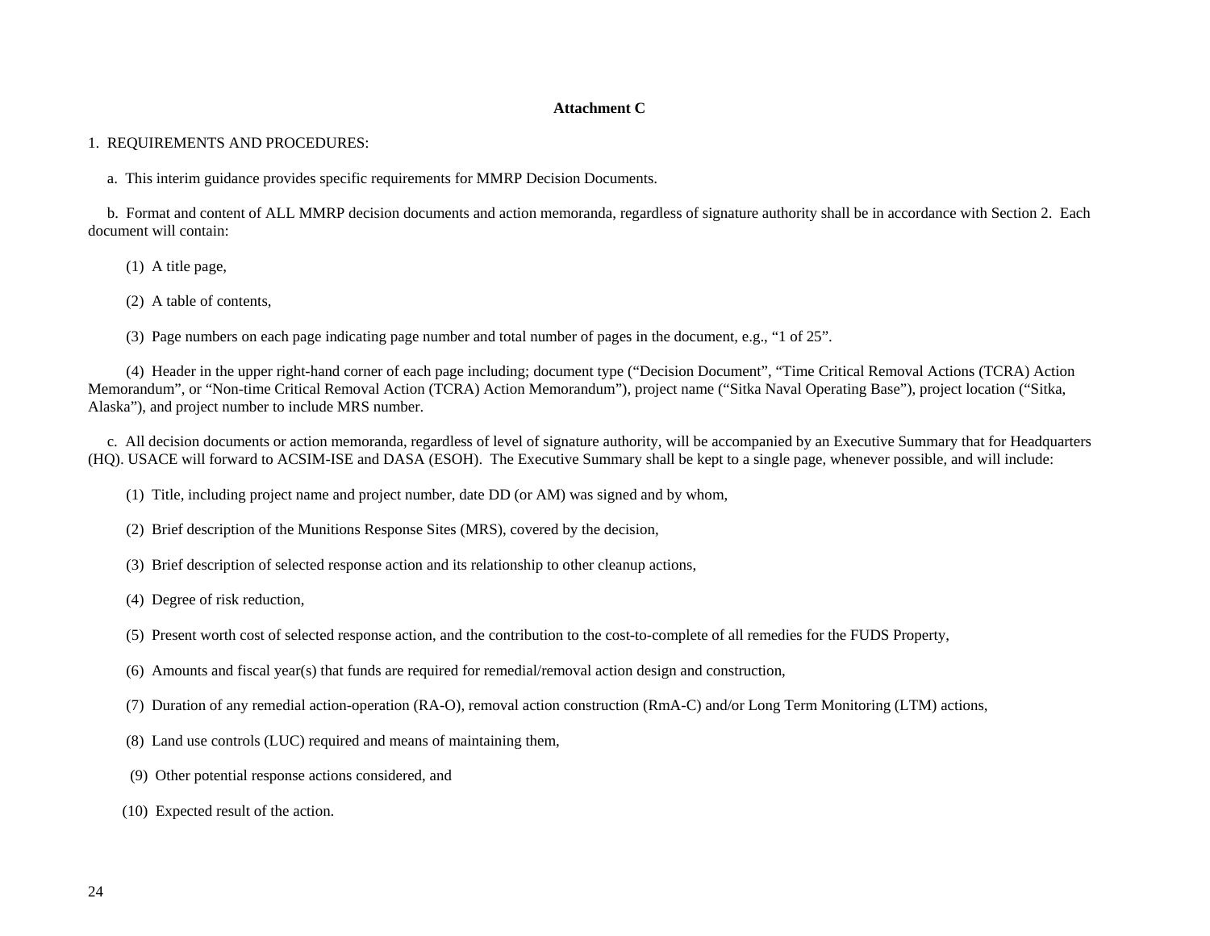**Attachment C**

1. REQUIREMENTS AND PROCEDURES:

a. This interim guidance provides specific requirements for MMRP Decision Documents.

b. Format and content of ALL MMRP decision documents and action memoranda, regardless of signature authority shall be in accordance with Section 2. Each document will contain:

(1) A title page,

(2) A table of contents,

(3) Page numbers on each page indicating page number and total number of pages in the document, e.g., "1 of 25".

(4) Header in the upper right-hand corner of each page including; document type ("Decision Document", "Time Critical Removal Actions (TCRA) Action Memorandum", or "Non-time Critical Removal Action (TCRA) Action Memorandum"), project name ("Sitka Naval Operating Base"), project location ("Sitka, Alaska"), and project number to include MRS number.

c. All decision documents or action memoranda, regardless of level of signature authority, will be accompanied by an Executive Summary that for Headquarters (HQ). USACE will forward to ACSIM-ISE and DASA (ESOH). The Executive Summary shall be kept to a single page, whenever possible, and will include:

(1) Title, including project name and project number, date DD (or AM) was signed and by whom,

(2) Brief description of the Munitions Response Sites (MRS), covered by the decision,

(3) Brief description of selected response action and its relationship to other cleanup actions,

(4) Degree of risk reduction,

(5) Present worth cost of selected response action, and the contribution to the cost-to-complete of all remedies for the FUDS Property,

(6) Amounts and fiscal year(s) that funds are required for remedial/removal action design and construction,

(7) Duration of any remedial action-operation (RA-O), removal action construction (RmA-C) and/or Long Term Monitoring (LTM) actions,

(8) Land use controls (LUC) required and means of maintaining them,

(9) Other potential response actions considered, and

(10) Expected result of the action.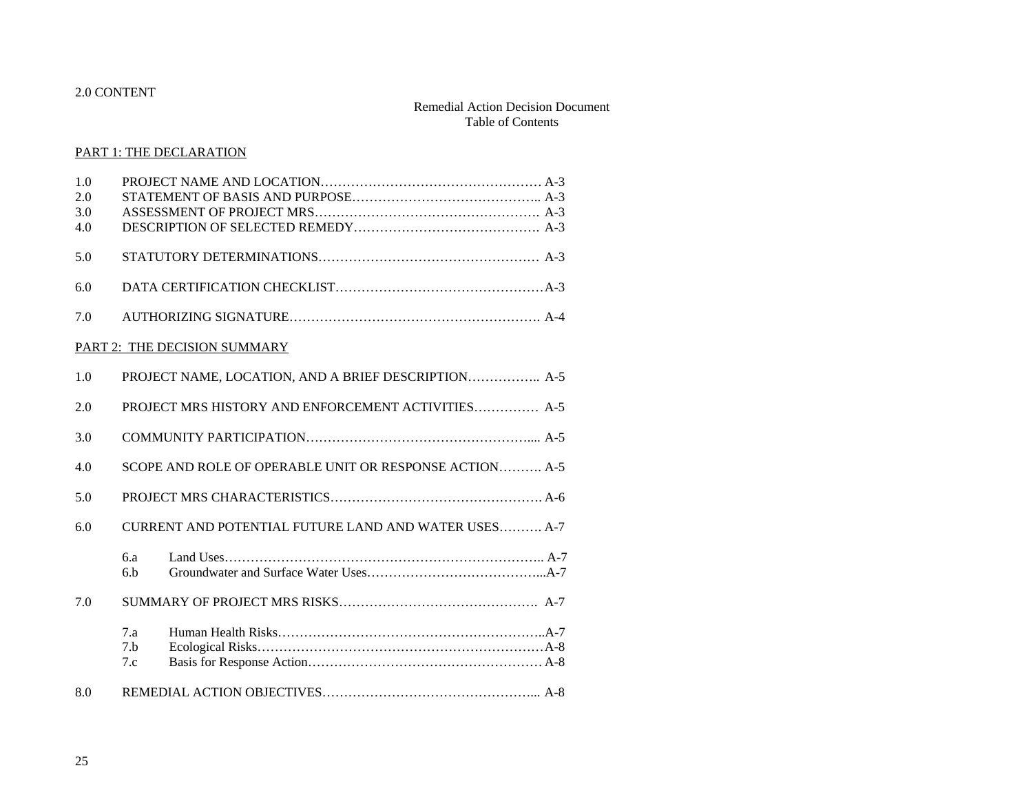2.0 CONTENT

Remedial Action Decision Document
Table of Contents

PART 1: THE DECLARATION

1.0 PROJECT NAME AND LOCATION…………………………………………… A-3
2.0 STATEMENT OF BASIS AND PURPOSE…………………………………….. A-3
3.0 ASSESSMENT OF PROJECT MRS……………………………………………. A-3
4.0 DESCRIPTION OF SELECTED REMEDY……………………………………. A-3

5.0 STATUTORY DETERMINATIONS…………………………………………… A-3

6.0 DATA CERTIFICATION CHECKLIST…………………………………………A-3

7.0 AUTHORIZING SIGNATURE…………………………………………………. A-4

PART 2: THE DECISION SUMMARY

1.0 PROJECT NAME, LOCATION, AND A BRIEF DESCRIPTION…………….. A-5

2.0 PROJECT MRS HISTORY AND ENFORCEMENT ACTIVITIES………….. A-5

3.0 COMMUNITY PARTICIPATION……………………………………………... A-5

4.0 SCOPE AND ROLE OF OPERABLE UNIT OR RESPONSE ACTION………. A-5

5.0 PROJECT MRS CHARACTERISTICS…………………………………………. A-6

6.0 CURRENT AND POTENTIAL FUTURE LAND AND WATER USES………. A-7

- 6.a Land Uses……………………………………………………………….. A-7
- 6.b Groundwater and Surface Water Uses…………………………………...A-7

7.0 SUMMARY OF PROJECT MRS RISKS………………………………………. A-7

- 7.a Human Health Risks……………………………………………………..A-7
- 7.b Ecological Risks…………………………………………………………A-8
- 7.c Basis for Response Action……………………………………………… A-8

8.0 REMEDIAL ACTION OBJECTIVES…………………………………………... A-8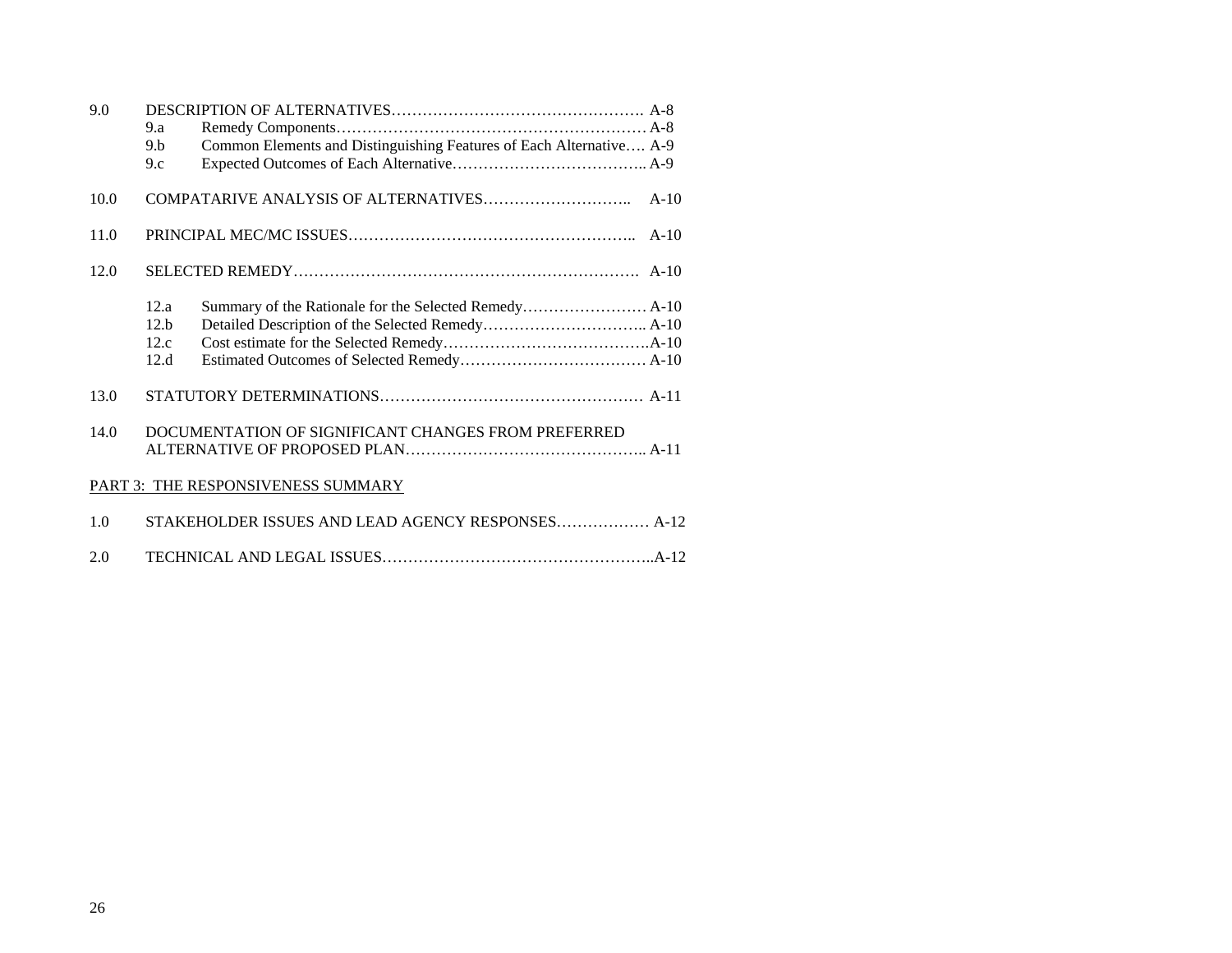9.0 DESCRIPTION OF ALTERNATIVES…………………………………………. A-8

- 9.a Remedy Components…………………………………………………… A-8
- 9.b Common Elements and Distinguishing Features of Each Alternative…. A-9
- 9.c Expected Outcomes of Each Alternative……………………………….. A-9

10.0 COMPATARIVE ANALYSIS OF ALTERNATIVES……………………….. A-10

11.0 PRINCIPAL MEC/MC ISSUES…………………………………………….. A-10

12.0 SELECTED REMEDY………………………………………………………. A-10

- 12.a Summary of the Rationale for the Selected Remedy…………………… A-10
- 12.b Detailed Description of the Selected Remedy………………………….. A-10
- 12.c Cost estimate for the Selected Remedy………………………………….A-10
- 12.d Estimated Outcomes of Selected Remedy………………………………. A-10

13.0 STATUTORY DETERMINATIONS…………………………………………… A-11

14.0 DOCUMENTATION OF SIGNIFICANT CHANGES FROM PREFERRED ALTERNATIVE OF PROPOSED PLAN……………………………………….. A-11

PART 3: THE RESPONSIVENESS SUMMARY

1.0 STAKEHOLDER ISSUES AND LEAD AGENCY RESPONSES……………… A-12

2.0 TECHNICAL AND LEGAL ISSUES……………………………………………..A-12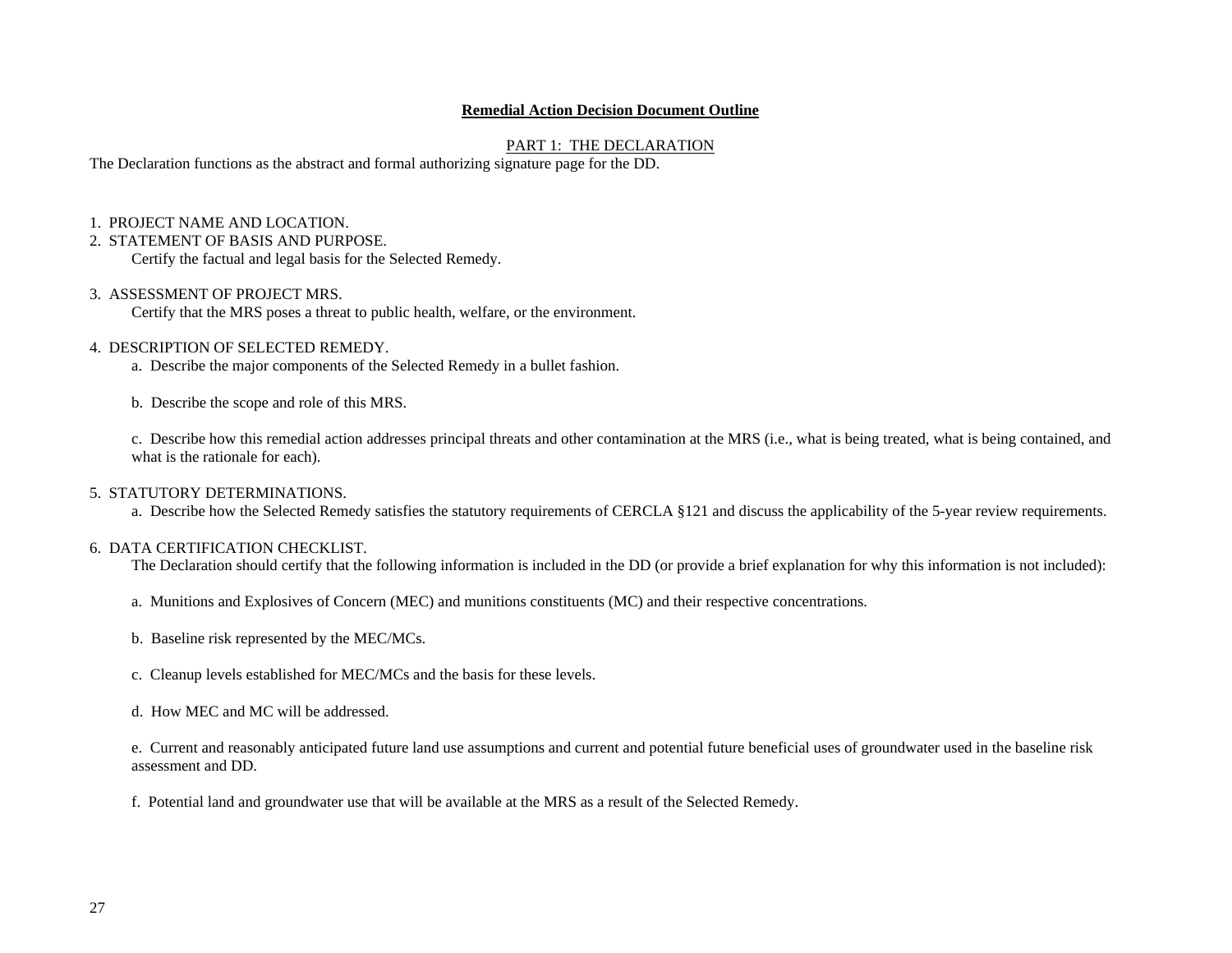# Remedial Action Decision Document Outline

## PART 1: THE DECLARATION

The Declaration functions as the abstract and formal authorizing signature page for the DD.

1. PROJECT NAME AND LOCATION.
2. STATEMENT OF BASIS AND PURPOSE.

   Certify the factual and legal basis for the Selected Remedy.

3. ASSESSMENT OF PROJECT MRS.

   Certify that the MRS poses a threat to public health, welfare, or the environment.

4. DESCRIPTION OF SELECTED REMEDY.

   a. Describe the major components of the Selected Remedy in a bullet fashion.

   b. Describe the scope and role of this MRS.

   c. Describe how this remedial action addresses principal threats and other contamination at the MRS (i.e., what is being treated, what is being contained, and what is the rationale for each).

5. STATUTORY DETERMINATIONS.

   a. Describe how the Selected Remedy satisfies the statutory requirements of CERCLA §121 and discuss the applicability of the 5-year review requirements.

6. DATA CERTIFICATION CHECKLIST.

   The Declaration should certify that the following information is included in the DD (or provide a brief explanation for why this information is not included):

   a. Munitions and Explosives of Concern (MEC) and munitions constituents (MC) and their respective concentrations.

   b. Baseline risk represented by the MEC/MCs.

   c. Cleanup levels established for MEC/MCs and the basis for these levels.

   d. How MEC and MC will be addressed.

   e. Current and reasonably anticipated future land use assumptions and current and potential future beneficial uses of groundwater used in the baseline risk assessment and DD.

   f. Potential land and groundwater use that will be available at the MRS as a result of the Selected Remedy.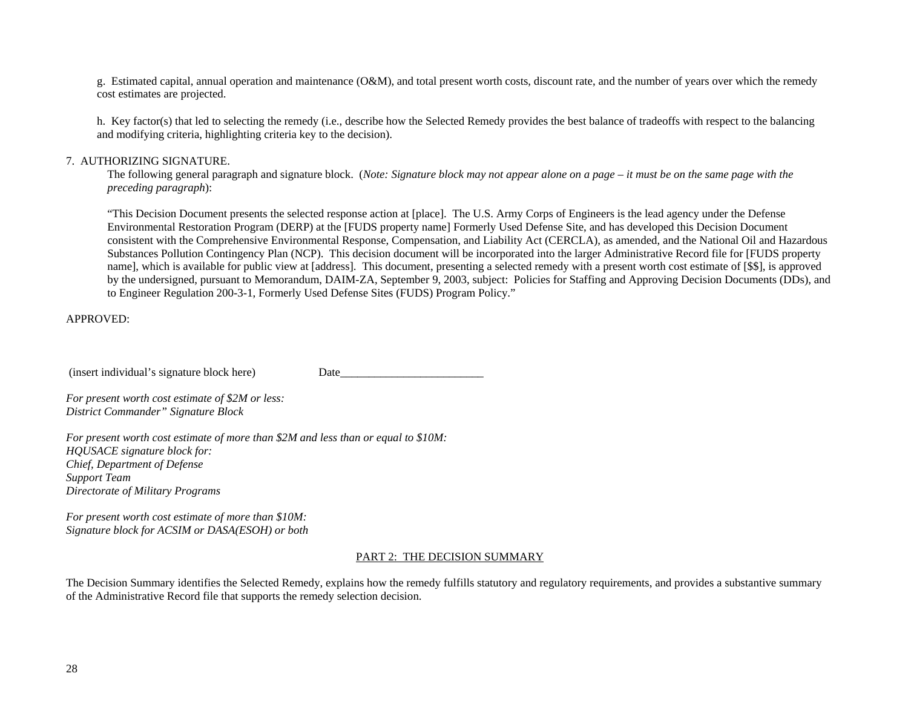g. Estimated capital, annual operation and maintenance (O&M), and total present worth costs, discount rate, and the number of years over which the remedy cost estimates are projected.

h. Key factor(s) that led to selecting the remedy (i.e., describe how the Selected Remedy provides the best balance of tradeoffs with respect to the balancing and modifying criteria, highlighting criteria key to the decision).

7. AUTHORIZING SIGNATURE.

The following general paragraph and signature block. (*Note: Signature block may not appear alone on a page – it must be on the same page with the preceding paragraph*):

"This Decision Document presents the selected response action at [place]. The U.S. Army Corps of Engineers is the lead agency under the Defense Environmental Restoration Program (DERP) at the [FUDS property name] Formerly Used Defense Site, and has developed this Decision Document consistent with the Comprehensive Environmental Response, Compensation, and Liability Act (CERCLA), as amended, and the National Oil and Hazardous Substances Pollution Contingency Plan (NCP). This decision document will be incorporated into the larger Administrative Record file for [FUDS property name], which is available for public view at [address]. This document, presenting a selected remedy with a present worth cost estimate of [$$], is approved by the undersigned, pursuant to Memorandum, DAIM-ZA, September 9, 2003, subject: Policies for Staffing and Approving Decision Documents (DDs), and to Engineer Regulation 200-3-1, Formerly Used Defense Sites (FUDS) Program Policy."

APPROVED:

(insert individual's signature block here) Date_________________________

*For present worth cost estimate of $2M or less:*
*District Commander" Signature Block*

*For present worth cost estimate of more than $2M and less than or equal to $10M:*
*HQUSACE signature block for:*
*Chief, Department of Defense*
*Support Team*
*Directorate of Military Programs*

*For present worth cost estimate of more than $10M:*
*Signature block for ACSIM or DASA(ESOH) or both*

## PART 2: THE DECISION SUMMARY

The Decision Summary identifies the Selected Remedy, explains how the remedy fulfills statutory and regulatory requirements, and provides a substantive summary of the Administrative Record file that supports the remedy selection decision.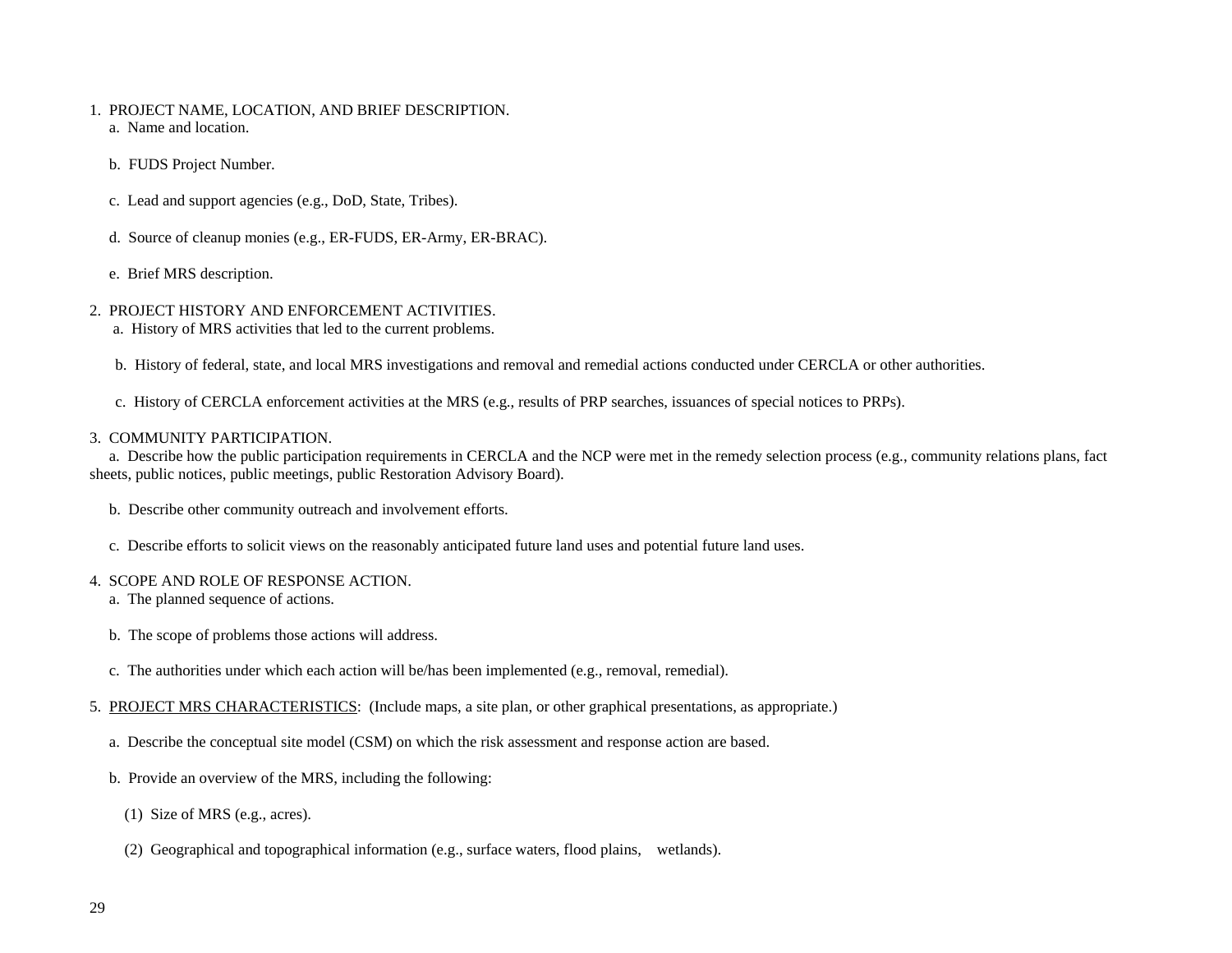1. PROJECT NAME, LOCATION, AND BRIEF DESCRIPTION.

   a. Name and location.

   b. FUDS Project Number.

   c. Lead and support agencies (e.g., DoD, State, Tribes).

   d. Source of cleanup monies (e.g., ER-FUDS, ER-Army, ER-BRAC).

   e. Brief MRS description.

2. PROJECT HISTORY AND ENFORCEMENT ACTIVITIES.

   a. History of MRS activities that led to the current problems.

   b. History of federal, state, and local MRS investigations and removal and remedial actions conducted under CERCLA or other authorities.

   c. History of CERCLA enforcement activities at the MRS (e.g., results of PRP searches, issuances of special notices to PRPs).

3. COMMUNITY PARTICIPATION.

   a. Describe how the public participation requirements in CERCLA and the NCP were met in the remedy selection process (e.g., community relations plans, fact sheets, public notices, public meetings, public Restoration Advisory Board).

   b. Describe other community outreach and involvement efforts.

   c. Describe efforts to solicit views on the reasonably anticipated future land uses and potential future land uses.

4. SCOPE AND ROLE OF RESPONSE ACTION.

   a. The planned sequence of actions.

   b. The scope of problems those actions will address.

   c. The authorities under which each action will be/has been implemented (e.g., removal, remedial).

5. <u>PROJECT MRS CHARACTERISTICS</u>: (Include maps, a site plan, or other graphical presentations, as appropriate.)

   a. Describe the conceptual site model (CSM) on which the risk assessment and response action are based.

   b. Provide an overview of the MRS, including the following:

      (1) Size of MRS (e.g., acres).

      (2) Geographical and topographical information (e.g., surface waters, flood plains, wetlands).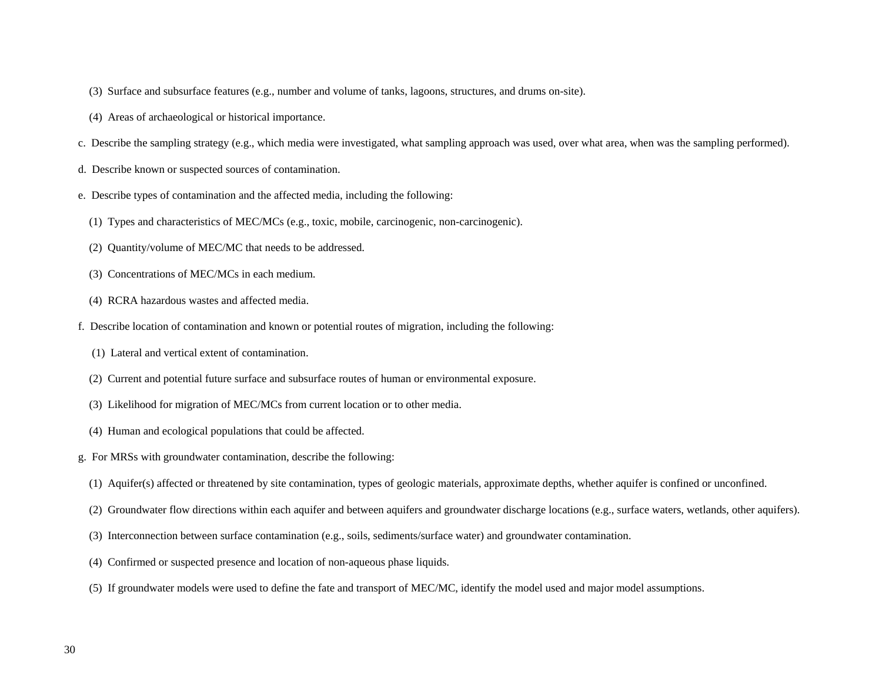(3) Surface and subsurface features (e.g., number and volume of tanks, lagoons, structures, and drums on-site).

(4) Areas of archaeological or historical importance.

c. Describe the sampling strategy (e.g., which media were investigated, what sampling approach was used, over what area, when was the sampling performed).

d. Describe known or suspected sources of contamination.

e. Describe types of contamination and the affected media, including the following:

(1) Types and characteristics of MEC/MCs (e.g., toxic, mobile, carcinogenic, non-carcinogenic).

(2) Quantity/volume of MEC/MC that needs to be addressed.

(3) Concentrations of MEC/MCs in each medium.

(4) RCRA hazardous wastes and affected media.

f. Describe location of contamination and known or potential routes of migration, including the following:

(1) Lateral and vertical extent of contamination.

(2) Current and potential future surface and subsurface routes of human or environmental exposure.

(3) Likelihood for migration of MEC/MCs from current location or to other media.

(4) Human and ecological populations that could be affected.

g. For MRSs with groundwater contamination, describe the following:

(1) Aquifer(s) affected or threatened by site contamination, types of geologic materials, approximate depths, whether aquifer is confined or unconfined.

(2) Groundwater flow directions within each aquifer and between aquifers and groundwater discharge locations (e.g., surface waters, wetlands, other aquifers).

(3) Interconnection between surface contamination (e.g., soils, sediments/surface water) and groundwater contamination.

(4) Confirmed or suspected presence and location of non-aqueous phase liquids.

(5) If groundwater models were used to define the fate and transport of MEC/MC, identify the model used and major model assumptions.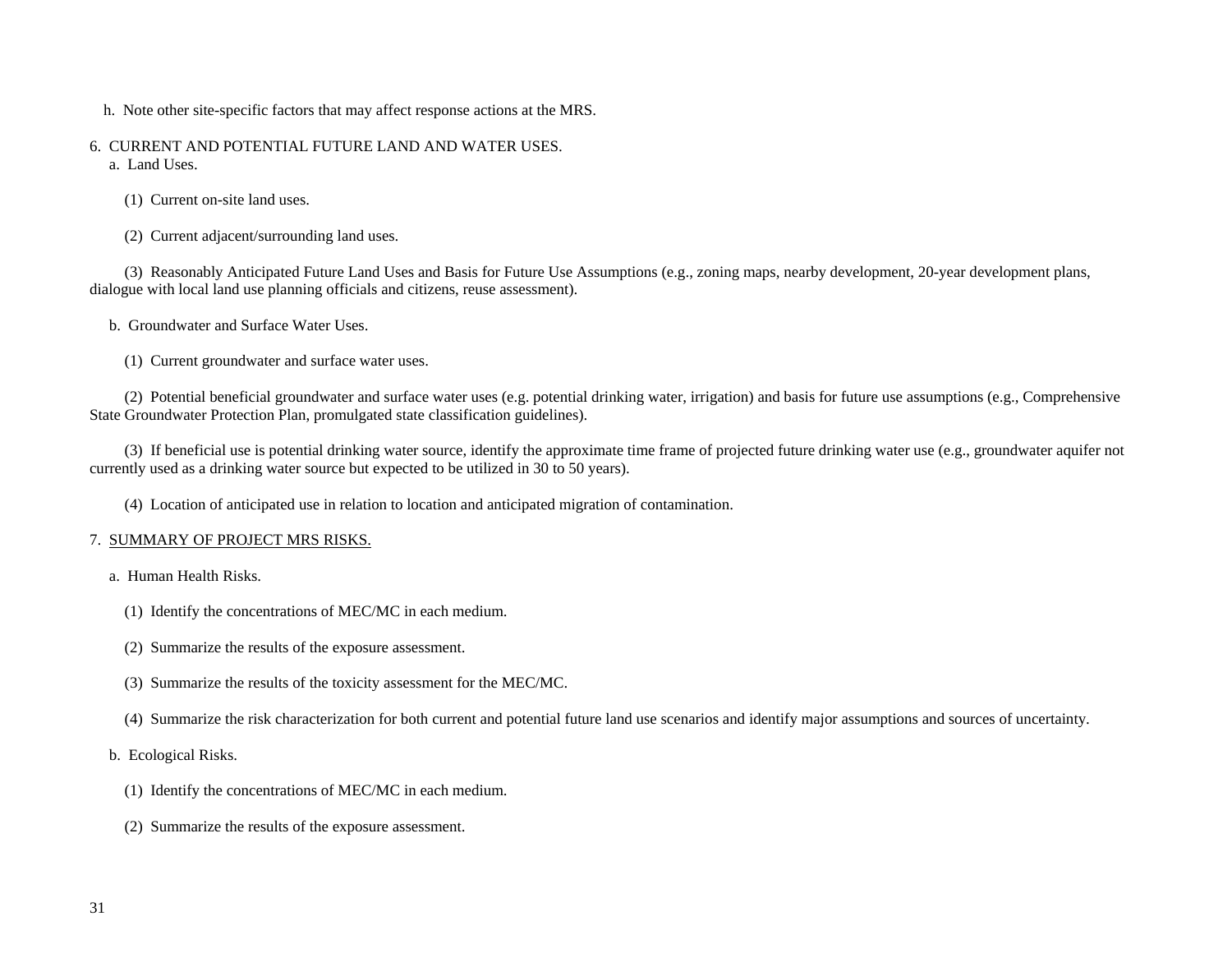h. Note other site-specific factors that may affect response actions at the MRS.

6. CURRENT AND POTENTIAL FUTURE LAND AND WATER USES.

a. Land Uses.

(1) Current on-site land uses.

(2) Current adjacent/surrounding land uses.

(3) Reasonably Anticipated Future Land Uses and Basis for Future Use Assumptions (e.g., zoning maps, nearby development, 20-year development plans, dialogue with local land use planning officials and citizens, reuse assessment).

b. Groundwater and Surface Water Uses.

(1) Current groundwater and surface water uses.

(2) Potential beneficial groundwater and surface water uses (e.g. potential drinking water, irrigation) and basis for future use assumptions (e.g., Comprehensive State Groundwater Protection Plan, promulgated state classification guidelines).

(3) If beneficial use is potential drinking water source, identify the approximate time frame of projected future drinking water use (e.g., groundwater aquifer not currently used as a drinking water source but expected to be utilized in 30 to 50 years).

(4) Location of anticipated use in relation to location and anticipated migration of contamination.

7. <u>SUMMARY OF PROJECT MRS RISKS.</u>

a. Human Health Risks.

(1) Identify the concentrations of MEC/MC in each medium.

(2) Summarize the results of the exposure assessment.

(3) Summarize the results of the toxicity assessment for the MEC/MC.

(4) Summarize the risk characterization for both current and potential future land use scenarios and identify major assumptions and sources of uncertainty.

b. Ecological Risks.

(1) Identify the concentrations of MEC/MC in each medium.

(2) Summarize the results of the exposure assessment.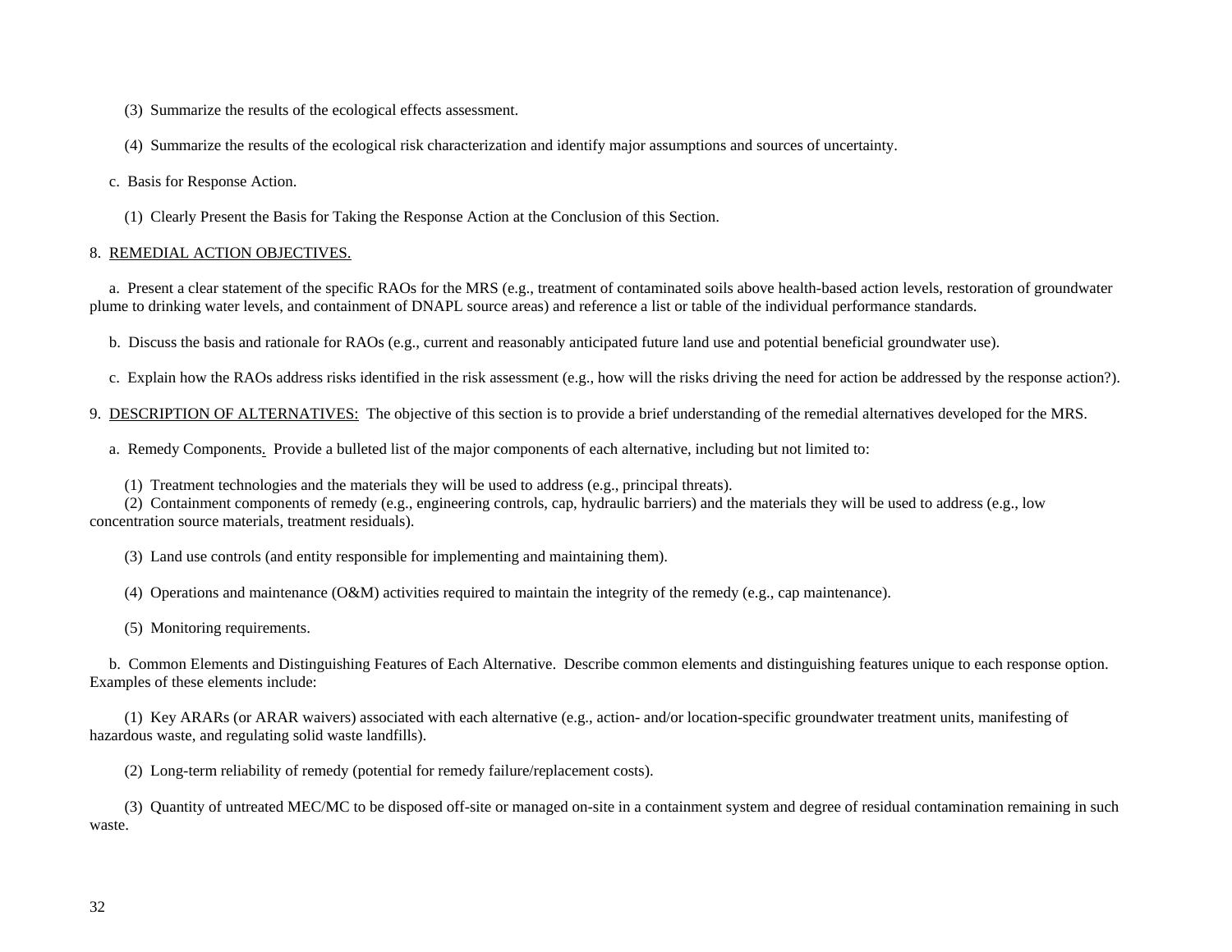(3) Summarize the results of the ecological effects assessment.

(4) Summarize the results of the ecological risk characterization and identify major assumptions and sources of uncertainty.

c. Basis for Response Action.

(1) Clearly Present the Basis for Taking the Response Action at the Conclusion of this Section.

8. REMEDIAL ACTION OBJECTIVES.

a. Present a clear statement of the specific RAOs for the MRS (e.g., treatment of contaminated soils above health-based action levels, restoration of groundwater plume to drinking water levels, and containment of DNAPL source areas) and reference a list or table of the individual performance standards.

b. Discuss the basis and rationale for RAOs (e.g., current and reasonably anticipated future land use and potential beneficial groundwater use).

c. Explain how the RAOs address risks identified in the risk assessment (e.g., how will the risks driving the need for action be addressed by the response action?).

9. DESCRIPTION OF ALTERNATIVES: The objective of this section is to provide a brief understanding of the remedial alternatives developed for the MRS.

a. Remedy Components. Provide a bulleted list of the major components of each alternative, including but not limited to:

(1) Treatment technologies and the materials they will be used to address (e.g., principal threats).
(2) Containment components of remedy (e.g., engineering controls, cap, hydraulic barriers) and the materials they will be used to address (e.g., low concentration source materials, treatment residuals).

(3) Land use controls (and entity responsible for implementing and maintaining them).

(4) Operations and maintenance (O&M) activities required to maintain the integrity of the remedy (e.g., cap maintenance).

(5) Monitoring requirements.

b. Common Elements and Distinguishing Features of Each Alternative. Describe common elements and distinguishing features unique to each response option. Examples of these elements include:

(1) Key ARARs (or ARAR waivers) associated with each alternative (e.g., action- and/or location-specific groundwater treatment units, manifesting of hazardous waste, and regulating solid waste landfills).

(2) Long-term reliability of remedy (potential for remedy failure/replacement costs).

(3) Quantity of untreated MEC/MC to be disposed off-site or managed on-site in a containment system and degree of residual contamination remaining in such waste.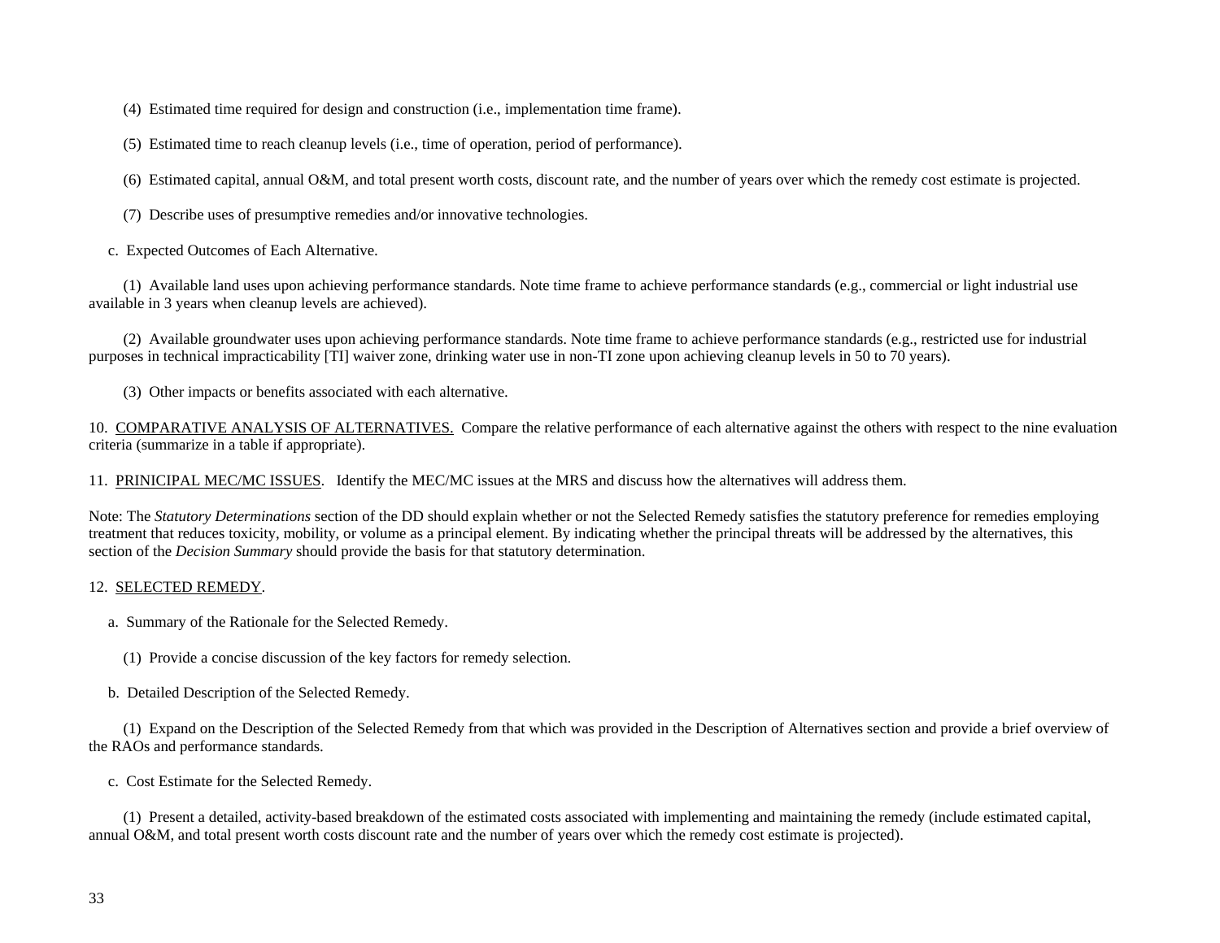(4) Estimated time required for design and construction (i.e., implementation time frame).

(5) Estimated time to reach cleanup levels (i.e., time of operation, period of performance).

(6) Estimated capital, annual O&M, and total present worth costs, discount rate, and the number of years over which the remedy cost estimate is projected.

(7) Describe uses of presumptive remedies and/or innovative technologies.

c. Expected Outcomes of Each Alternative.

(1) Available land uses upon achieving performance standards. Note time frame to achieve performance standards (e.g., commercial or light industrial use available in 3 years when cleanup levels are achieved).

(2) Available groundwater uses upon achieving performance standards. Note time frame to achieve performance standards (e.g., restricted use for industrial purposes in technical impracticability [TI] waiver zone, drinking water use in non-TI zone upon achieving cleanup levels in 50 to 70 years).

(3) Other impacts or benefits associated with each alternative.

10. <u>COMPARATIVE ANALYSIS OF ALTERNATIVES.</u> Compare the relative performance of each alternative against the others with respect to the nine evaluation criteria (summarize in a table if appropriate).

11. <u>PRINICIPAL MEC/MC ISSUES</u>. Identify the MEC/MC issues at the MRS and discuss how the alternatives will address them.

Note: The *Statutory Determinations* section of the DD should explain whether or not the Selected Remedy satisfies the statutory preference for remedies employing treatment that reduces toxicity, mobility, or volume as a principal element. By indicating whether the principal threats will be addressed by the alternatives, this section of the *Decision Summary* should provide the basis for that statutory determination.

12. <u>SELECTED REMEDY</u>.

a. Summary of the Rationale for the Selected Remedy.

(1) Provide a concise discussion of the key factors for remedy selection.

b. Detailed Description of the Selected Remedy.

(1) Expand on the Description of the Selected Remedy from that which was provided in the Description of Alternatives section and provide a brief overview of the RAOs and performance standards.

c. Cost Estimate for the Selected Remedy.

(1) Present a detailed, activity-based breakdown of the estimated costs associated with implementing and maintaining the remedy (include estimated capital, annual O&M, and total present worth costs discount rate and the number of years over which the remedy cost estimate is projected).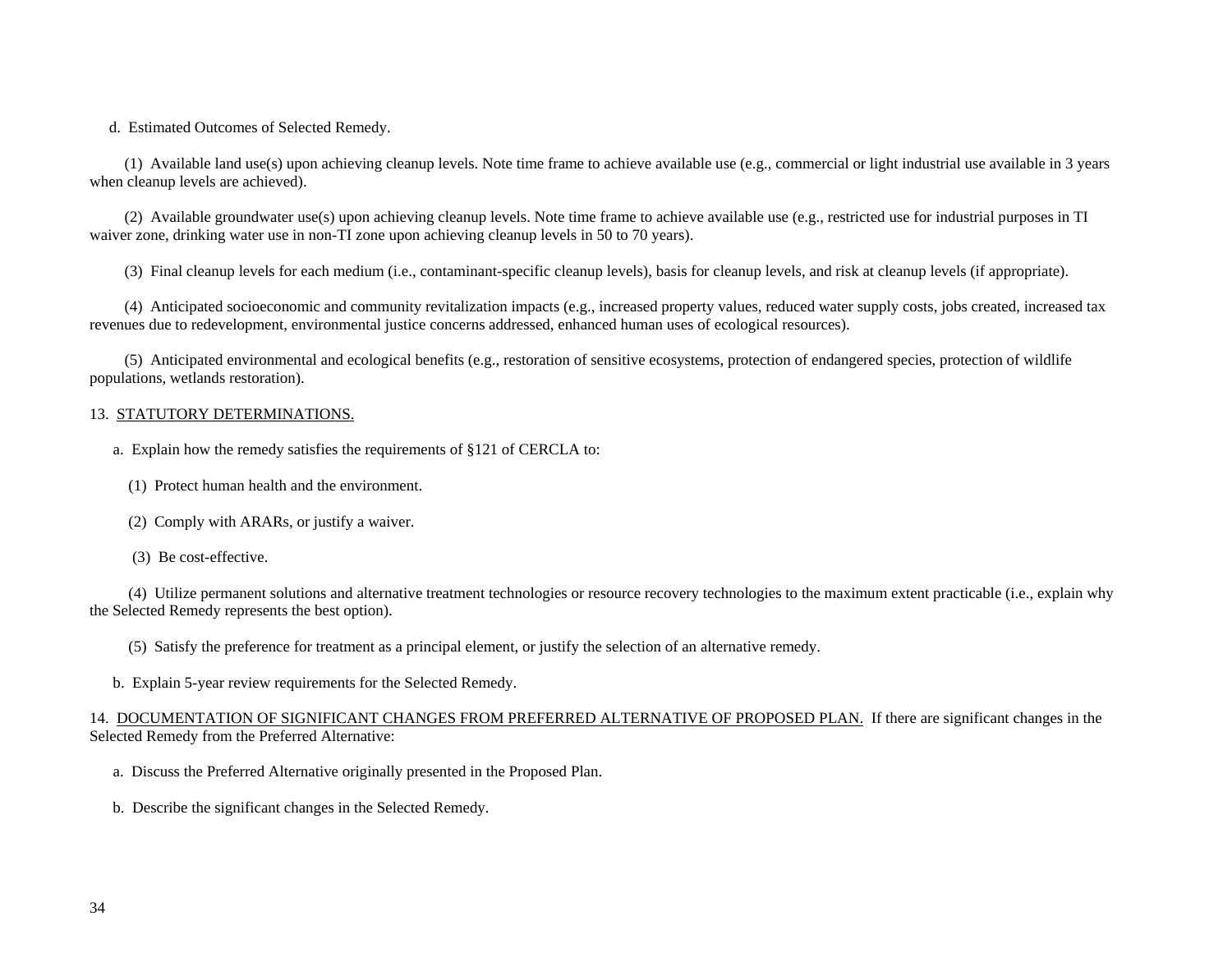d. Estimated Outcomes of Selected Remedy.

(1) Available land use(s) upon achieving cleanup levels. Note time frame to achieve available use (e.g., commercial or light industrial use available in 3 years when cleanup levels are achieved).

(2) Available groundwater use(s) upon achieving cleanup levels. Note time frame to achieve available use (e.g., restricted use for industrial purposes in TI waiver zone, drinking water use in non-TI zone upon achieving cleanup levels in 50 to 70 years).

(3) Final cleanup levels for each medium (i.e., contaminant-specific cleanup levels), basis for cleanup levels, and risk at cleanup levels (if appropriate).

(4) Anticipated socioeconomic and community revitalization impacts (e.g., increased property values, reduced water supply costs, jobs created, increased tax revenues due to redevelopment, environmental justice concerns addressed, enhanced human uses of ecological resources).

(5) Anticipated environmental and ecological benefits (e.g., restoration of sensitive ecosystems, protection of endangered species, protection of wildlife populations, wetlands restoration).

13. <u>STATUTORY DETERMINATIONS.</u>

a. Explain how the remedy satisfies the requirements of §121 of CERCLA to:

(1) Protect human health and the environment.

(2) Comply with ARARs, or justify a waiver.

(3) Be cost-effective.

(4) Utilize permanent solutions and alternative treatment technologies or resource recovery technologies to the maximum extent practicable (i.e., explain why the Selected Remedy represents the best option).

(5) Satisfy the preference for treatment as a principal element, or justify the selection of an alternative remedy.

b. Explain 5-year review requirements for the Selected Remedy.

14. <u>DOCUMENTATION OF SIGNIFICANT CHANGES FROM PREFERRED ALTERNATIVE OF PROPOSED PLAN.</u> If there are significant changes in the Selected Remedy from the Preferred Alternative:

a. Discuss the Preferred Alternative originally presented in the Proposed Plan.

b. Describe the significant changes in the Selected Remedy.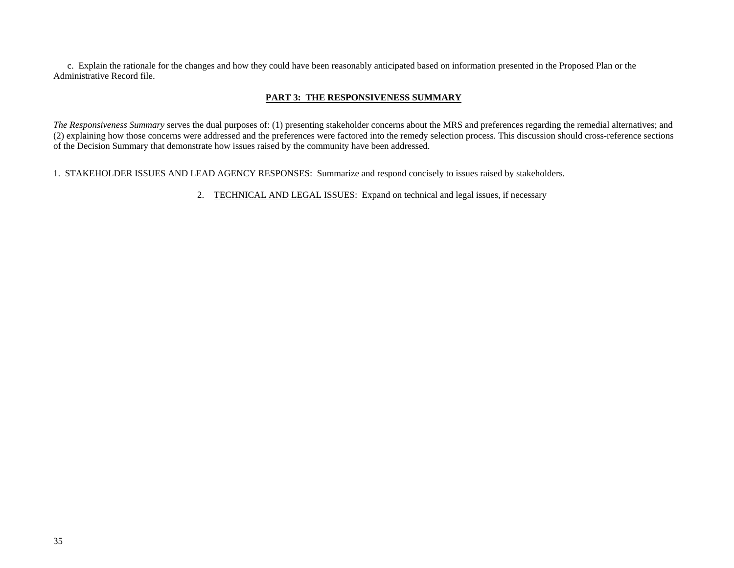c. Explain the rationale for the changes and how they could have been reasonably anticipated based on information presented in the Proposed Plan or the Administrative Record file.

## PART 3: THE RESPONSIVENESS SUMMARY

*The Responsiveness Summary* serves the dual purposes of: (1) presenting stakeholder concerns about the MRS and preferences regarding the remedial alternatives; and (2) explaining how those concerns were addressed and the preferences were factored into the remedy selection process. This discussion should cross-reference sections of the Decision Summary that demonstrate how issues raised by the community have been addressed.

1. STAKEHOLDER ISSUES AND LEAD AGENCY RESPONSES: Summarize and respond concisely to issues raised by stakeholders.

2. TECHNICAL AND LEGAL ISSUES: Expand on technical and legal issues, if necessary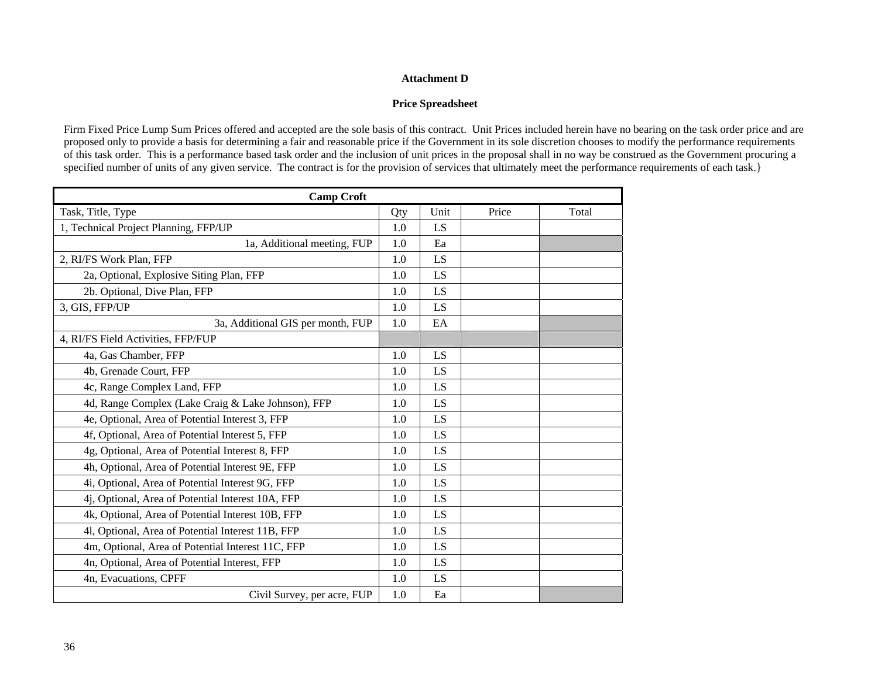**Attachment D**

**Price Spreadsheet**

Firm Fixed Price Lump Sum Prices offered and accepted are the sole basis of this contract. Unit Prices included herein have no bearing on the task order price and are proposed only to provide a basis for determining a fair and reasonable price if the Government in its sole discretion chooses to modify the performance requirements of this task order. This is a performance based task order and the inclusion of unit prices in the proposal shall in no way be construed as the Government procuring a specified number of units of any given service. The contract is for the provision of services that ultimately meet the performance requirements of each task.}

| **Camp Croft** | | | | |
|---|---|---|---|---|
| Task, Title, Type | Qty | Unit | Price | Total |
| 1, Technical Project Planning, FFP/UP | 1.0 | LS | | |
| 1a, Additional meeting, FUP | 1.0 | Ea | | |
| 2, RI/FS Work Plan, FFP | 1.0 | LS | | |
| 2a, Optional, Explosive Siting Plan, FFP | 1.0 | LS | | |
| 2b. Optional, Dive Plan, FFP | 1.0 | LS | | |
| 3, GIS, FFP/UP | 1.0 | LS | | |
| 3a, Additional GIS per month, FUP | 1.0 | EA | | |
| 4, RI/FS Field Activities, FFP/FUP | | | | |
| 4a, Gas Chamber, FFP | 1.0 | LS | | |
| 4b, Grenade Court, FFP | 1.0 | LS | | |
| 4c, Range Complex Land, FFP | 1.0 | LS | | |
| 4d, Range Complex (Lake Craig & Lake Johnson), FFP | 1.0 | LS | | |
| 4e, Optional, Area of Potential Interest 3, FFP | 1.0 | LS | | |
| 4f, Optional, Area of Potential Interest 5, FFP | 1.0 | LS | | |
| 4g, Optional, Area of Potential Interest 8, FFP | 1.0 | LS | | |
| 4h, Optional, Area of Potential Interest 9E, FFP | 1.0 | LS | | |
| 4i, Optional, Area of Potential Interest 9G, FFP | 1.0 | LS | | |
| 4j, Optional, Area of Potential Interest 10A, FFP | 1.0 | LS | | |
| 4k, Optional, Area of Potential Interest 10B, FFP | 1.0 | LS | | |
| 4l, Optional, Area of Potential Interest 11B, FFP | 1.0 | LS | | |
| 4m, Optional, Area of Potential Interest 11C, FFP | 1.0 | LS | | |
| 4n, Optional, Area of Potential Interest, FFP | 1.0 | LS | | |
| 4n, Evacuations, CPFF | 1.0 | LS | | |
| Civil Survey, per acre, FUP | 1.0 | Ea | | |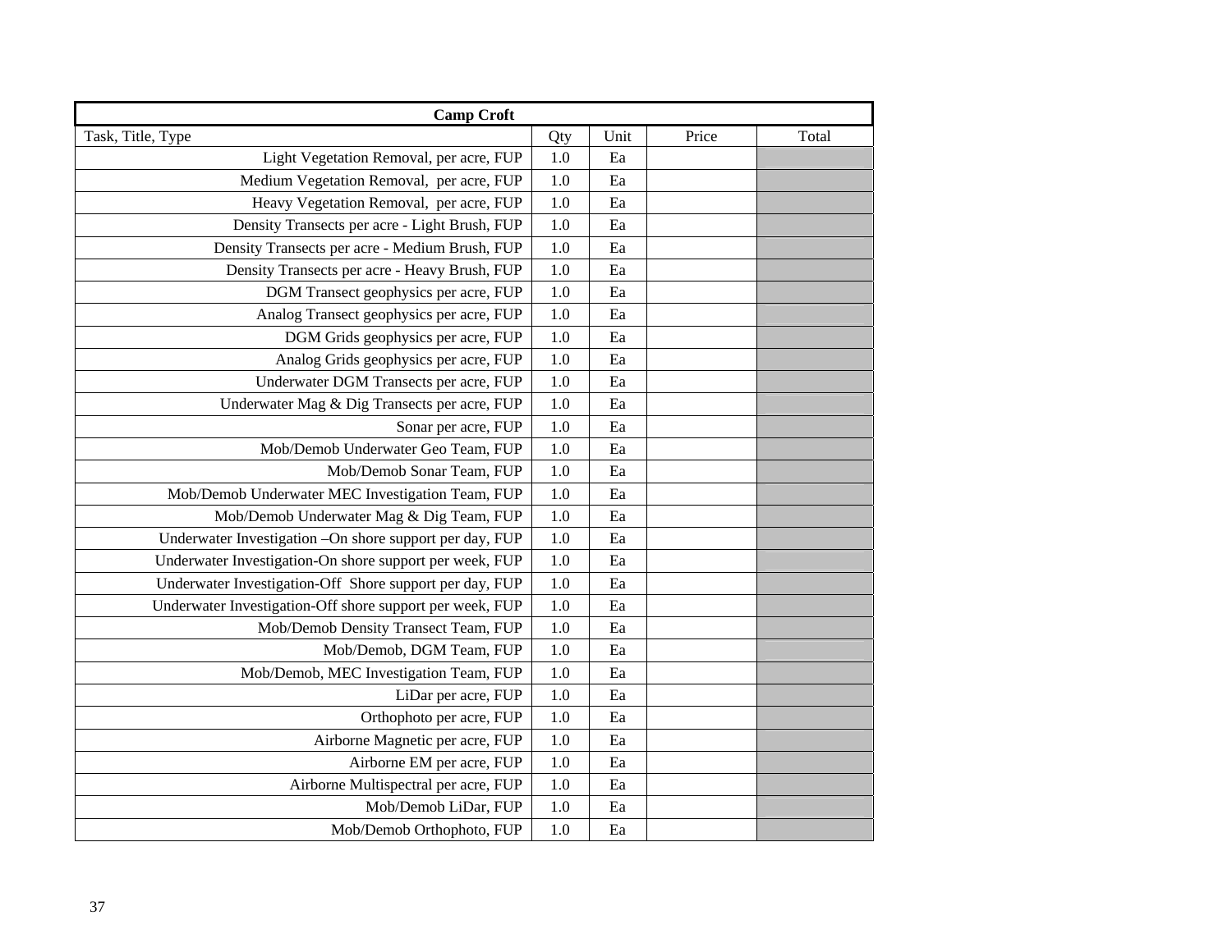| Camp Croft | | | | |
|---|---|---|---|---|
| Task, Title, Type | Qty | Unit | Price | Total |
| Light Vegetation Removal, per acre, FUP | 1.0 | Ea | | |
| Medium Vegetation Removal,  per acre, FUP | 1.0 | Ea | | |
| Heavy Vegetation Removal,  per acre, FUP | 1.0 | Ea | | |
| Density Transects per acre - Light Brush, FUP | 1.0 | Ea | | |
| Density Transects per acre - Medium Brush, FUP | 1.0 | Ea | | |
| Density Transects per acre - Heavy Brush, FUP | 1.0 | Ea | | |
| DGM Transect geophysics per acre, FUP | 1.0 | Ea | | |
| Analog Transect geophysics per acre, FUP | 1.0 | Ea | | |
| DGM Grids geophysics per acre, FUP | 1.0 | Ea | | |
| Analog Grids geophysics per acre, FUP | 1.0 | Ea | | |
| Underwater DGM Transects per acre, FUP | 1.0 | Ea | | |
| Underwater Mag & Dig Transects per acre, FUP | 1.0 | Ea | | |
| Sonar per acre, FUP | 1.0 | Ea | | |
| Mob/Demob Underwater Geo Team, FUP | 1.0 | Ea | | |
| Mob/Demob Sonar Team, FUP | 1.0 | Ea | | |
| Mob/Demob Underwater MEC Investigation Team, FUP | 1.0 | Ea | | |
| Mob/Demob Underwater Mag & Dig Team, FUP | 1.0 | Ea | | |
| Underwater Investigation –On shore support per day, FUP | 1.0 | Ea | | |
| Underwater Investigation-On shore support per week, FUP | 1.0 | Ea | | |
| Underwater Investigation-Off  Shore support per day, FUP | 1.0 | Ea | | |
| Underwater Investigation-Off shore support per week, FUP | 1.0 | Ea | | |
| Mob/Demob Density Transect Team, FUP | 1.0 | Ea | | |
| Mob/Demob, DGM Team, FUP | 1.0 | Ea | | |
| Mob/Demob, MEC Investigation Team, FUP | 1.0 | Ea | | |
| LiDar per acre, FUP | 1.0 | Ea | | |
| Orthophoto per acre, FUP | 1.0 | Ea | | |
| Airborne Magnetic per acre, FUP | 1.0 | Ea | | |
| Airborne EM per acre, FUP | 1.0 | Ea | | |
| Airborne Multispectral per acre, FUP | 1.0 | Ea | | |
| Mob/Demob LiDar, FUP | 1.0 | Ea | | |
| Mob/Demob Orthophoto, FUP | 1.0 | Ea | | |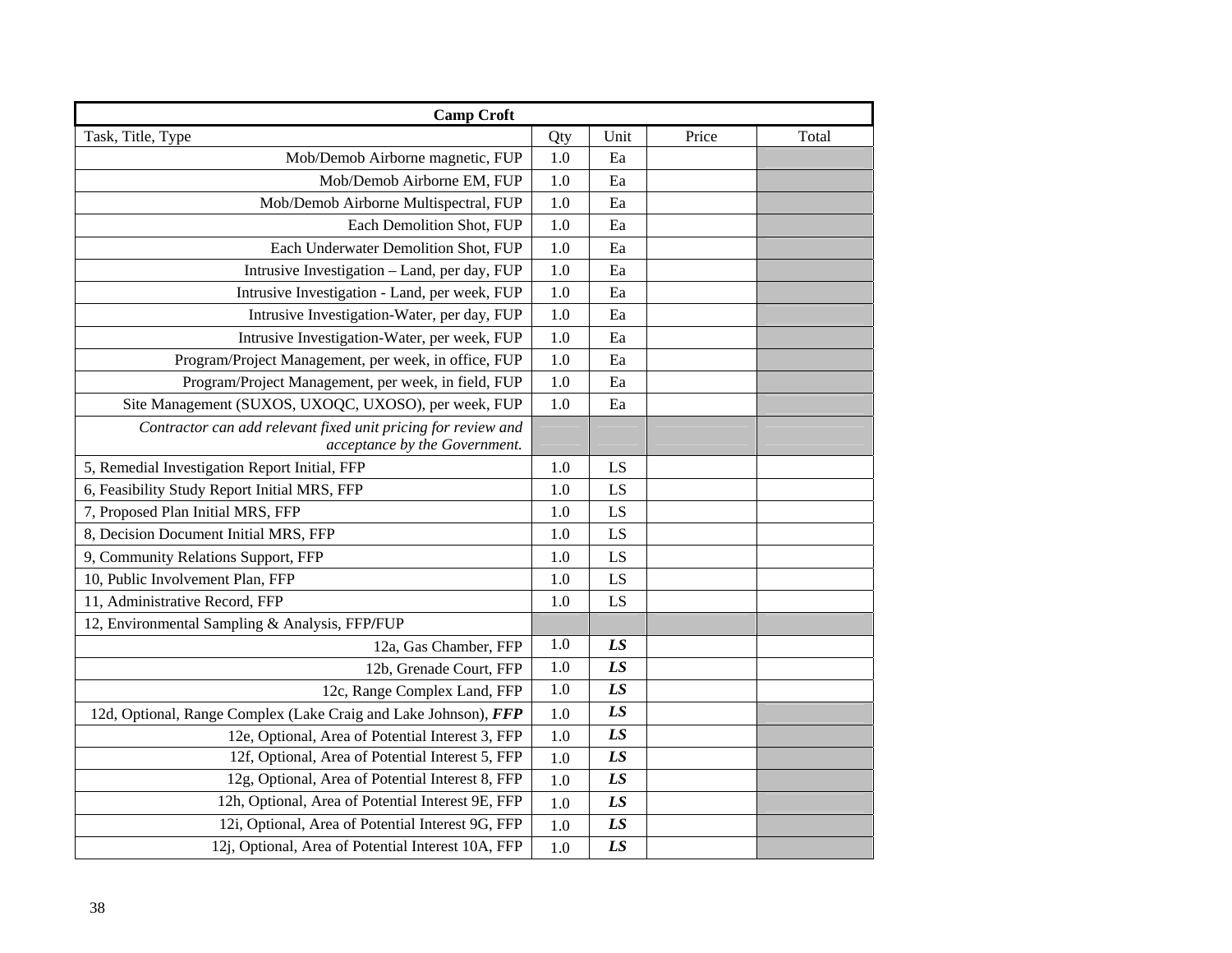| Camp Croft | | | | |
|---|---|---|---|---|
| Task, Title, Type | Qty | Unit | Price | Total |
| Mob/Demob Airborne magnetic, FUP | 1.0 | Ea | | |
| Mob/Demob Airborne EM, FUP | 1.0 | Ea | | |
| Mob/Demob Airborne Multispectral, FUP | 1.0 | Ea | | |
| Each Demolition Shot, FUP | 1.0 | Ea | | |
| Each Underwater Demolition Shot, FUP | 1.0 | Ea | | |
| Intrusive Investigation – Land, per day, FUP | 1.0 | Ea | | |
| Intrusive Investigation - Land, per week, FUP | 1.0 | Ea | | |
| Intrusive Investigation-Water, per day, FUP | 1.0 | Ea | | |
| Intrusive Investigation-Water, per week, FUP | 1.0 | Ea | | |
| Program/Project Management, per week, in office, FUP | 1.0 | Ea | | |
| Program/Project Management, per week, in field, FUP | 1.0 | Ea | | |
| Site Management (SUXOS, UXOQC, UXOSO), per week, FUP | 1.0 | Ea | | |
| *Contractor can add relevant fixed unit pricing for review and acceptance by the Government.* | | | | |
| 5, Remedial Investigation Report Initial, FFP | 1.0 | LS | | |
| 6, Feasibility Study Report Initial MRS, FFP | 1.0 | LS | | |
| 7, Proposed Plan Initial MRS, FFP | 1.0 | LS | | |
| 8, Decision Document Initial MRS, FFP | 1.0 | LS | | |
| 9, Community Relations Support, FFP | 1.0 | LS | | |
| 10, Public Involvement Plan, FFP | 1.0 | LS | | |
| 11, Administrative Record, FFP | 1.0 | LS | | |
| 12, Environmental Sampling & Analysis, FFP/FUP | | | | |
| 12a, Gas Chamber, FFP | 1.0 | ***LS*** | | |
| 12b, Grenade Court, FFP | 1.0 | ***LS*** | | |
| 12c, Range Complex Land, FFP | 1.0 | ***LS*** | | |
| 12d, Optional, Range Complex (Lake Craig and Lake Johnson), ***FFP*** | 1.0 | ***LS*** | | |
| 12e, Optional, Area of Potential Interest 3, FFP | 1.0 | ***LS*** | | |
| 12f, Optional, Area of Potential Interest 5, FFP | 1.0 | ***LS*** | | |
| 12g, Optional, Area of Potential Interest 8, FFP | 1.0 | ***LS*** | | |
| 12h, Optional, Area of Potential Interest 9E, FFP | 1.0 | ***LS*** | | |
| 12i, Optional, Area of Potential Interest 9G, FFP | 1.0 | ***LS*** | | |
| 12j, Optional, Area of Potential Interest 10A, FFP | 1.0 | ***LS*** | | |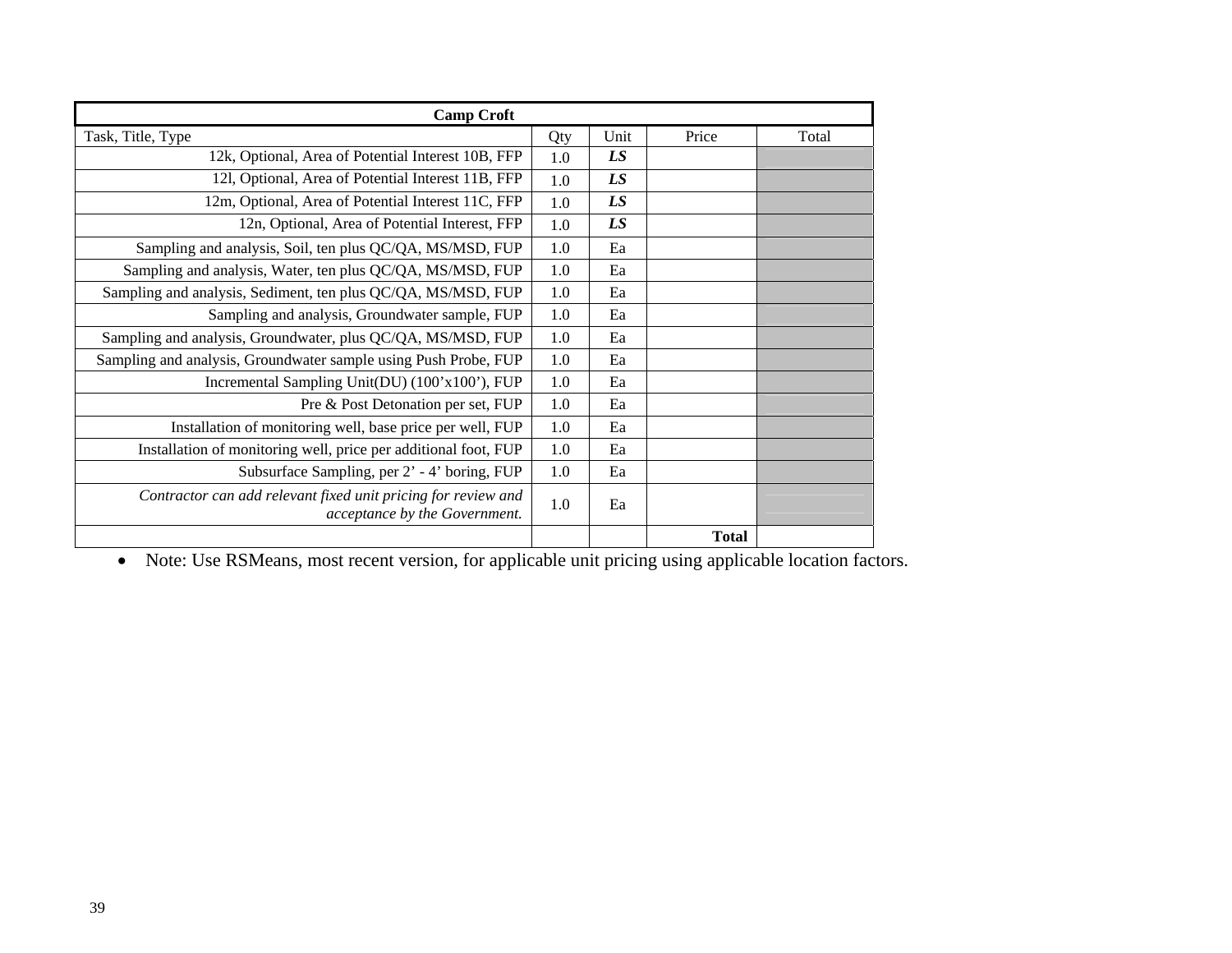| Camp Croft | | | | |
|---|---|---|---|---|
| Task, Title, Type | Qty | Unit | Price | Total |
| 12k, Optional, Area of Potential Interest 10B, FFP | 1.0 | ***LS*** | | |
| 12l, Optional, Area of Potential Interest 11B, FFP | 1.0 | ***LS*** | | |
| 12m, Optional, Area of Potential Interest 11C, FFP | 1.0 | ***LS*** | | |
| 12n, Optional, Area of Potential Interest, FFP | 1.0 | ***LS*** | | |
| Sampling and analysis, Soil, ten plus QC/QA, MS/MSD, FUP | 1.0 | Ea | | |
| Sampling and analysis, Water, ten plus QC/QA, MS/MSD, FUP | 1.0 | Ea | | |
| Sampling and analysis, Sediment, ten plus QC/QA, MS/MSD, FUP | 1.0 | Ea | | |
| Sampling and analysis, Groundwater sample, FUP | 1.0 | Ea | | |
| Sampling and analysis, Groundwater, plus QC/QA, MS/MSD, FUP | 1.0 | Ea | | |
| Sampling and analysis, Groundwater sample using Push Probe, FUP | 1.0 | Ea | | |
| Incremental Sampling Unit(DU) (100’x100’), FUP | 1.0 | Ea | | |
| Pre & Post Detonation per set, FUP | 1.0 | Ea | | |
| Installation of monitoring well, base price per well, FUP | 1.0 | Ea | | |
| Installation of monitoring well, price per additional foot, FUP | 1.0 | Ea | | |
| Subsurface Sampling, per 2’ - 4’ boring, FUP | 1.0 | Ea | | |
| *Contractor can add relevant fixed unit pricing for review and acceptance by the Government.* | 1.0 | Ea | | |
| | | | **Total** | |

- Note: Use RSMeans, most recent version, for applicable unit pricing using applicable location factors.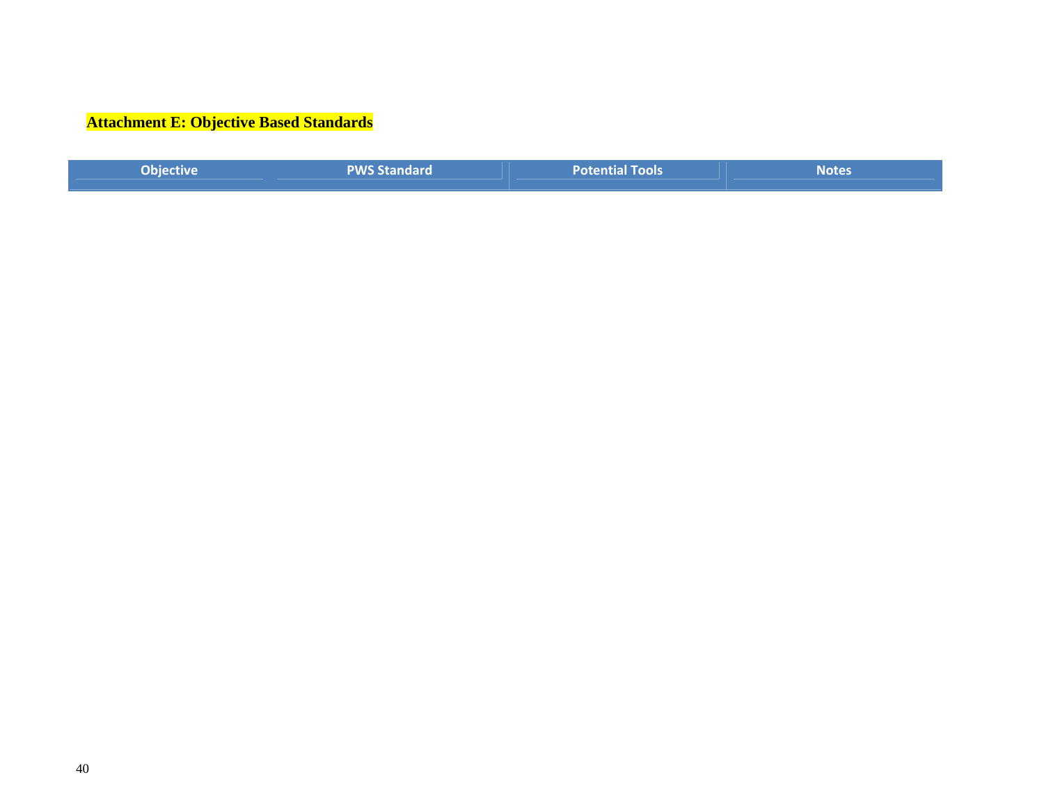**Attachment E: Objective Based Standards**

| Objective | PWS Standard | Potential Tools | Notes |
| --- | --- | --- | --- |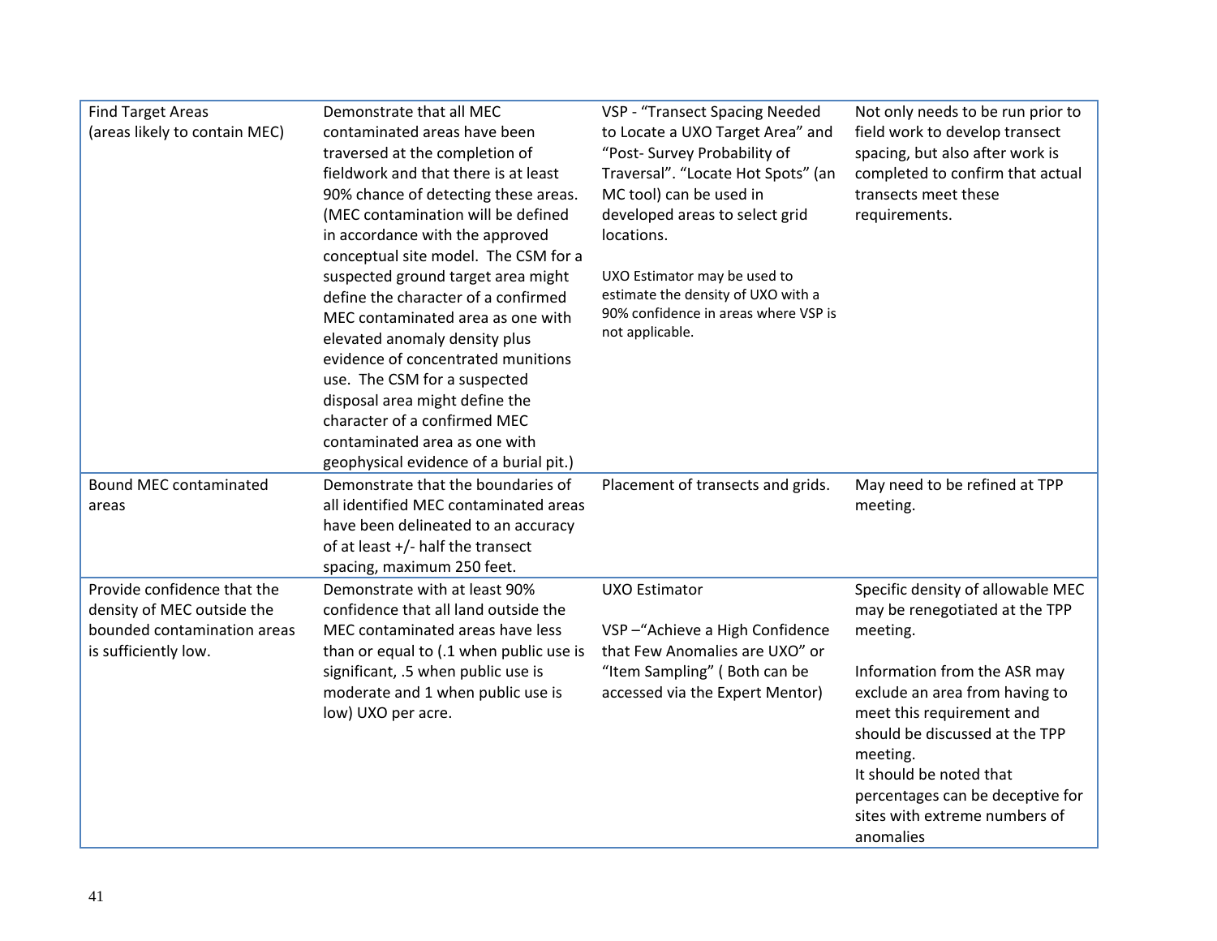| Find Target Areas (areas likely to contain MEC) | Demonstrate that all MEC contaminated areas have been traversed at the completion of fieldwork and that there is at least 90% chance of detecting these areas. (MEC contamination will be defined in accordance with the approved conceptual site model. The CSM for a suspected ground target area might define the character of a confirmed MEC contaminated area as one with elevated anomaly density plus evidence of concentrated munitions use. The CSM for a suspected disposal area might define the character of a confirmed MEC contaminated area as one with geophysical evidence of a burial pit.) | VSP - "Transect Spacing Needed to Locate a UXO Target Area" and "Post- Survey Probability of Traversal". "Locate Hot Spots" (an MC tool) can be used in developed areas to select grid locations.<br><br>UXO Estimator may be used to estimate the density of UXO with a 90% confidence in areas where VSP is not applicable. | Not only needs to be run prior to field work to develop transect spacing, but also after work is completed to confirm that actual transects meet these requirements. |
|---|---|---|---|
| Bound MEC contaminated areas | Demonstrate that the boundaries of all identified MEC contaminated areas have been delineated to an accuracy of at least +/- half the transect spacing, maximum 250 feet. | Placement of transects and grids. | May need to be refined at TPP meeting. |
| Provide confidence that the density of MEC outside the bounded contamination areas is sufficiently low. | Demonstrate with at least 90% confidence that all land outside the MEC contaminated areas have less than or equal to (.1 when public use is significant, .5 when public use is moderate and 1 when public use is low) UXO per acre. | UXO Estimator<br><br>VSP –"Achieve a High Confidence that Few Anomalies are UXO" or "Item Sampling" ( Both can be accessed via the Expert Mentor) | Specific density of allowable MEC may be renegotiated at the TPP meeting.<br><br>Information from the ASR may exclude an area from having to meet this requirement and should be discussed at the TPP meeting.<br>It should be noted that percentages can be deceptive for sites with extreme numbers of anomalies |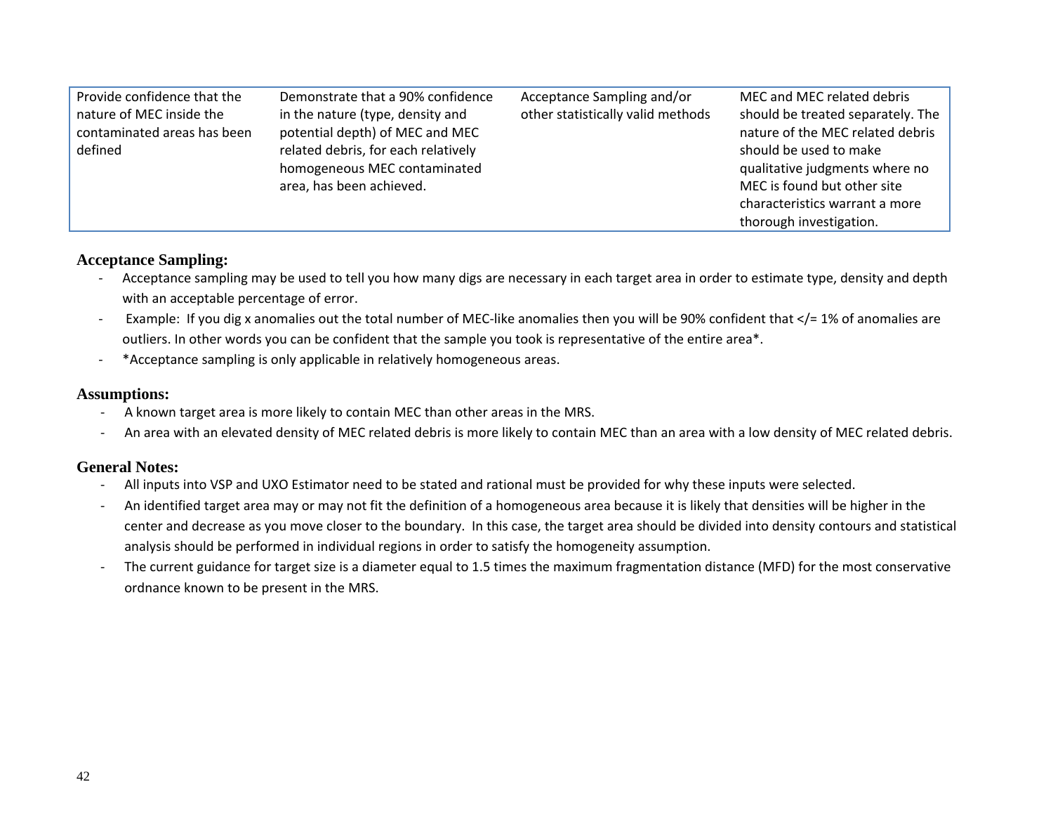| | | | |
|---|---|---|---|
| Provide confidence that the nature of MEC inside the contaminated areas has been defined | Demonstrate that a 90% confidence in the nature (type, density and potential depth) of MEC and MEC related debris, for each relatively homogeneous MEC contaminated area, has been achieved. | Acceptance Sampling and/or other statistically valid methods | MEC and MEC related debris should be treated separately. The nature of the MEC related debris should be used to make qualitative judgments where no MEC is found but other site characteristics warrant a more thorough investigation. |

**Acceptance Sampling:**

- Acceptance sampling may be used to tell you how many digs are necessary in each target area in order to estimate type, density and depth with an acceptable percentage of error.
- Example: If you dig x anomalies out the total number of MEC-like anomalies then you will be 90% confident that </= 1% of anomalies are outliers. In other words you can be confident that the sample you took is representative of the entire area*.
- *Acceptance sampling is only applicable in relatively homogeneous areas.

**Assumptions:**

- A known target area is more likely to contain MEC than other areas in the MRS.
- An area with an elevated density of MEC related debris is more likely to contain MEC than an area with a low density of MEC related debris.

**General Notes:**

- All inputs into VSP and UXO Estimator need to be stated and rational must be provided for why these inputs were selected.
- An identified target area may or may not fit the definition of a homogeneous area because it is likely that densities will be higher in the center and decrease as you move closer to the boundary. In this case, the target area should be divided into density contours and statistical analysis should be performed in individual regions in order to satisfy the homogeneity assumption.
- The current guidance for target size is a diameter equal to 1.5 times the maximum fragmentation distance (MFD) for the most conservative ordnance known to be present in the MRS.